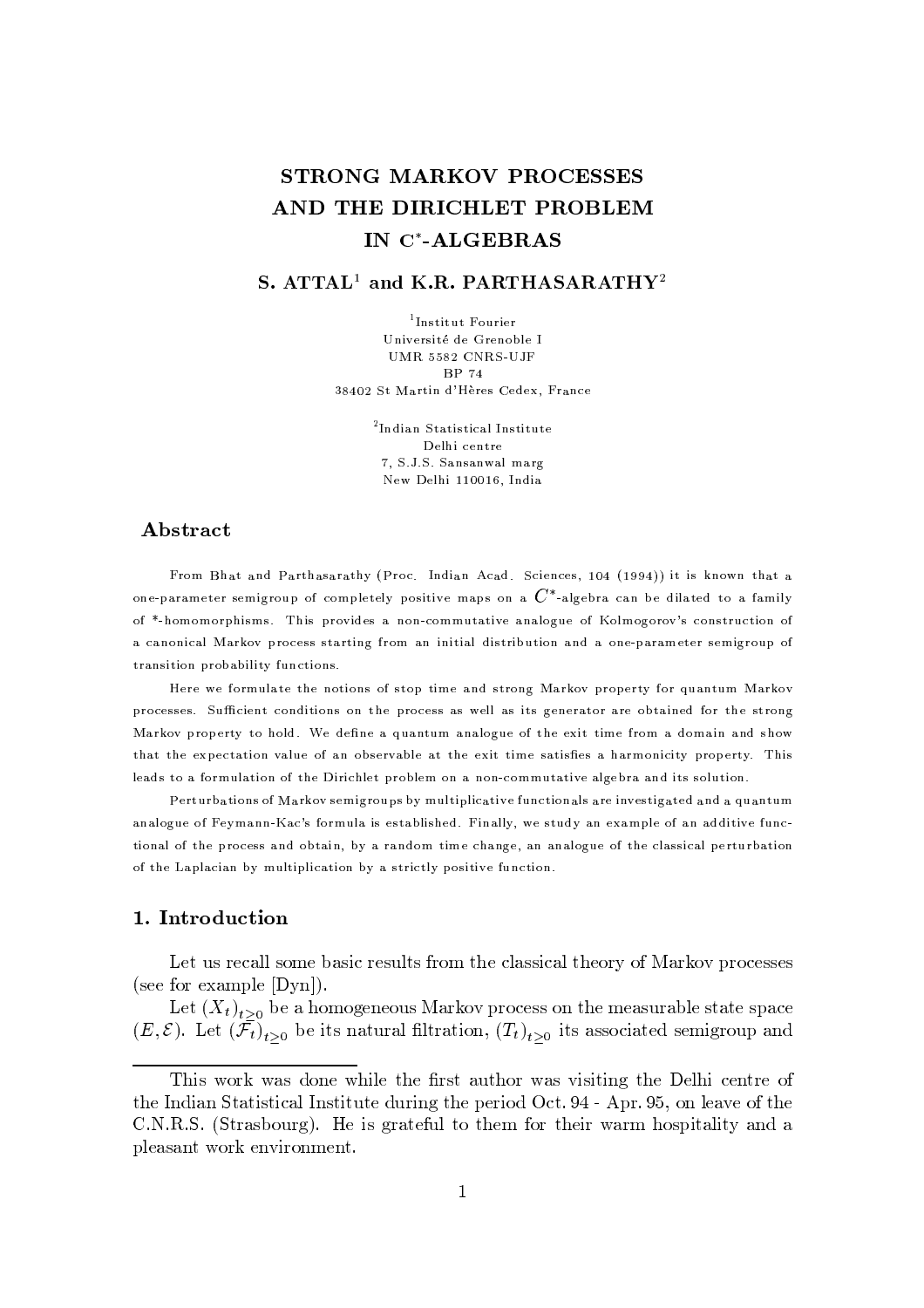# STRONG MARKOV PROCESSES
# AND THE DIRICHLET PROBLEM
# IN C*-ALGEBRAS

**S. ATTAL[1] and K.R. PARTHASARATHY[2]**

[1]Institut Fourier
Université de Grenoble I
UMR 5582 CNRS-UJF
BP 74
38402 St Martin d'Hères Cedex, France

[2]Indian Statistical Institute
Delhi centre
7, S.J.S. Sansanwal marg
New Delhi 110016, India

## Abstract

From Bhat and Parthasarathy (Proc. Indian Acad. Sciences, 104 (1994)) it is known that a one-parameter semigroup of completely positive maps on a $C^*$-algebra can be dilated to a family of \*-homomorphisms. This provides a non-commutative analogue of Kolmogorov's construction of a canonical Markov process starting from an initial distribution and a one-parameter semigroup of transition probability functions.

Here we formulate the notions of stop time and strong Markov property for quantum Markov processes. Sufficient conditions on the process as well as its generator are obtained for the strong Markov property to hold. We define a quantum analogue of the exit time from a domain and show that the expectation value of an observable at the exit time satisfies a harmonicity property. This leads to a formulation of the Dirichlet problem on a non-commutative algebra and its solution.

Perturbations of Markov semigroups by multiplicative functionals are investigated and a quantum analogue of Feymann-Kac's formula is established. Finally, we study an example of an additive functional of the process and obtain, by a random time change, an analogue of the classical perturbation of the Laplacian by multiplication by a strictly positive function.

## 1. Introduction

Let us recall some basic results from the classical theory of Markov processes (see for example [Dyn]).

Let $(X_t)_{t\geq 0}$ be a homogeneous Markov process on the measurable state space $(E, \mathcal{E})$. Let $(\mathcal{F}_t)_{t\geq 0}$ be its natural filtration, $(T_t)_{t\geq 0}$ its associated semigroup and

---

This work was done while the first author was visiting the Delhi centre of the Indian Statistical Institute during the period Oct. 94 - Apr. 95, on leave of the C.N.R.S. (Strasbourg). He is grateful to them for their warm hospitality and a pleasant work environment.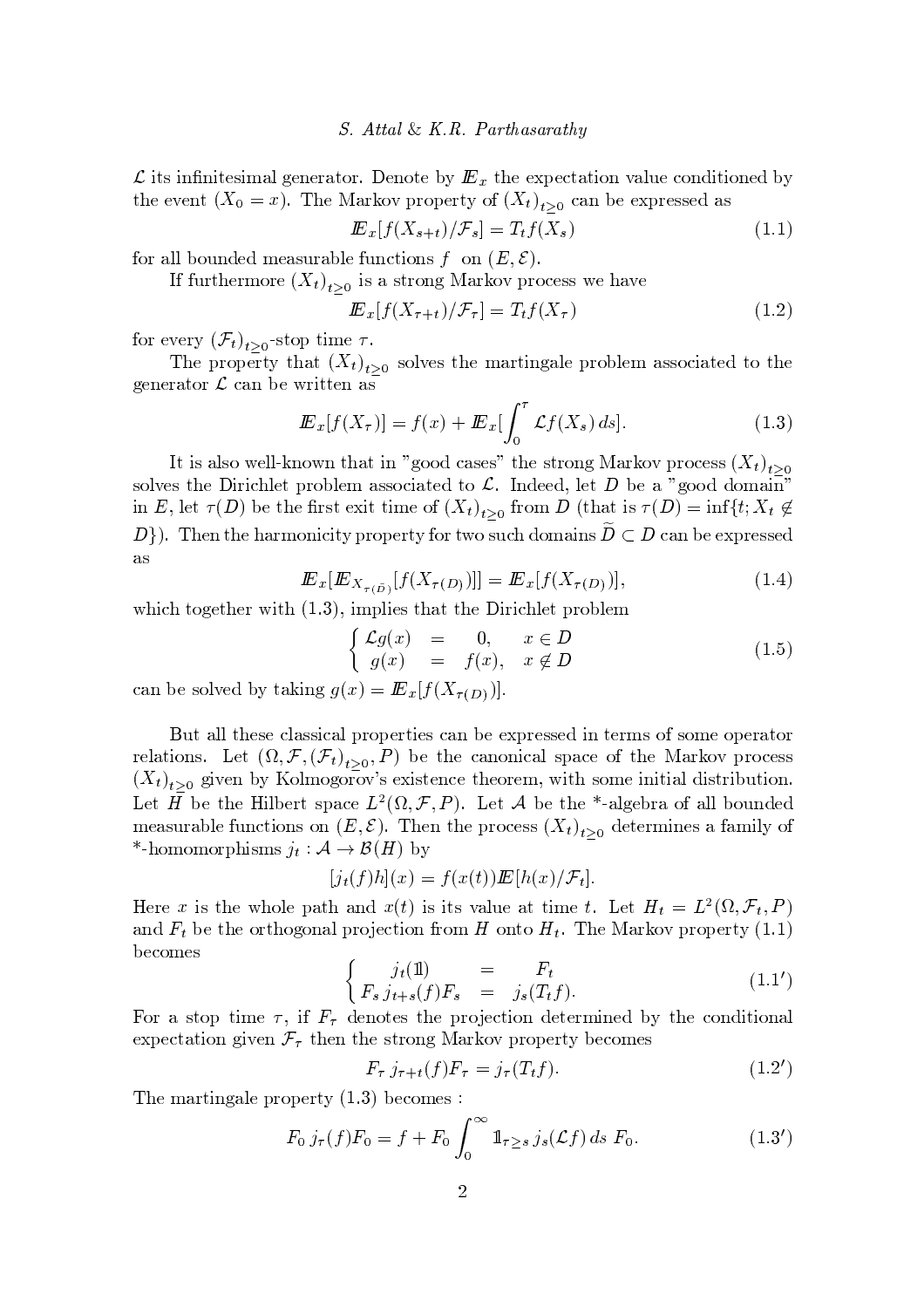$\mathcal{L}$ its infinitesimal generator. Denote by $\mathbb{E}_x$ the expectation value conditioned by the event $(X_0 = x)$. The Markov property of $(X_t)_{t\geq 0}$ can be expressed as

$$\mathbb{E}_x[f(X_{s+t})/\mathcal{F}_s] = T_t f(X_s) \tag{1.1}$$

for all bounded measurable functions $f$ on $(E, \mathcal{E})$.

If furthermore $(X_t)_{t\geq 0}$ is a strong Markov process we have

$$\mathbb{E}_x[f(X_{\tau+t})/\mathcal{F}_\tau] = T_t f(X_\tau) \tag{1.2}$$

for every $(\mathcal{F}_t)_{t\geq 0}$-stop time $\tau$.

The property that $(X_t)_{t\geq 0}$ solves the martingale problem associated to the generator $\mathcal{L}$ can be written as

$$\mathbb{E}_x[f(X_\tau)] = f(x) + \mathbb{E}_x[\int_0^\tau \mathcal{L}f(X_s)\,ds]. \tag{1.3}$$

It is also well-known that in "good cases" the strong Markov process $(X_t)_{t\geq 0}$ solves the Dirichlet problem associated to $\mathcal{L}$. Indeed, let $D$ be a "good domain" in $E$, let $\tau(D)$ be the first exit time of $(X_t)_{t\geq 0}$ from $D$ (that is $\tau(D) = \inf\{t; X_t \notin D\}$). Then the harmonicity property for two such domains $\widetilde{D} \subset D$ can be expressed as

$$\mathbb{E}_x[\mathbb{E}_{X_{\tau(\widetilde{D})}}[f(X_{\tau(D)})]] = \mathbb{E}_x[f(X_{\tau(D)})], \tag{1.4}$$

which together with (1.3), implies that the Dirichlet problem

$$\begin{cases} \mathcal{L}g(x) &= \quad 0, \quad x \in D \\ g(x) &= \quad f(x), \quad x \notin D \end{cases} \tag{1.5}$$

can be solved by taking $g(x) = \mathbb{E}_x[f(X_{\tau(D)})]$.

But all these classical properties can be expressed in terms of some operator relations. Let $(\Omega, \mathcal{F}, (\mathcal{F}_t)_{t\geq 0}, P)$ be the canonical space of the Markov process $(X_t)_{t\geq 0}$ given by Kolmogorov's existence theorem, with some initial distribution. Let $H$ be the Hilbert space $L^2(\Omega, \mathcal{F}, P)$. Let $\mathcal{A}$ be the \*-algebra of all bounded measurable functions on $(E, \mathcal{E})$. Then the process $(X_t)_{t\geq 0}$ determines a family of \*-homomorphisms $j_t : \mathcal{A} \to \mathcal{B}(H)$ by

$$[j_t(f)h](x) = f(x(t))\mathbb{E}[h(x)/\mathcal{F}_t].$$

Here $x$ is the whole path and $x(t)$ is its value at time $t$. Let $H_t = L^2(\Omega, \mathcal{F}_t, P)$ and $F_t$ be the orthogonal projection from $H$ onto $H_t$. The Markov property (1.1) becomes

$$\begin{cases} \quad j_t(\mathbb{1}) &= \quad F_t \\ F_s\, j_{t+s}(f) F_s &= \quad j_s(T_t f). \end{cases} \tag{1.1'}$$

For a stop time $\tau$, if $F_\tau$ denotes the projection determined by the conditional expectation given $\mathcal{F}_\tau$ then the strong Markov property becomes

$$F_\tau\, j_{\tau+t}(f) F_\tau = j_\tau(T_t f). \tag{1.2'}$$

The martingale property (1.3) becomes :

$$F_0\, j_\tau(f) F_0 = f + F_0 \int_0^\infty \mathbb{1}_{\tau \geq s}\, j_s(\mathcal{L}f)\, ds\ F_0. \tag{1.3'}$$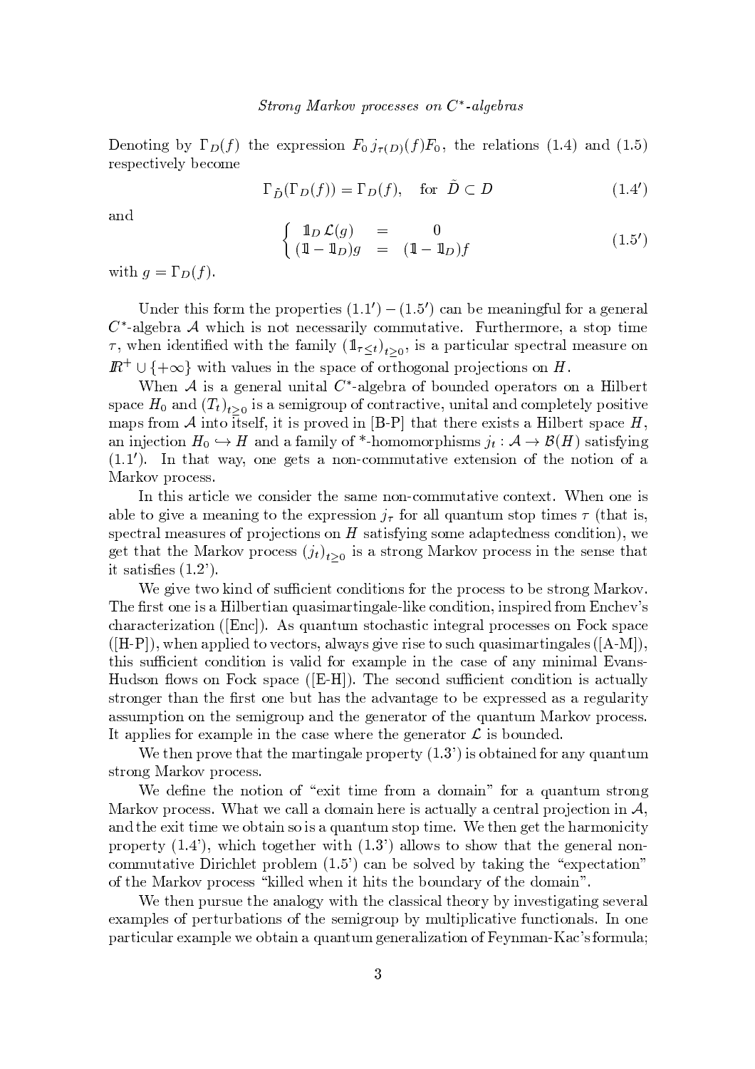Denoting by $\Gamma_D(f)$ the expression $F_0\, j_{\tau(D)}(f) F_0$, the relations (1.4) and (1.5) respectively become

$$\Gamma_{\tilde{D}}(\Gamma_D(f)) = \Gamma_D(f), \quad \text{for } \tilde{D} \subset D \tag{1.4'}$$

and

$$\begin{cases} \mathbb{1}_D\, \mathcal{L}(g) &= \quad 0 \\ (\mathbb{1} - \mathbb{1}_D) g &= (\mathbb{1} - \mathbb{1}_D) f \end{cases} \tag{1.5'}$$

with $g = \Gamma_D(f)$.

Under this form the properties $(1.1') - (1.5')$ can be meaningful for a general $C^*$-algebra $\mathcal{A}$ which is not necessarily commutative. Furthermore, a stop time $\tau$, when identified with the family $(\mathbb{1}_{\tau \leq t})_{t \geq 0}$, is a particular spectral measure on $\mathbb{R}^+ \cup \{+\infty\}$ with values in the space of orthogonal projections on $H$.

When $\mathcal{A}$ is a general unital $C^*$-algebra of bounded operators on a Hilbert space $H_0$ and $(T_t)_{t \geq 0}$ is a semigroup of contractive, unital and completely positive maps from $\mathcal{A}$ into itself, it is proved in [B-P] that there exists a Hilbert space $H$, an injection $H_0 \hookrightarrow H$ and a family of \*-homomorphisms $j_t : \mathcal{A} \to \mathcal{B}(H)$ satisfying $(1.1')$. In that way, one gets a non-commutative extension of the notion of a Markov process.

In this article we consider the same non-commutative context. When one is able to give a meaning to the expression $j_\tau$ for all quantum stop times $\tau$ (that is, spectral measures of projections on $H$ satisfying some adaptedness condition), we get that the Markov process $(j_t)_{t \geq 0}$ is a strong Markov process in the sense that it satisfies (1.2').

We give two kind of sufficient conditions for the process to be strong Markov. The first one is a Hilbertian quasimartingale-like condition, inspired from Enchev's characterization ([Enc]). As quantum stochastic integral processes on Fock space ([H-P]), when applied to vectors, always give rise to such quasimartingales ([A-M]), this sufficient condition is valid for example in the case of any minimal Evans-Hudson flows on Fock space ([E-H]). The second sufficient condition is actually stronger than the first one but has the advantage to be expressed as a regularity assumption on the semigroup and the generator of the quantum Markov process. It applies for example in the case where the generator $\mathcal{L}$ is bounded.

We then prove that the martingale property (1.3') is obtained for any quantum strong Markov process.

We define the notion of "exit time from a domain" for a quantum strong Markov process. What we call a domain here is actually a central projection in $\mathcal{A}$, and the exit time we obtain so is a quantum stop time. We then get the harmonicity property (1.4'), which together with (1.3') allows to show that the general non-commutative Dirichlet problem (1.5') can be solved by taking the "expectation" of the Markov process "killed when it hits the boundary of the domain".

We then pursue the analogy with the classical theory by investigating several examples of perturbations of the semigroup by multiplicative functionals. In one particular example we obtain a quantum generalization of Feynman-Kac's formula;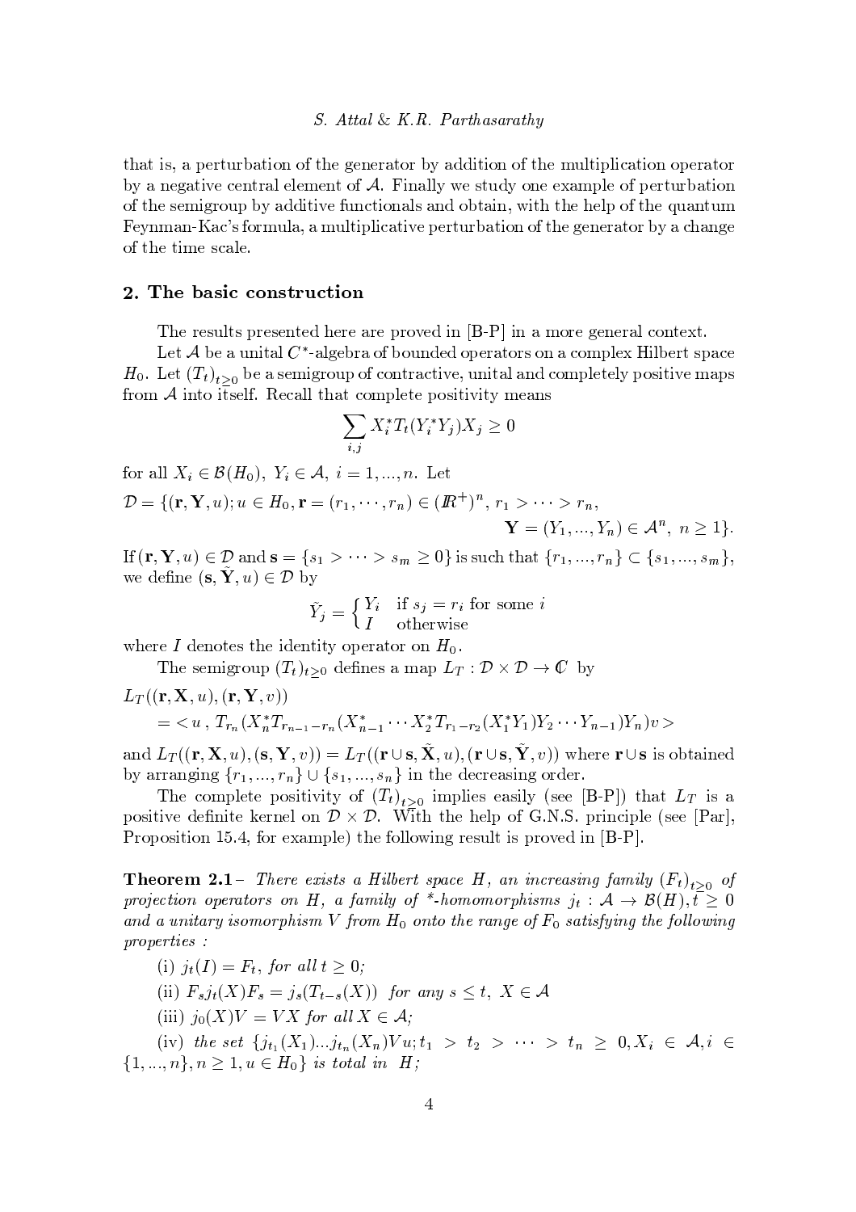that is, a perturbation of the generator by addition of the multiplication operator by a negative central element of $\mathcal{A}$. Finally we study one example of perturbation of the semigroup by additive functionals and obtain, with the help of the quantum Feynman-Kac's formula, a multiplicative perturbation of the generator by a change of the time scale.

## 2. The basic construction

The results presented here are proved in [B-P] in a more general context.

Let $\mathcal{A}$ be a unital $C^*$-algebra of bounded operators on a complex Hilbert space $H_0$. Let $(T_t)_{t\geq 0}$ be a semigroup of contractive, unital and completely positive maps from $\mathcal{A}$ into itself. Recall that complete positivity means

$$\sum_{i,j} X_i^* T_t(Y_i^* Y_j) X_j \geq 0$$

for all $X_i \in \mathcal{B}(H_0)$, $Y_i \in \mathcal{A}$, $i = 1, ..., n$. Let

$$\mathcal{D} = \{(\mathbf{r}, \mathbf{Y}, u); u \in H_0, \mathbf{r} = (r_1, \cdots, r_n) \in (\mathbb{R}^+)^n, \, r_1 > \cdots > r_n, \\ \mathbf{Y} = (Y_1, ..., Y_n) \in \mathcal{A}^n, \; n \geq 1\}.$$

If $(\mathbf{r}, \mathbf{Y}, u) \in \mathcal{D}$ and $\mathbf{s} = \{s_1 > \cdots > s_m \geq 0\}$ is such that $\{r_1, ..., r_n\} \subset \{s_1, ..., s_m\}$, we define $(\mathbf{s}, \tilde{\mathbf{Y}}, u) \in \mathcal{D}$ by

$$\tilde{Y}_j = \begin{cases} Y_i & \text{if } s_j = r_i \text{ for some } i \\ I & \text{otherwise} \end{cases}$$

where $I$ denotes the identity operator on $H_0$.

The semigroup $(T_t)_{t\geq 0}$ defines a map $L_T : \mathcal{D} \times \mathcal{D} \to \mathbb{C}$ by

$$L_T((\mathbf{r}, \mathbf{X}, u), (\mathbf{r}, \mathbf{Y}, v)) \\ = < u \, , \, T_{r_n}(X_n^* T_{r_{n-1}-r_n}(X_{n-1}^* \cdots X_2^* T_{r_1-r_2}(X_1^* Y_1) Y_2 \cdots Y_{n-1}) Y_n) v >$$

and $L_T((\mathbf{r}, \mathbf{X}, u), (\mathbf{s}, \mathbf{Y}, v)) = L_T((\mathbf{r} \cup \mathbf{s}, \tilde{\mathbf{X}}, u), (\mathbf{r} \cup \mathbf{s}, \tilde{\mathbf{Y}}, v))$ where $\mathbf{r} \cup \mathbf{s}$ is obtained by arranging $\{r_1, ..., r_n\} \cup \{s_1, ..., s_n\}$ in the decreasing order.

The complete positivity of $(T_t)_{t\geq 0}$ implies easily (see [B-P]) that $L_T$ is a positive definite kernel on $\mathcal{D} \times \mathcal{D}$. With the help of G.N.S. principle (see [Par], Proposition 15.4, for example) the following result is proved in [B-P].

**Theorem 2.1**– *There exists a Hilbert space $H$, an increasing family $(F_t)_{t\geq 0}$ of projection operators on $H$, a family of \*-homomorphisms $j_t : \mathcal{A} \to \mathcal{B}(H), t \geq 0$ and a unitary isomorphism $V$ from $H_0$ onto the range of $F_0$ satisfying the following properties :*

(i) *$j_t(I) = F_t$, for all $t \geq 0$;*

(ii) *$F_s j_t(X) F_s = j_s(T_{t-s}(X))$ for any $s \leq t$, $X \in \mathcal{A}$*

(iii) *$j_0(X) V = V X$ for all $X \in \mathcal{A}$;*

(iv) *the set $\{j_{t_1}(X_1) ... j_{t_n}(X_n) V u; t_1 > t_2 > \cdots > t_n \geq 0, X_i \in \mathcal{A}, i \in \{1, ..., n\}, n \geq 1, u \in H_0\}$ is total in $H$;*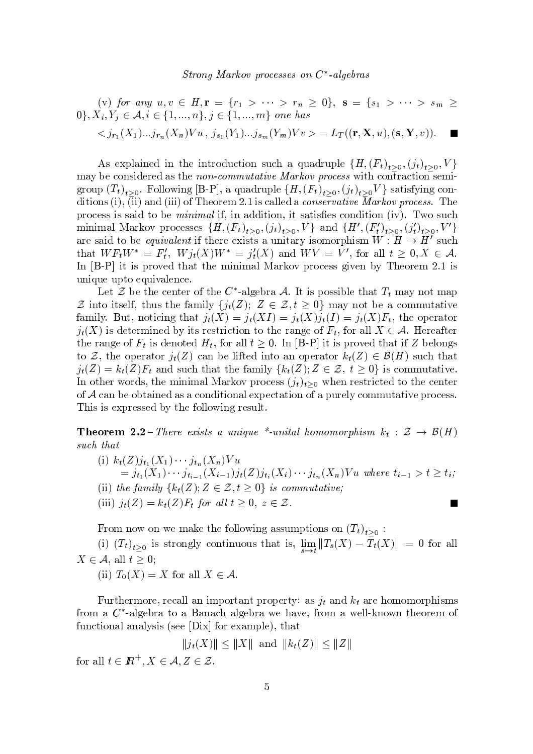(v) *for any* $u, v \in H, \mathbf{r} = \{r_1 > \cdots > r_n \geq 0\}$, $\mathbf{s} = \{s_1 > \cdots > s_m \geq 0\}, X_i, Y_j \in \mathcal{A}, i \in \{1, ..., n\}, j \in \{1, ..., m\}$ *one has*

$$< j_{r_1}(X_1)...j_{r_n}(X_n)Vu\,,\ j_{s_1}(Y_1)...j_{s_m}(Y_m)Vv > = L_T((\mathbf{r}, \mathbf{X}, u), (\mathbf{s}, \mathbf{Y}, v)). \quad \blacksquare$$

As explained in the introduction such a quadruple $\{H, (F_t)_{t\geq 0}, (j_t)_{t\geq 0}, V\}$ may be considered as the *non-commutative Markov process* with contraction semigroup $(T_t)_{t\geq 0}$. Following [B-P], a quadruple $\{H, (F_t)_{t\geq 0}, (j_t)_{t\geq 0} V\}$ satisfying conditions (i), (ii) and (iii) of Theorem 2.1 is called a *conservative Markov process*. The process is said to be *minimal* if, in addition, it satisfies condition (iv). Two such minimal Markov processes $\{H, (F_t)_{t\geq 0}, (j_t)_{t\geq 0}, V\}$ and $\{H', (F'_t)_{t\geq 0}, (j'_t)_{t\geq 0}, V'\}$ are said to be *equivalent* if there exists a unitary isomorphism $W : H \to H'$ such that $WF_tW^* = F'_t$, $Wj_t(X)W^* = j'_t(X)$ and $WV = V'$, for all $t \geq 0, X \in \mathcal{A}$. In [B-P] it is proved that the minimal Markov process given by Theorem 2.1 is unique upto equivalence.

Let $\mathcal{Z}$ be the center of the $C^*$-algebra $\mathcal{A}$. It is possible that $T_t$ may not map $\mathcal{Z}$ into itself, thus the family $\{j_t(Z);\ Z \in \mathcal{Z}, t \geq 0\}$ may not be a commutative family. But, noticing that $j_t(X) = j_t(XI) = j_t(X)j_t(I) = j_t(X)F_t$, the operator $j_t(X)$ is determined by its restriction to the range of $F_t$, for all $X \in \mathcal{A}$. Hereafter the range of $F_t$ is denoted $H_t$, for all $t \geq 0$. In [B-P] it is proved that if $Z$ belongs to $\mathcal{Z}$, the operator $j_t(Z)$ can be lifted into an operator $k_t(Z) \in \mathcal{B}(H)$ such that $j_t(Z) = k_t(Z)F_t$ and such that the family $\{k_t(Z); Z \in \mathcal{Z},\ t \geq 0\}$ is commutative. In other words, the minimal Markov process $(j_t)_{t\geq 0}$ when restricted to the center of $\mathcal{A}$ can be obtained as a conditional expectation of a purely commutative process. This is expressed by the following result.

**Theorem 2.2** – *There exists a unique \*-unital homomorphism* $k_t : \mathcal{Z} \to \mathcal{B}(H)$ *such that*

(i) $k_t(Z)j_{t_1}(X_1)\cdots j_{t_n}(X_n)Vu$
$\quad = j_{t_1}(X_1)\cdots j_{t_{i-1}}(X_{i-1})j_t(Z)j_{t_i}(X_i)\cdots j_{t_n}(X_n)Vu$ *where* $t_{i-1} > t \geq t_i$;

(ii) *the family* $\{k_t(Z); Z \in \mathcal{Z}, t \geq 0\}$ *is commutative;*

(iii) $j_t(Z) = k_t(Z)F_t$ *for all* $t \geq 0$, $z \in \mathcal{Z}$. $\blacksquare$

From now on we make the following assumptions on $(T_t)_{t\geq 0}$ :

(i) $(T_t)_{t\geq 0}$ is strongly continuous that is, $\lim_{s\to t} \|T_s(X) - T_t(X)\| = 0$ for all $X \in \mathcal{A}$, all $t \geq 0$;

(ii) $T_0(X) = X$ for all $X \in \mathcal{A}$.

Furthermore, recall an important property: as $j_t$ and $k_t$ are homomorphisms from a $C^*$-algebra to a Banach algebra we have, from a well-known theorem of functional analysis (see [Dix] for example), that

$$\|j_t(X)\| \leq \|X\| \text{ and } \|k_t(Z)\| \leq \|Z\|$$

for all $t \in \mathbb{R}^+, X \in \mathcal{A}, Z \in \mathcal{Z}$.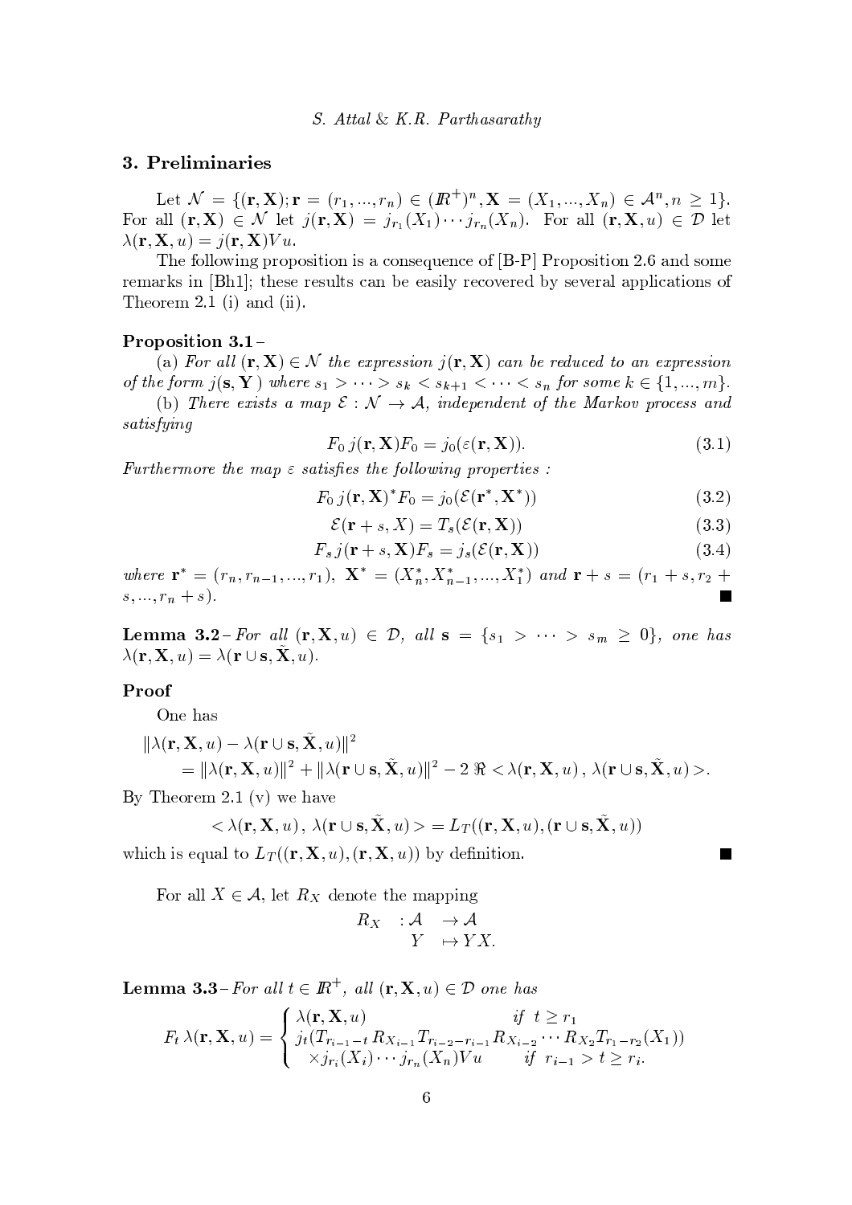## 3. Preliminaries

Let $\mathcal{N} = \{(\mathbf{r}, \mathbf{X}); \mathbf{r} = (r_1, ..., r_n) \in (I\!R^+)^n, \mathbf{X} = (X_1, ..., X_n) \in \mathcal{A}^n, n \geq 1\}$. For all $(\mathbf{r}, \mathbf{X}) \in \mathcal{N}$ let $j(\mathbf{r}, \mathbf{X}) = j_{r_1}(X_1) \cdots j_{r_n}(X_n)$. For all $(\mathbf{r}, \mathbf{X}, u) \in \mathcal{D}$ let $\lambda(\mathbf{r}, \mathbf{X}, u) = j(\mathbf{r}, \mathbf{X}) V u$.

The following proposition is a consequence of [B-P] Proposition 2.6 and some remarks in [Bh1]; these results can be easily recovered by several applications of Theorem 2.1 (i) and (ii).

**Proposition 3.1** – *(a) For all $(\mathbf{r}, \mathbf{X}) \in \mathcal{N}$ the expression $j(\mathbf{r}, \mathbf{X})$ can be reduced to an expression of the form $j(\mathbf{s}, \mathbf{Y})$ where $s_1 > \cdots > s_k < s_{k+1} < \cdots < s_n$ for some $k \in \{1, ..., m\}$.*

*(b) There exists a map $\mathcal{E} : \mathcal{N} \to \mathcal{A}$, independent of the Markov process and satisfying*

$$F_0\, j(\mathbf{r}, \mathbf{X}) F_0 = j_0(\varepsilon(\mathbf{r}, \mathbf{X})). \tag{3.1}$$

*Furthermore the map $\varepsilon$ satisfies the following properties :*

$$F_0\, j(\mathbf{r}, \mathbf{X})^* F_0 = j_0(\mathcal{E}(\mathbf{r}^*, \mathbf{X}^*)) \tag{3.2}$$

$$\mathcal{E}(\mathbf{r} + s, X) = T_s(\mathcal{E}(\mathbf{r}, \mathbf{X})) \tag{3.3}$$

$$F_s\, j(\mathbf{r} + s, \mathbf{X}) F_s = j_s(\mathcal{E}(\mathbf{r}, \mathbf{X})) \tag{3.4}$$

*where $\mathbf{r}^* = (r_n, r_{n-1}, ..., r_1)$, $\mathbf{X}^* = (X_n^*, X_{n-1}^*, ..., X_1^*)$ and $\mathbf{r} + s = (r_1 + s, r_2 + s, ..., r_n + s)$.* ∎

**Lemma 3.2** – *For all $(\mathbf{r}, \mathbf{X}, u) \in \mathcal{D}$, all $\mathbf{s} = \{s_1 > \cdots > s_m \geq 0\}$, one has $\lambda(\mathbf{r}, \mathbf{X}, u) = \lambda(\mathbf{r} \cup \mathbf{s}, \tilde{\mathbf{X}}, u)$.*

**Proof**

One has

$$\begin{aligned}
&\|\lambda(\mathbf{r}, \mathbf{X}, u) - \lambda(\mathbf{r} \cup \mathbf{s}, \tilde{\mathbf{X}}, u)\|^2 \\
&\quad = \|\lambda(\mathbf{r}, \mathbf{X}, u)\|^2 + \|\lambda(\mathbf{r} \cup \mathbf{s}, \tilde{\mathbf{X}}, u)\|^2 - 2\, \Re < \lambda(\mathbf{r}, \mathbf{X}, u)\,,\, \lambda(\mathbf{r} \cup \mathbf{s}, \tilde{\mathbf{X}}, u) >.
\end{aligned}$$

By Theorem 2.1 (v) we have

$$< \lambda(\mathbf{r}, \mathbf{X}, u)\,,\, \lambda(\mathbf{r} \cup \mathbf{s}, \tilde{\mathbf{X}}, u) > = L_T((\mathbf{r}, \mathbf{X}, u), (\mathbf{r} \cup \mathbf{s}, \tilde{\mathbf{X}}, u))$$

which is equal to $L_T((\mathbf{r}, \mathbf{X}, u), (\mathbf{r}, \mathbf{X}, u))$ by definition. ∎

For all $X \in \mathcal{A}$, let $R_X$ denote the mapping

$$\begin{array}{rll} R_X & : \mathcal{A} & \to \mathcal{A} \\ & \quad Y & \mapsto YX. \end{array}$$

**Lemma 3.3** – *For all $t \in I\!R^+$, all $(\mathbf{r}, \mathbf{X}, u) \in \mathcal{D}$ one has*

$$F_t\, \lambda(\mathbf{r}, \mathbf{X}, u) = \begin{cases} \lambda(\mathbf{r}, \mathbf{X}, u) & \text{if } \ t \geq r_1 \\ j_t(T_{r_{i-1}-t}\, R_{X_{i-1}} T_{r_{i-2}-r_{i-1}} R_{X_{i-2}} \cdots R_{X_2} T_{r_1 - r_2}(X_1)) & \\ \quad \times j_{r_i}(X_i) \cdots j_{r_n}(X_n) V u & \text{if } \ r_{i-1} > t \geq r_i. \end{cases}$$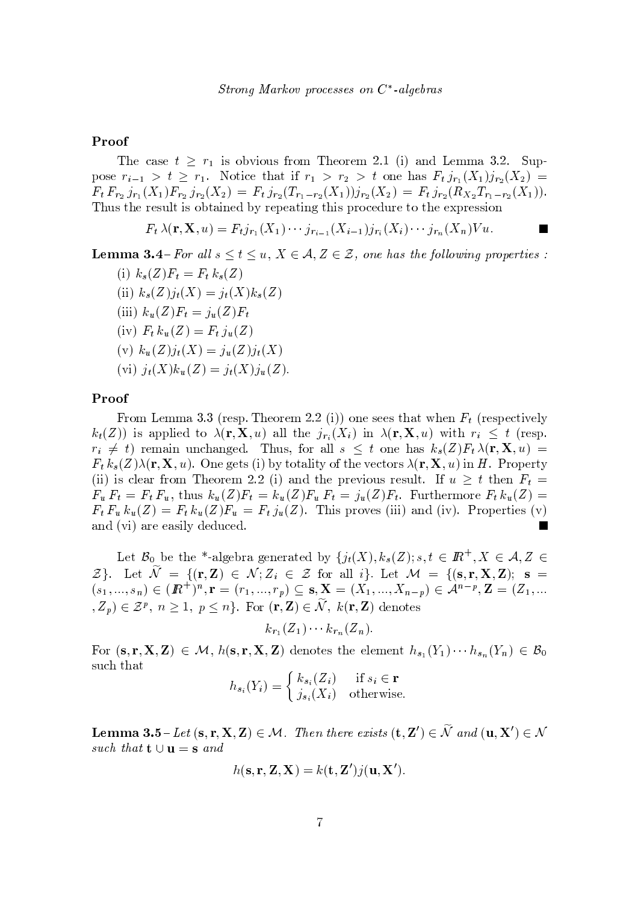**Proof**

The case $t \geq r_1$ is obvious from Theorem 2.1 (i) and Lemma 3.2. Suppose $r_{i-1} > t \geq r_1$. Notice that if $r_1 > r_2 > t$ one has $F_t\, j_{r_1}(X_1) j_{r_2}(X_2) = F_t\, F_{r_2}\, j_{r_1}(X_1) F_{r_2}\, j_{r_2}(X_2) = F_t\, j_{r_2}(T_{r_1 - r_2}(X_1)) j_{r_2}(X_2) = F_t\, j_{r_2}(R_{X_2} T_{r_1 - r_2}(X_1))$. Thus the result is obtained by repeating this procedure to the expression

$$F_t\, \lambda(\mathbf{r}, \mathbf{X}, u) = F_t j_{r_1}(X_1) \cdots j_{r_{i-1}}(X_{i-1}) j_{r_i}(X_i) \cdots j_{r_n}(X_n) V u. \qquad \blacksquare$$

**Lemma 3.4**– *For all $s \leq t \leq u$, $X \in \mathcal{A}$, $Z \in \mathcal{Z}$, one has the following properties :*

(i) $k_s(Z) F_t = F_t\, k_s(Z)$

(ii) $k_s(Z) j_t(X) = j_t(X) k_s(Z)$

(iii) $k_u(Z) F_t = j_u(Z) F_t$

(iv) $F_t\, k_u(Z) = F_t\, j_u(Z)$

(v) $k_u(Z) j_t(X) = j_u(Z) j_t(X)$

(vi) $j_t(X) k_u(Z) = j_t(X) j_u(Z)$.

**Proof**

From Lemma 3.3 (resp. Theorem 2.2 (i)) one sees that when $F_t$ (respectively $k_t(Z)$) is applied to $\lambda(\mathbf{r}, \mathbf{X}, u)$ all the $j_{r_i}(X_i)$ in $\lambda(\mathbf{r}, \mathbf{X}, u)$ with $r_i \leq t$ (resp. $r_i \neq t$) remain unchanged. Thus, for all $s \leq t$ one has $k_s(Z) F_t\, \lambda(\mathbf{r}, \mathbf{X}, u) = F_t\, k_s(Z) \lambda(\mathbf{r}, \mathbf{X}, u)$. One gets (i) by totality of the vectors $\lambda(\mathbf{r}, \mathbf{X}, u)$ in $H$. Property (ii) is clear from Theorem 2.2 (i) and the previous result. If $u \geq t$ then $F_t = F_u\, F_t = F_t\, F_u$, thus $k_u(Z) F_t = k_u(Z) F_u\, F_t = j_u(Z) F_t$. Furthermore $F_t\, k_u(Z) = F_t\, F_u\, k_u(Z) = F_t\, k_u(Z) F_u = F_t\, j_u(Z)$. This proves (iii) and (iv). Properties (v) and (vi) are easily deduced. $\blacksquare$

Let $\mathcal{B}_0$ be the *-algebra generated by $\{j_t(X), k_s(Z); s, t \in \mathbb{R}^+, X \in \mathcal{A}, Z \in \mathcal{Z}\}$. Let $\widetilde{\mathcal{N}} = \{(\mathbf{r}, \mathbf{Z}) \in \mathcal{N}; Z_i \in \mathcal{Z} \text{ for all } i\}$. Let $\mathcal{M} = \{(\mathbf{s}, \mathbf{r}, \mathbf{X}, \mathbf{Z});\ \mathbf{s} = (s_1, ..., s_n) \in (\mathbb{R}^+)^n, \mathbf{r} = (r_1, ..., r_p) \subseteq \mathbf{s}, \mathbf{X} = (X_1, ..., X_{n-p}) \in \mathcal{A}^{n-p}, \mathbf{Z} = (Z_1, ..., Z_p) \in \mathcal{Z}^p,\ n \geq 1,\ p \leq n\}$. For $(\mathbf{r}, \mathbf{Z}) \in \widetilde{\mathcal{N}}$, $k(\mathbf{r}, \mathbf{Z})$ denotes

$$k_{r_1}(Z_1) \cdots k_{r_n}(Z_n).$$

For $(\mathbf{s}, \mathbf{r}, \mathbf{X}, \mathbf{Z}) \in \mathcal{M}$, $h(\mathbf{s}, \mathbf{r}, \mathbf{X}, \mathbf{Z})$ denotes the element $h_{s_1}(Y_1) \cdots h_{s_n}(Y_n) \in \mathcal{B}_0$ such that

$$h_{s_i}(Y_i) = \begin{cases} k_{s_i}(Z_i) & \text{if } s_i \in \mathbf{r} \\ j_{s_i}(X_i) & \text{otherwise.} \end{cases}$$

**Lemma 3.5** – *Let $(\mathbf{s}, \mathbf{r}, \mathbf{X}, \mathbf{Z}) \in \mathcal{M}$. Then there exists $(\mathbf{t}, \mathbf{Z}') \in \widetilde{\mathcal{N}}$ and $(\mathbf{u}, \mathbf{X}') \in \mathcal{N}$ such that $\mathbf{t} \cup \mathbf{u} = \mathbf{s}$ and*

$$h(\mathbf{s}, \mathbf{r}, \mathbf{Z}, \mathbf{X}) = k(\mathbf{t}, \mathbf{Z}') j(\mathbf{u}, \mathbf{X}').$$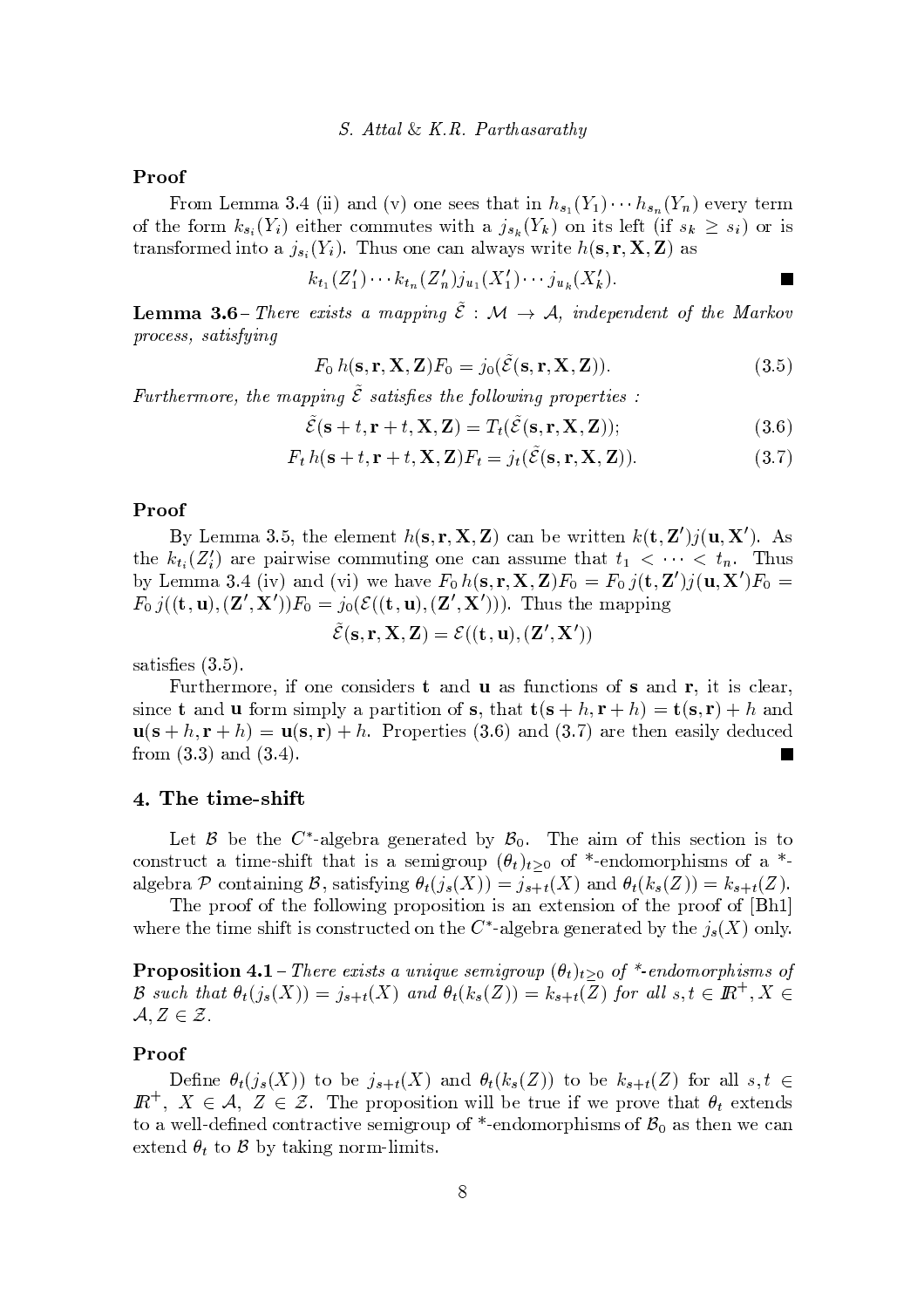**Proof**

From Lemma 3.4 (ii) and (v) one sees that in $h_{s_1}(Y_1)\cdots h_{s_n}(Y_n)$ every term of the form $k_{s_i}(Y_i)$ either commutes with a $j_{s_k}(Y_k)$ on its left (if $s_k \geq s_i$) or is transformed into a $j_{s_i}(Y_i)$. Thus one can always write $h(\mathbf{s},\mathbf{r},\mathbf{X},\mathbf{Z})$ as

$$k_{t_1}(Z'_1)\cdots k_{t_n}(Z'_n) j_{u_1}(X'_1)\cdots j_{u_k}(X'_k). \qquad \blacksquare$$

**Lemma 3.6** – *There exists a mapping $\tilde{\mathcal{E}} : \mathcal{M} \to \mathcal{A}$, independent of the Markov process, satisfying*

$$F_0\, h(\mathbf{s},\mathbf{r},\mathbf{X},\mathbf{Z})F_0 = j_0(\tilde{\mathcal{E}}(\mathbf{s},\mathbf{r},\mathbf{X},\mathbf{Z})). \tag{3.5}$$

*Furthermore, the mapping $\tilde{\mathcal{E}}$ satisfies the following properties :*

$$\tilde{\mathcal{E}}(\mathbf{s}+t,\mathbf{r}+t,\mathbf{X},\mathbf{Z}) = T_t(\tilde{\mathcal{E}}(\mathbf{s},\mathbf{r},\mathbf{X},\mathbf{Z})); \tag{3.6}$$

$$F_t\, h(\mathbf{s}+t,\mathbf{r}+t,\mathbf{X},\mathbf{Z})F_t = j_t(\tilde{\mathcal{E}}(\mathbf{s},\mathbf{r},\mathbf{X},\mathbf{Z})). \tag{3.7}$$

**Proof**

By Lemma 3.5, the element $h(\mathbf{s},\mathbf{r},\mathbf{X},\mathbf{Z})$ can be written $k(\mathbf{t},\mathbf{Z}')j(\mathbf{u},\mathbf{X}')$. As the $k_{t_i}(Z'_i)$ are pairwise commuting one can assume that $t_1 < \cdots < t_n$. Thus by Lemma 3.4 (iv) and (vi) we have $F_0\, h(\mathbf{s},\mathbf{r},\mathbf{X},\mathbf{Z})F_0 = F_0\, j(\mathbf{t},\mathbf{Z}')j(\mathbf{u},\mathbf{X}')F_0 = F_0\, j((\mathbf{t},\mathbf{u}),(\mathbf{Z}',\mathbf{X}'))F_0 = j_0(\mathcal{E}((\mathbf{t},\mathbf{u}),(\mathbf{Z}',\mathbf{X}')))$. Thus the mapping

$$\tilde{\mathcal{E}}(\mathbf{s},\mathbf{r},\mathbf{X},\mathbf{Z}) = \mathcal{E}((\mathbf{t},\mathbf{u}),(\mathbf{Z}',\mathbf{X}'))$$

satisfies (3.5).

Furthermore, if one considers $\mathbf{t}$ and $\mathbf{u}$ as functions of $\mathbf{s}$ and $\mathbf{r}$, it is clear, since $\mathbf{t}$ and $\mathbf{u}$ form simply a partition of $\mathbf{s}$, that $\mathbf{t}(\mathbf{s}+h,\mathbf{r}+h) = \mathbf{t}(\mathbf{s},\mathbf{r}) + h$ and $\mathbf{u}(\mathbf{s}+h,\mathbf{r}+h) = \mathbf{u}(\mathbf{s},\mathbf{r}) + h$. Properties (3.6) and (3.7) are then easily deduced from (3.3) and (3.4). $\blacksquare$

## 4. The time-shift

Let $\mathcal{B}$ be the $C^*$-algebra generated by $\mathcal{B}_0$. The aim of this section is to construct a time-shift that is a semigroup $(\theta_t)_{t\geq 0}$ of \*-endomorphisms of a \*-algebra $\mathcal{P}$ containing $\mathcal{B}$, satisfying $\theta_t(j_s(X)) = j_{s+t}(X)$ and $\theta_t(k_s(Z)) = k_{s+t}(Z)$.

The proof of the following proposition is an extension of the proof of [Bh1] where the time shift is constructed on the $C^*$-algebra generated by the $j_s(X)$ only.

**Proposition 4.1** – *There exists a unique semigroup $(\theta_t)_{t\geq 0}$ of \*-endomorphisms of $\mathcal{B}$ such that $\theta_t(j_s(X)) = j_{s+t}(X)$ and $\theta_t(k_s(Z)) = k_{s+t}(Z)$ for all $s,t \in \mathbb{R}^+, X \in \mathcal{A}, Z \in \mathcal{Z}$.*

**Proof**

Define $\theta_t(j_s(X))$ to be $j_{s+t}(X)$ and $\theta_t(k_s(Z))$ to be $k_{s+t}(Z)$ for all $s,t \in \mathbb{R}^+$, $X \in \mathcal{A}$, $Z \in \mathcal{Z}$. The proposition will be true if we prove that $\theta_t$ extends to a well-defined contractive semigroup of \*-endomorphisms of $\mathcal{B}_0$ as then we can extend $\theta_t$ to $\mathcal{B}$ by taking norm-limits.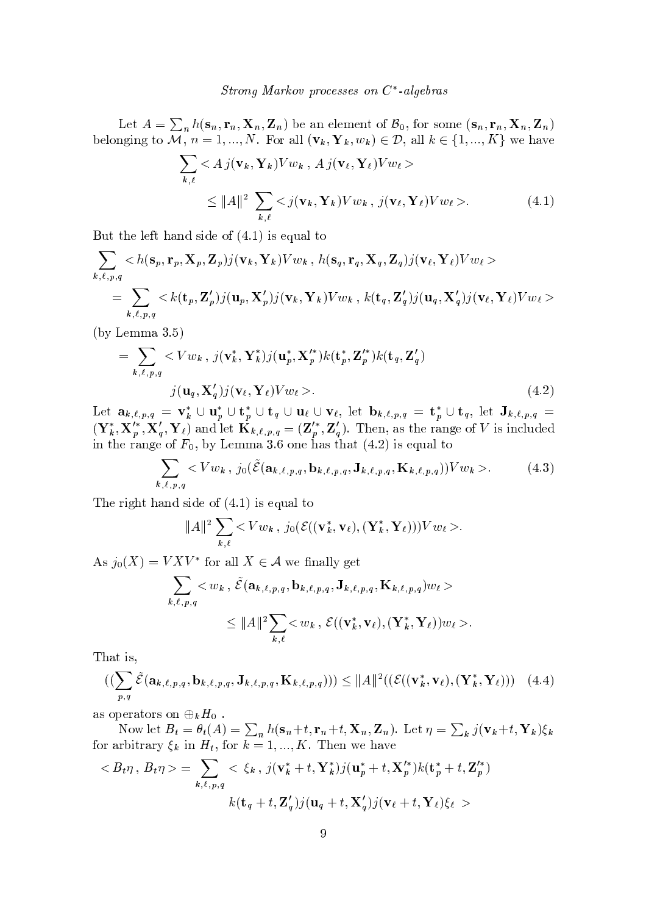Let $A = \sum_n h(\mathbf{s}_n, \mathbf{r}_n, \mathbf{X}_n, \mathbf{Z}_n)$ be an element of $\mathcal{B}_0$, for some $(\mathbf{s}_n, \mathbf{r}_n, \mathbf{X}_n, \mathbf{Z}_n)$ belonging to $\mathcal{M}$, $n = 1, ..., N$. For all $(\mathbf{v}_k, \mathbf{Y}_k, w_k) \in \mathcal{D}$, all $k \in \{1, ..., K\}$ we have

$$\sum_{k,\ell} < A\, j(\mathbf{v}_k, \mathbf{Y}_k) V w_k \,,\, A\, j(\mathbf{v}_\ell, \mathbf{Y}_\ell) V w_\ell >$$

$$\leq \|A\|^2 \sum_{k,\ell} < j(\mathbf{v}_k, \mathbf{Y}_k) V w_k \,,\, j(\mathbf{v}_\ell, \mathbf{Y}_\ell) V w_\ell >. \tag{4.1}$$

But the left hand side of (4.1) is equal to

$$\sum_{k,\ell,p,q} < h(\mathbf{s}_p, \mathbf{r}_p, \mathbf{X}_p, \mathbf{Z}_p) j(\mathbf{v}_k, \mathbf{Y}_k) V w_k \,,\, h(\mathbf{s}_q, \mathbf{r}_q, \mathbf{X}_q, \mathbf{Z}_q) j(\mathbf{v}_\ell, \mathbf{Y}_\ell) V w_\ell >$$

$$= \sum_{k,\ell,p,q} < k(\mathbf{t}_p, \mathbf{Z}'_p) j(\mathbf{u}_p, \mathbf{X}'_p) j(\mathbf{v}_k, \mathbf{Y}_k) V w_k \,,\, k(\mathbf{t}_q, \mathbf{Z}'_q) j(\mathbf{u}_q, \mathbf{X}'_q) j(\mathbf{v}_\ell, \mathbf{Y}_\ell) V w_\ell >$$

(by Lemma 3.5)

$$= \sum_{k,\ell,p,q} < V w_k \,,\, j(\mathbf{v}_k^*, \mathbf{Y}_k^*) j(\mathbf{u}_p^*, \mathbf{X}_p'^*) k(\mathbf{t}_p^*, \mathbf{Z}_p'^*) k(\mathbf{t}_q, \mathbf{Z}'_q)$$

$$j(\mathbf{u}_q, \mathbf{X}'_q) j(\mathbf{v}_\ell, \mathbf{Y}_\ell) V w_\ell >. \tag{4.2}$$

Let $\mathbf{a}_{k,\ell,p,q} = \mathbf{v}_k^* \cup \mathbf{u}_p^* \cup \mathbf{t}_p^* \cup \mathbf{t}_q \cup \mathbf{u}_\ell \cup \mathbf{v}_\ell$, let $\mathbf{b}_{k,\ell,p,q} = \mathbf{t}_p^* \cup \mathbf{t}_q$, let $\mathbf{J}_{k,\ell,p,q} = (\mathbf{Y}_k^*, \mathbf{X}_p'^*, \mathbf{X}'_q, \mathbf{Y}_\ell)$ and let $\mathbf{K}_{k,\ell,p,q} = (\mathbf{Z}_p'^*, \mathbf{Z}'_q)$. Then, as the range of $V$ is included in the range of $F_0$, by Lemma 3.6 one has that (4.2) is equal to

$$\sum_{k,\ell,p,q} < V w_k \,,\, j_0(\tilde{\mathcal{E}}(\mathbf{a}_{k,\ell,p,q}, \mathbf{b}_{k,\ell,p,q}, \mathbf{J}_{k,\ell,p,q}, \mathbf{K}_{k,\ell,p,q})) V w_k >. \tag{4.3}$$

The right hand side of (4.1) is equal to

$$\|A\|^2 \sum_{k,\ell} < V w_k \,,\, j_0(\mathcal{E}((\mathbf{v}_k^*, \mathbf{v}_\ell), (\mathbf{Y}_k^*, \mathbf{Y}_\ell))) V w_\ell >.$$

As $j_0(X) = VXV^*$ for all $X \in \mathcal{A}$ we finally get

$$\sum_{k,\ell,p,q} < w_k \,,\, \tilde{\mathcal{E}}(\mathbf{a}_{k,\ell,p,q}, \mathbf{b}_{k,\ell,p,q}, \mathbf{J}_{k,\ell,p,q}, \mathbf{K}_{k,\ell,p,q}) w_\ell >$$

$$\leq \|A\|^2 \sum_{k,\ell} < w_k \,,\, \mathcal{E}((\mathbf{v}_k^*, \mathbf{v}_\ell), (\mathbf{Y}_k^*, \mathbf{Y}_\ell)) w_\ell >.$$

That is,

$$((\sum_{p,q} \tilde{\mathcal{E}}(\mathbf{a}_{k,\ell,p,q}, \mathbf{b}_{k,\ell,p,q}, \mathbf{J}_{k,\ell,p,q}, \mathbf{K}_{k,\ell,p,q}))) \leq \|A\|^2 ((\mathcal{E}((\mathbf{v}_k^*, \mathbf{v}_\ell), (\mathbf{Y}_k^*, \mathbf{Y}_\ell))) \tag{4.4}$$

as operators on $\oplus_k H_0$ .

Now let $B_t = \theta_t(A) = \sum_n h(\mathbf{s}_n + t, \mathbf{r}_n + t, \mathbf{X}_n, \mathbf{Z}_n)$. Let $\eta = \sum_k j(\mathbf{v}_k + t, \mathbf{Y}_k) \xi_k$ for arbitrary $\xi_k$ in $H_t$, for $k = 1, ..., K$. Then we have

$$< B_t \eta \,,\, B_t \eta > = \sum_{k,\ell,p,q} < \xi_k \,,\, j(\mathbf{v}_k^* + t, \mathbf{Y}_k^*) j(\mathbf{u}_p^* + t, \mathbf{X}_p'^*) k(\mathbf{t}_p^* + t, \mathbf{Z}_p'^*)$$

$$k(\mathbf{t}_q + t, \mathbf{Z}'_q) j(\mathbf{u}_q + t, \mathbf{X}'_q) j(\mathbf{v}_\ell + t, \mathbf{Y}_\ell) \xi_\ell >$$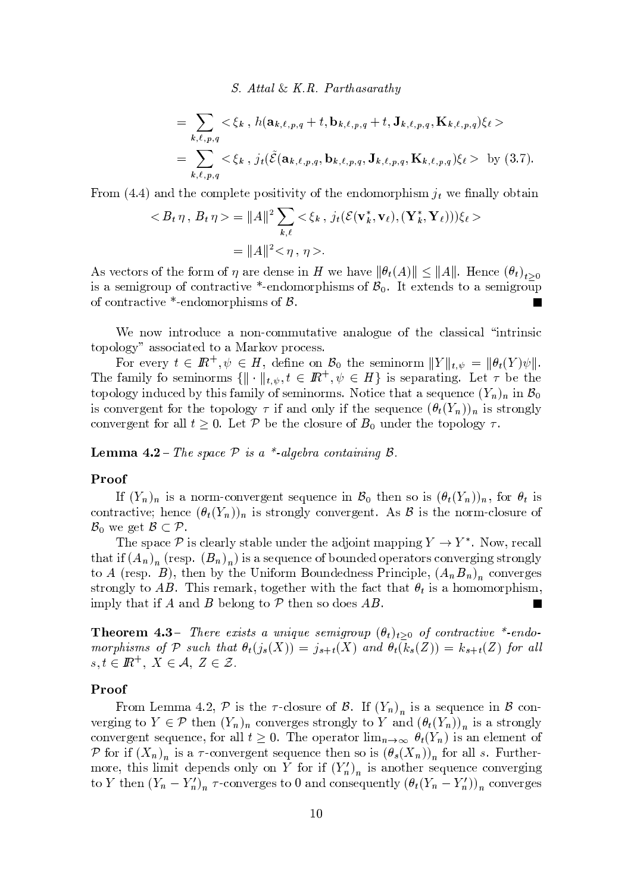$$= \sum_{k,\ell,p,q} < \xi_k \,,\, h(\mathbf{a}_{k,\ell,p,q} + t, \mathbf{b}_{k,\ell,p,q} + t, \mathbf{J}_{k,\ell,p,q}, \mathbf{K}_{k,\ell,p,q})\xi_\ell >$$

$$= \sum_{k,\ell,p,q} < \xi_k \,,\, j_t(\tilde{\mathcal{E}}(\mathbf{a}_{k,\ell,p,q}, \mathbf{b}_{k,\ell,p,q}, \mathbf{J}_{k,\ell,p,q}, \mathbf{K}_{k,\ell,p,q})\xi_\ell > \text{ by (3.7).}$$

From (4.4) and the complete positivity of the endomorphism $j_t$ we finally obtain

$$< B_t\,\eta \,,\, B_t\,\eta > = \|A\|^2 \sum_{k,\ell} < \xi_k \,,\, j_t(\mathcal{E}(\mathbf{v}_k^*, \mathbf{v}_\ell), (\mathbf{Y}_k^*, \mathbf{Y}_\ell)))\xi_\ell >$$

$$= \|A\|^2 < \eta \,,\, \eta >.$$

As vectors of the form of $\eta$ are dense in $H$ we have $\|\theta_t(A)\| \leq \|A\|$. Hence $(\theta_t)_{t\geq 0}$ is a semigroup of contractive *-endomorphisms of $\mathcal{B}_0$. It extends to a semigroup of contractive *-endomorphisms of $\mathcal{B}$. ■

We now introduce a non-commutative analogue of the classical "intrinsic topology" associated to a Markov process.

For every $t \in \mathbb{R}^+, \psi \in H$, define on $\mathcal{B}_0$ the seminorm $\|Y\|_{t,\psi} = \|\theta_t(Y)\psi\|$. The family fo seminorms $\{\|\cdot\|_{t,\psi}, t \in \mathbb{R}^+, \psi \in H\}$ is separating. Let $\tau$ be the topology induced by this family of seminorms. Notice that a sequence $(Y_n)_n$ in $\mathcal{B}_0$ is convergent for the topology $\tau$ if and only if the sequence $(\theta_t(Y_n))_n$ is strongly convergent for all $t \geq 0$. Let $\mathcal{P}$ be the closure of $B_0$ under the topology $\tau$.

**Lemma 4.2** – *The space $\mathcal{P}$ is a \*-algebra containing $\mathcal{B}$.*

**Proof**

If $(Y_n)_n$ is a norm-convergent sequence in $\mathcal{B}_0$ then so is $(\theta_t(Y_n))_n$, for $\theta_t$ is contractive; hence $(\theta_t(Y_n))_n$ is strongly convergent. As $\mathcal{B}$ is the norm-closure of $\mathcal{B}_0$ we get $\mathcal{B} \subset \mathcal{P}$.

The space $\mathcal{P}$ is clearly stable under the adjoint mapping $Y \to Y^*$. Now, recall that if $(A_n)_n$ (resp. $(B_n)_n$) is a sequence of bounded operators converging strongly to $A$ (resp. $B$), then by the Uniform Boundedness Principle, $(A_nB_n)_n$ converges strongly to $AB$. This remark, together with the fact that $\theta_t$ is a homomorphism, imply that if $A$ and $B$ belong to $\mathcal{P}$ then so does $AB$. ■

**Theorem 4.3** – *There exists a unique semigroup $(\theta_t)_{t\geq 0}$ of contractive \*-endomorphisms of $\mathcal{P}$ such that $\theta_t(j_s(X)) = j_{s+t}(X)$ and $\theta_t(k_s(Z)) = k_{s+t}(Z)$ for all $s, t \in \mathbb{R}^+$, $X \in \mathcal{A}$, $Z \in \mathcal{Z}$.*

**Proof**

From Lemma 4.2, $\mathcal{P}$ is the $\tau$-closure of $\mathcal{B}$. If $(Y_n)_n$ is a sequence in $\mathcal{B}$ converging to $Y \in \mathcal{P}$ then $(Y_n)_n$ converges strongly to $Y$ and $(\theta_t(Y_n))_n$ is a strongly convergent sequence, for all $t \geq 0$. The operator $\lim_{n\to\infty} \theta_t(Y_n)$ is an element of $\mathcal{P}$ for if $(X_n)_n$ is a $\tau$-convergent sequence then so is $(\theta_s(X_n))_n$ for all $s$. Furthermore, this limit depends only on $Y$ for if $(Y'_n)_n$ is another sequence converging to $Y$ then $(Y_n - Y'_n)_n$ $\tau$-converges to 0 and consequently $(\theta_t(Y_n - Y'_n))_n$ converges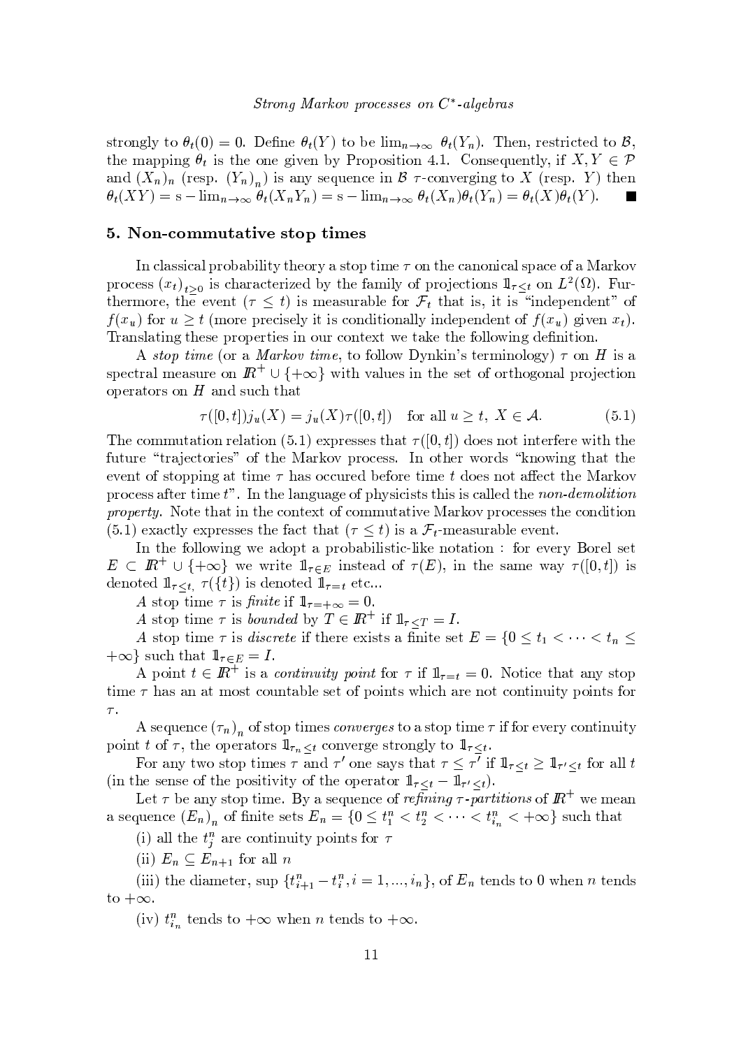strongly to $\theta_t(0) = 0$. Define $\theta_t(Y)$ to be $\lim_{n\to\infty} \theta_t(Y_n)$. Then, restricted to $\mathcal{B}$, the mapping $\theta_t$ is the one given by Proposition 4.1. Consequently, if $X, Y \in \mathcal{P}$ and $(X_n)_n$ (resp. $(Y_n)_n$) is any sequence in $\mathcal{B}$ $\tau$-converging to $X$ (resp. $Y$) then $\theta_t(XY) = \mathrm{s} - \lim_{n\to\infty} \theta_t(X_n Y_n) = \mathrm{s} - \lim_{n\to\infty} \theta_t(X_n)\theta_t(Y_n) = \theta_t(X)\theta_t(Y)$. ■

## 5. Non-commutative stop times

In classical probability theory a stop time $\tau$ on the canonical space of a Markov process $(x_t)_{t\geq 0}$ is characterized by the family of projections $1\!\!1_{\tau\leq t}$ on $L^2(\Omega)$. Furthermore, the event $(\tau \leq t)$ is measurable for $\mathcal{F}_t$ that is, it is "independent" of $f(x_u)$ for $u \geq t$ (more precisely it is conditionally independent of $f(x_u)$ given $x_t$). Translating these properties in our context we take the following definition.

A *stop time* (or a *Markov time*, to follow Dynkin's terminology) $\tau$ on $H$ is a spectral measure on $\mathbb{R}^+ \cup \{+\infty\}$ with values in the set of orthogonal projection operators on $H$ and such that

$$\tau([0,t])j_u(X) = j_u(X)\tau([0,t]) \quad \text{for all } u \geq t,\ X \in \mathcal{A}. \tag{5.1}$$

The commutation relation (5.1) expresses that $\tau([0,t])$ does not interfere with the future "trajectories" of the Markov process. In other words "knowing that the event of stopping at time $\tau$ has occured before time $t$ does not affect the Markov process after time $t$". In the language of physicists this is called the *non-demolition property*. Note that in the context of commutative Markov processes the condition (5.1) exactly expresses the fact that $(\tau \leq t)$ is a $\mathcal{F}_t$-measurable event.

In the following we adopt a probabilistic-like notation : for every Borel set $E \subset \mathbb{R}^+ \cup \{+\infty\}$ we write $1\!\!1_{\tau\in E}$ instead of $\tau(E)$, in the same way $\tau([0,t])$ is denoted $1\!\!1_{\tau\leq t}$, $\tau(\{t\})$ is denoted $1\!\!1_{\tau=t}$ etc...

A stop time $\tau$ is *finite* if $1\!\!1_{\tau=+\infty} = 0$.

A stop time $\tau$ is *bounded* by $T \in \mathbb{R}^+$ if $1\!\!1_{\tau\leq T} = I$.

A stop time $\tau$ is *discrete* if there exists a finite set $E = \{0 \leq t_1 < \cdots < t_n \leq +\infty\}$ such that $1\!\!1_{\tau\in E} = I$.

A point $t \in \mathbb{R}^+$ is a *continuity point* for $\tau$ if $1\!\!1_{\tau=t} = 0$. Notice that any stop time $\tau$ has an at most countable set of points which are not continuity points for $\tau$.

A sequence $(\tau_n)_n$ of stop times *converges* to a stop time $\tau$ if for every continuity point $t$ of $\tau$, the operators $1\!\!1_{\tau_n\leq t}$ converge strongly to $1\!\!1_{\tau\leq t}$.

For any two stop times $\tau$ and $\tau'$ one says that $\tau \leq \tau'$ if $1\!\!1_{\tau\leq t} \geq 1\!\!1_{\tau'\leq t}$ for all $t$ (in the sense of the positivity of the operator $1\!\!1_{\tau\leq t} - 1\!\!1_{\tau'\leq t}$).

Let $\tau$ be any stop time. By a sequence of *refining $\tau$-partitions* of $\mathbb{R}^+$ we mean a sequence $(E_n)_n$ of finite sets $E_n = \{0 \leq t_1^n < t_2^n < \cdots < t_{i_n}^n < +\infty\}$ such that

(i) all the $t_j^n$ are continuity points for $\tau$

(ii) $E_n \subseteq E_{n+1}$ for all $n$

(iii) the diameter, $\sup\{t_{i+1}^n - t_i^n, i = 1, \ldots, i_n\}$, of $E_n$ tends to $0$ when $n$ tends to $+\infty$.

(iv) $t_{i_n}^n$ tends to $+\infty$ when $n$ tends to $+\infty$.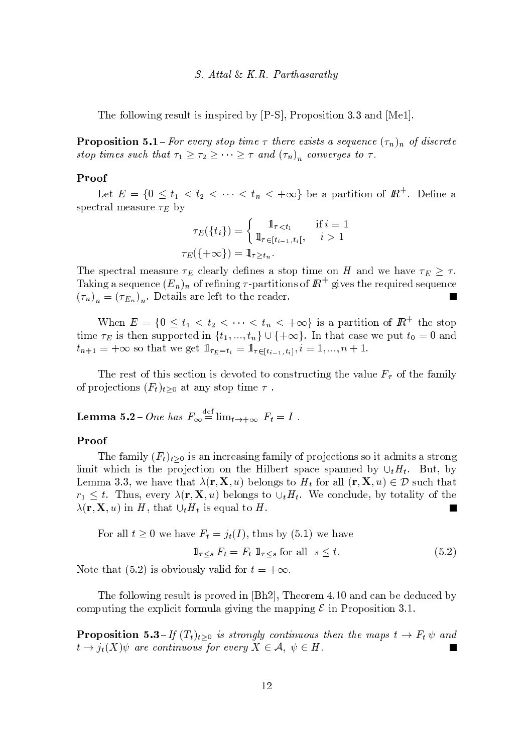The following result is inspired by [P-S], Proposition 3.3 and [Me1].

**Proposition 5.1** – *For every stop time $\tau$ there exists a sequence $(\tau_n)_n$ of discrete stop times such that $\tau_1 \geq \tau_2 \geq \cdots \geq \tau$ and $(\tau_n)_n$ converges to $\tau$.*

**Proof**

Let $E = \{0 \leq t_1 < t_2 < \cdots < t_n < +\infty\}$ be a partition of $\mathbb{R}^+$. Define a spectral measure $\tau_E$ by

$$\tau_E(\{t_i\}) = \begin{cases} \mathbb{1}_{\tau < t_1} & \text{if } i = 1 \\ \mathbb{1}_{\tau \in [t_{i-1}, t_i[}, & i > 1 \end{cases}$$

$$\tau_E(\{+\infty\}) = \mathbb{1}_{\tau \geq t_n}.$$

The spectral measure $\tau_E$ clearly defines a stop time on $H$ and we have $\tau_E \geq \tau$. Taking a sequence $(E_n)_n$ of refining $\tau$-partitions of $\mathbb{R}^+$ gives the required sequence $(\tau_n)_n = (\tau_{E_n})_n$. Details are left to the reader. ■

When $E = \{0 \leq t_1 < t_2 < \cdots < t_n < +\infty\}$ is a partition of $\mathbb{R}^+$ the stop time $\tau_E$ is then supported in $\{t_1, ..., t_n\} \cup \{+\infty\}$. In that case we put $t_0 = 0$ and $t_{n+1} = +\infty$ so that we get $\mathbb{1}_{\tau_E = t_i} = \mathbb{1}_{\tau \in [t_{i-1}, t_i]}, i = 1, ..., n+1$.

The rest of this section is devoted to constructing the value $F_\tau$ of the family of projections $(F_t)_{t \geq 0}$ at any stop time $\tau$ .

**Lemma 5.2** – *One has $F_\infty \stackrel{\text{def}}{=} \lim_{t \to +\infty} F_t = I$ .*

**Proof**

The family $(F_t)_{t \geq 0}$ is an increasing family of projections so it admits a strong limit which is the projection on the Hilbert space spanned by $\cup_t H_t$. But, by Lemma 3.3, we have that $\lambda(\mathbf{r}, \mathbf{X}, u)$ belongs to $H_t$ for all $(\mathbf{r}, \mathbf{X}, u) \in \mathcal{D}$ such that $r_1 \leq t$. Thus, every $\lambda(\mathbf{r}, \mathbf{X}, u)$ belongs to $\cup_t H_t$. We conclude, by totality of the $\lambda(\mathbf{r}, \mathbf{X}, u)$ in $H$, that $\cup_t H_t$ is equal to $H$. ■

For all $t \geq 0$ we have $F_t = j_t(I)$, thus by (5.1) we have

$$\mathbb{1}_{\tau \leq s} F_t = F_t \, \mathbb{1}_{\tau \leq s} \text{ for all } s \leq t. \tag{5.2}$$

Note that (5.2) is obviously valid for $t = +\infty$.

The following result is proved in [Bh2], Theorem 4.10 and can be deduced by computing the explicit formula giving the mapping $\mathcal{E}$ in Proposition 3.1.

**Proposition 5.3** – *If $(T_t)_{t \geq 0}$ is strongly continuous then the maps $t \to F_t \psi$ and $t \to j_t(X)\psi$ are continuous for every $X \in \mathcal{A}$, $\psi \in H$.* ■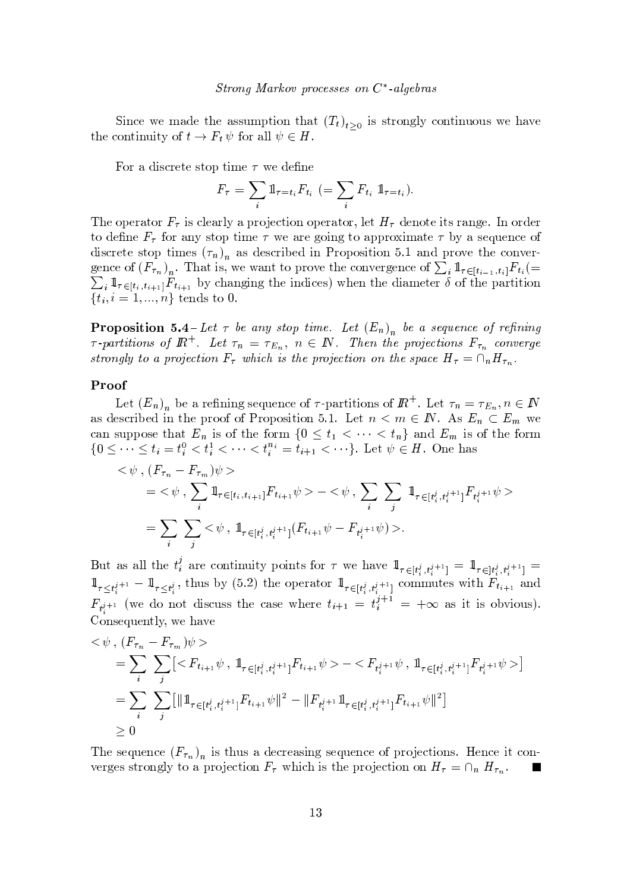Since we made the assumption that $(T_t)_{t\geq 0}$ is strongly continuous we have the continuity of $t \to F_t\,\psi$ for all $\psi \in H$.

For a discrete stop time $\tau$ we define

$$F_\tau = \sum_i 1\!\!1_{\tau=t_i} F_{t_i} \;\; (= \sum_i F_{t_i}\; 1\!\!1_{\tau=t_i}).$$

The operator $F_\tau$ is clearly a projection operator, let $H_\tau$ denote its range. In order to define $F_\tau$ for any stop time $\tau$ we are going to approximate $\tau$ by a sequence of discrete stop times $(\tau_n)_n$ as described in Proposition 5.1 and prove the convergence of $(F_{\tau_n})_n$. That is, we want to prove the convergence of $\sum_i 1\!\!1_{\tau\in[t_{i-1},t_i]} F_{t_i} (= \sum_i 1\!\!1_{\tau\in[t_i,t_{i+1}]} F_{t_{i+1}}$ by changing the indices) when the diameter $\delta$ of the partition $\{t_i, i=1,...,n\}$ tends to 0.

**Proposition 5.4**– *Let $\tau$ be any stop time. Let $(E_n)_n$ be a sequence of refining $\tau$-partitions of $I\!R^+$. Let $\tau_n = \tau_{E_n}$, $n \in I\!N$. Then the projections $F_{\tau_n}$ converge strongly to a projection $F_\tau$ which is the projection on the space $H_\tau = \cap_n H_{\tau_n}$.*

### Proof

Let $(E_n)_n$ be a refining sequence of $\tau$-partitions of $I\!R^+$. Let $\tau_n = \tau_{E_n}, n \in I\!N$ as described in the proof of Proposition 5.1. Let $n < m \in I\!N$. As $E_n \subset E_m$ we can suppose that $E_n$ is of the form $\{0 \leq t_1 < \cdots < t_n\}$ and $E_m$ is of the form $\{0 \leq \cdots \leq t_i = t_i^0 < t_i^1 < \cdots < t_i^{n_i} = t_{i+1} < \cdots\}$. Let $\psi \in H$. One has

$$\begin{aligned}
&< \psi\,,\,(F_{\tau_n} - F_{\tau_m})\psi > \\
&\quad = < \psi\,,\,\sum_i 1\!\!1_{\tau\in[t_i,t_{i+1}]} F_{t_{i+1}}\psi > - < \psi\,,\,\sum_i \sum_j 1\!\!1_{\tau\in[t_i^j,t_i^{j+1}]} F_{t_i^{j+1}}\psi > \\
&\quad = \sum_i \sum_j < \psi\,,\,1\!\!1_{\tau\in[t_i^j,t_i^{j+1}]}(F_{t_{i+1}}\psi - F_{t_i^{j+1}}\psi) >.
\end{aligned}$$

But as all the $t_i^j$ are continuity points for $\tau$ we have $1\!\!1_{\tau\in[t_i^j,t_i^{j+1}]} = 1\!\!1_{\tau\in]t_i^j,t_i^{j+1}]} = 1\!\!1_{\tau\leq t_i^{j+1}} - 1\!\!1_{\tau\leq t_i^j}$, thus by (5.2) the operator $1\!\!1_{\tau\in[t_i^j,t_i^{j+1}]}$ commutes with $F_{t_{i+1}}$ and $F_{t_i^{j+1}}$ (we do not discuss the case where $t_{i+1} = t_i^{j+1} = +\infty$ as it is obvious). Consequently, we have

$$\begin{aligned}
&< \psi\,,\,(F_{\tau_n} - F_{\tau_m})\psi > \\
&= \sum_i \sum_j \big[ < F_{t_{i+1}}\psi\,,\,1\!\!1_{\tau\in[t_i^j,t_i^{j+1}]} F_{t_{i+1}}\psi > - < F_{t_i^{j+1}}\psi\,,\,1\!\!1_{\tau\in[t_i^j,t_i^{j+1}]} F_{t_i^{j+1}}\psi > \big] \\
&= \sum_i \sum_j \big[ \|1\!\!1_{\tau\in[t_i^j,t_i^{j+1}]} F_{t_{i+1}}\psi\|^2 - \|F_{t_i^{j+1}} 1\!\!1_{\tau\in[t_i^j,t_i^{j+1}]} F_{t_{i+1}}\psi\|^2 \big] \\
&\geq 0
\end{aligned}$$

The sequence $(F_{\tau_n})_n$ is thus a decreasing sequence of projections. Hence it converges strongly to a projection $F_\tau$ which is the projection on $H_\tau = \cap_n H_{\tau_n}$. ∎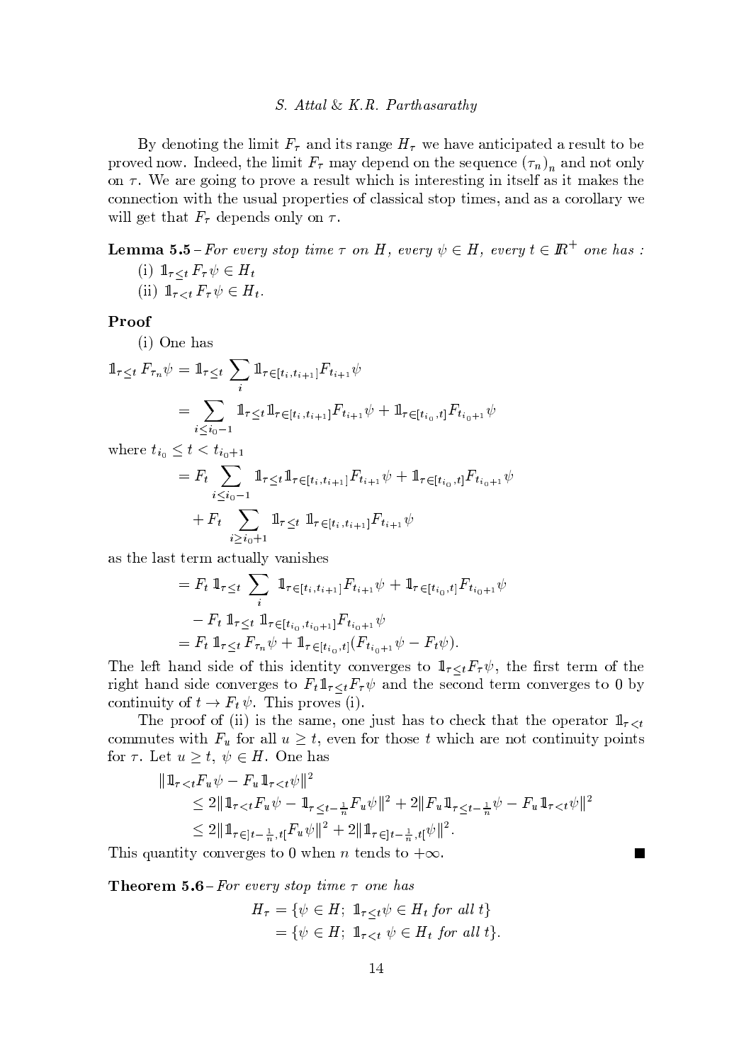By denoting the limit $F_\tau$ and its range $H_\tau$ we have anticipated a result to be proved now. Indeed, the limit $F_\tau$ may depend on the sequence $(\tau_n)_n$ and not only on $\tau$. We are going to prove a result which is interesting in itself as it makes the connection with the usual properties of classical stop times, and as a corollary we will get that $F_\tau$ depends only on $\tau$.

**Lemma 5.5** – *For every stop time $\tau$ on $H$, every $\psi \in H$, every $t \in \mathbb{R}^+$ one has :*

(i) $\mathbb{1}_{\tau \le t} F_\tau \psi \in H_t$

(ii) $\mathbb{1}_{\tau < t} F_\tau \psi \in H_t$.

**Proof**

(i) One has

$$\begin{aligned}
\mathbb{1}_{\tau \le t} F_{\tau_n} \psi &= \mathbb{1}_{\tau \le t} \sum_i \mathbb{1}_{\tau \in [t_i, t_{i+1}]} F_{t_{i+1}} \psi \\
&= \sum_{i \le i_0 - 1} \mathbb{1}_{\tau \le t} \mathbb{1}_{\tau \in [t_i, t_{i+1}]} F_{t_{i+1}} \psi + \mathbb{1}_{\tau \in [t_{i_0}, t]} F_{t_{i_0+1}} \psi
\end{aligned}$$

where $t_{i_0} \le t < t_{i_0+1}$

$$\begin{aligned}
&= F_t \sum_{i \le i_0 - 1} \mathbb{1}_{\tau \le t} \mathbb{1}_{\tau \in [t_i, t_{i+1}]} F_{t_{i+1}} \psi + \mathbb{1}_{\tau \in [t_{i_0}, t]} F_{t_{i_0+1}} \psi \\
&\quad + F_t \sum_{i \ge i_0 + 1} \mathbb{1}_{\tau \le t} \; \mathbb{1}_{\tau \in [t_i, t_{i+1}]} F_{t_{i+1}} \psi
\end{aligned}$$

as the last term actually vanishes

$$\begin{aligned}
&= F_t \, \mathbb{1}_{\tau \le t} \sum_i \; \mathbb{1}_{\tau \in [t_i, t_{i+1}]} F_{t_{i+1}} \psi + \mathbb{1}_{\tau \in [t_{i_0}, t]} F_{t_{i_0+1}} \psi \\
&\quad - F_t \, \mathbb{1}_{\tau \le t} \; \mathbb{1}_{\tau \in [t_{i_0}, t_{i_0+1}]} F_{t_{i_0+1}} \psi \\
&= F_t \, \mathbb{1}_{\tau \le t} F_{\tau_n} \psi + \mathbb{1}_{\tau \in [t_{i_0}, t]} (F_{t_{i_0+1}} \psi - F_t \psi).
\end{aligned}$$

The left hand side of this identity converges to $\mathbb{1}_{\tau \le t} F_\tau \psi$, the first term of the right hand side converges to $F_t \mathbb{1}_{\tau \le t} F_\tau \psi$ and the second term converges to 0 by continuity of $t \to F_t \psi$. This proves (i).

The proof of (ii) is the same, one just has to check that the operator $\mathbb{1}_{\tau < t}$ commutes with $F_u$ for all $u \ge t$, even for those $t$ which are not continuity points for $\tau$. Let $u \ge t$, $\psi \in H$. One has

$$\begin{aligned}
&\| \mathbb{1}_{\tau < t} F_u \psi - F_u \mathbb{1}_{\tau < t} \psi \|^2 \\
&\quad \le 2 \| \mathbb{1}_{\tau < t} F_u \psi - \mathbb{1}_{\tau \le t - \frac{1}{n}} F_u \psi \|^2 + 2 \| F_u \mathbb{1}_{\tau \le t - \frac{1}{n}} \psi - F_u \mathbb{1}_{\tau < t} \psi \|^2 \\
&\quad \le 2 \| \mathbb{1}_{\tau \in ]t - \frac{1}{n}, t[} F_u \psi \|^2 + 2 \| \mathbb{1}_{\tau \in ]t - \frac{1}{n}, t[} \psi \|^2 .
\end{aligned}$$

This quantity converges to 0 when $n$ tends to $+\infty$. ∎

**Theorem 5.6** – *For every stop time $\tau$ one has*

$$\begin{aligned}
H_\tau &= \{ \psi \in H; \; \mathbb{1}_{\tau \le t} \psi \in H_t \text{ for all } t \} \\
&= \{ \psi \in H; \; \mathbb{1}_{\tau < t} \; \psi \in H_t \text{ for all } t \}.
\end{aligned}$$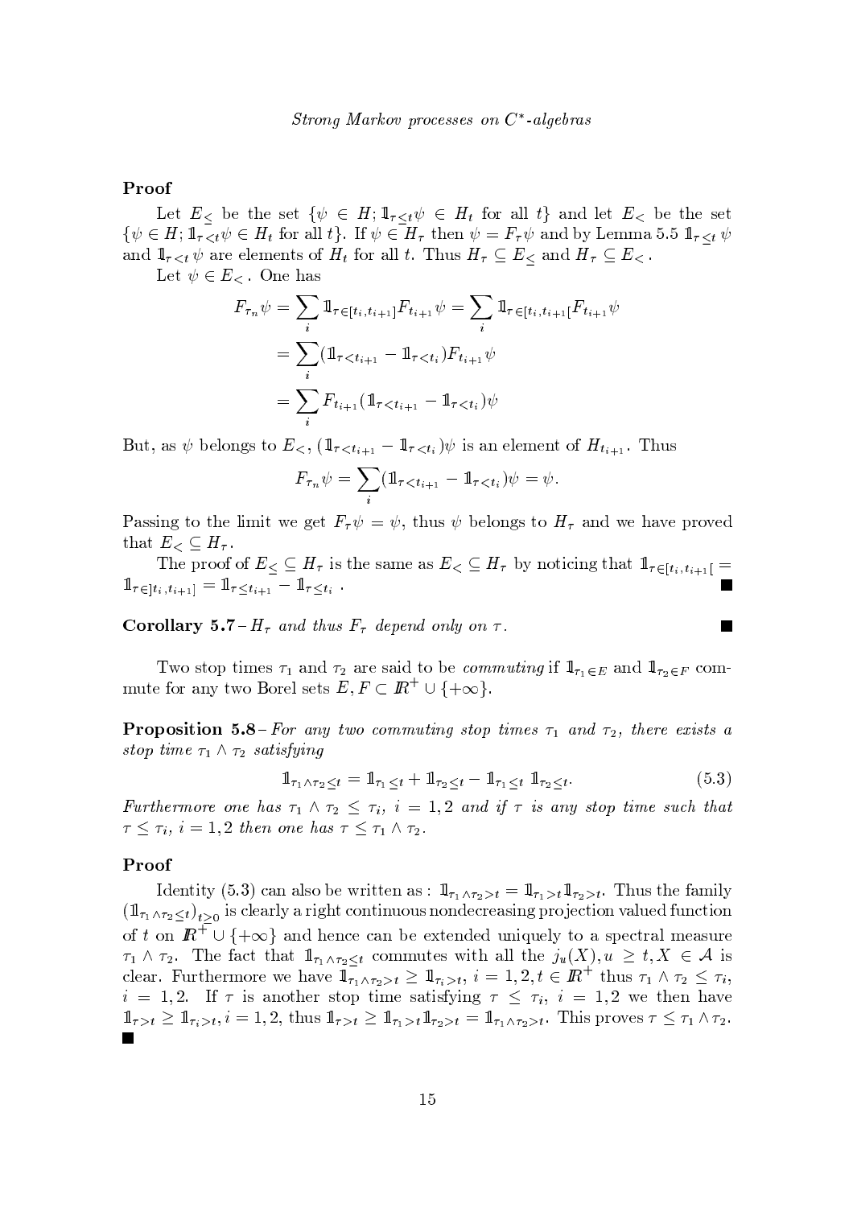**Proof**

Let $E_{\leq}$ be the set $\{\psi \in H; \mathbb{1}_{\tau \leq t}\psi \in H_t$ for all $t\}$ and let $E_{<}$ be the set $\{\psi \in H; \mathbb{1}_{\tau < t}\psi \in H_t$ for all $t\}$. If $\psi \in H_\tau$ then $\psi = F_\tau \psi$ and by Lemma 5.5 $\mathbb{1}_{\tau \leq t}\psi$ and $\mathbb{1}_{\tau < t}\psi$ are elements of $H_t$ for all $t$. Thus $H_\tau \subseteq E_{\leq}$ and $H_\tau \subseteq E_{<}$.

Let $\psi \in E_{<}$. One has

$$
\begin{aligned}
F_{\tau_n}\psi &= \sum_i \mathbb{1}_{\tau \in [t_i, t_{i+1}]} F_{t_{i+1}}\psi = \sum_i \mathbb{1}_{\tau \in [t_i, t_{i+1}[} F_{t_{i+1}}\psi \\
&= \sum_i (\mathbb{1}_{\tau < t_{i+1}} - \mathbb{1}_{\tau < t_i}) F_{t_{i+1}}\psi \\
&= \sum_i F_{t_{i+1}} (\mathbb{1}_{\tau < t_{i+1}} - \mathbb{1}_{\tau < t_i})\psi
\end{aligned}
$$

But, as $\psi$ belongs to $E_{<}$, $(\mathbb{1}_{\tau < t_{i+1}} - \mathbb{1}_{\tau < t_i})\psi$ is an element of $H_{t_{i+1}}$. Thus

$$
F_{\tau_n}\psi = \sum_i (\mathbb{1}_{\tau < t_{i+1}} - \mathbb{1}_{\tau < t_i})\psi = \psi.
$$

Passing to the limit we get $F_\tau \psi = \psi$, thus $\psi$ belongs to $H_\tau$ and we have proved that $E_{<} \subseteq H_\tau$.

The proof of $E_{\leq} \subseteq H_\tau$ is the same as $E_{<} \subseteq H_\tau$ by noticing that $\mathbb{1}_{\tau \in [t_i, t_{i+1}[} = \mathbb{1}_{\tau \in ]t_i, t_{i+1}]} = \mathbb{1}_{\tau \leq t_{i+1}} - \mathbb{1}_{\tau \leq t_i}$. ∎

**Corollary 5.7** – *$H_\tau$ and thus $F_\tau$ depend only on $\tau$.* ∎

Two stop times $\tau_1$ and $\tau_2$ are said to be *commuting* if $\mathbb{1}_{\tau_1 \in E}$ and $\mathbb{1}_{\tau_2 \in F}$ commute for any two Borel sets $E, F \subset \mathbb{R}^+ \cup \{+\infty\}$.

**Proposition 5.8** – *For any two commuting stop times $\tau_1$ and $\tau_2$, there exists a stop time $\tau_1 \wedge \tau_2$ satisfying*

$$
\mathbb{1}_{\tau_1 \wedge \tau_2 \leq t} = \mathbb{1}_{\tau_1 \leq t} + \mathbb{1}_{\tau_2 \leq t} - \mathbb{1}_{\tau_1 \leq t}\, \mathbb{1}_{\tau_2 \leq t}. \tag{5.3}
$$

*Furthermore one has $\tau_1 \wedge \tau_2 \leq \tau_i$, $i = 1, 2$ and if $\tau$ is any stop time such that $\tau \leq \tau_i$, $i = 1, 2$ then one has $\tau \leq \tau_1 \wedge \tau_2$.*

**Proof**

Identity (5.3) can also be written as : $\mathbb{1}_{\tau_1 \wedge \tau_2 > t} = \mathbb{1}_{\tau_1 > t}\mathbb{1}_{\tau_2 > t}$. Thus the family $(\mathbb{1}_{\tau_1 \wedge \tau_2 \leq t})_{t \geq 0}$ is clearly a right continuous nondecreasing projection valued function of $t$ on $\mathbb{R}^+ \cup \{+\infty\}$ and hence can be extended uniquely to a spectral measure $\tau_1 \wedge \tau_2$. The fact that $\mathbb{1}_{\tau_1 \wedge \tau_2 \leq t}$ commutes with all the $j_u(X), u \geq t, X \in \mathcal{A}$ is clear. Furthermore we have $\mathbb{1}_{\tau_1 \wedge \tau_2 > t} \geq \mathbb{1}_{\tau_i > t}$, $i = 1, 2, t \in \mathbb{R}^+$ thus $\tau_1 \wedge \tau_2 \leq \tau_i$, $i = 1, 2$. If $\tau$ is another stop time satisfying $\tau \leq \tau_i$, $i = 1, 2$ we then have $\mathbb{1}_{\tau > t} \geq \mathbb{1}_{\tau_i > t}, i = 1, 2$, thus $\mathbb{1}_{\tau > t} \geq \mathbb{1}_{\tau_1 > t}\mathbb{1}_{\tau_2 > t} = \mathbb{1}_{\tau_1 \wedge \tau_2 > t}$. This proves $\tau \leq \tau_1 \wedge \tau_2$. ∎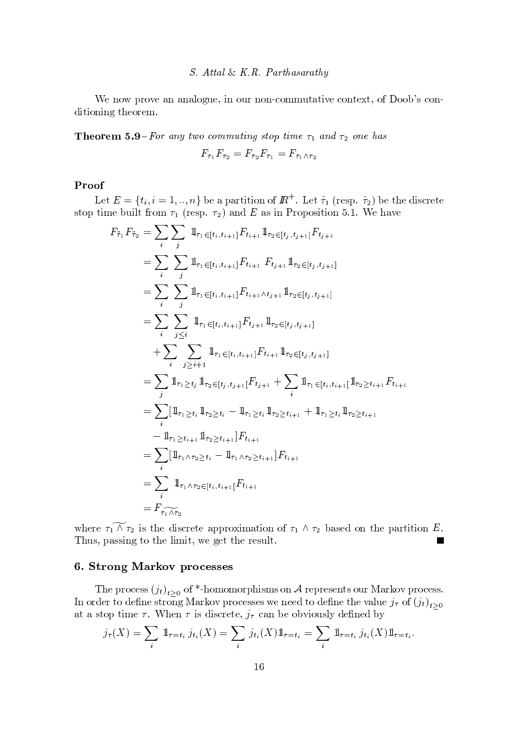We now prove an analogue, in our non-commutative context, of Doob's conditioning theorem.

**Theorem 5.9**– *For any two commuting stop time $\tau_1$ and $\tau_2$ one has*

$$F_{\tau_1} F_{\tau_2} = F_{\tau_2} F_{\tau_1} = F_{\tau_1 \wedge \tau_2}$$

**Proof**

Let $E = \{t_i, i = 1, .., n\}$ be a partition of $\mathbb{R}^+$. Let $\tilde{\tau}_1$ (resp. $\tilde{\tau}_2$) be the discrete stop time built from $\tau_1$ (resp. $\tau_2$) and $E$ as in Proposition 5.1. We have

$$\begin{aligned}
F_{\tilde{\tau}_1} F_{\tilde{\tau}_2} &= \sum_i \sum_j \mathbb{1}_{\tau_1 \in [t_i, t_{i+1}]} F_{t_{i+1}} \mathbb{1}_{\tau_2 \in [t_j, t_{j+1}]} F_{t_{j+1}} \\
&= \sum_i \sum_j \mathbb{1}_{\tau_1 \in [t_i, t_{i+1}]} F_{t_{i+1}} \; F_{t_{j+1}} \mathbb{1}_{\tau_2 \in [t_j, t_{j+1}]} \\
&= \sum_i \sum_j \mathbb{1}_{\tau_1 \in [t_i, t_{i+1}]} F_{t_{i+1} \wedge t_{j+1}} \mathbb{1}_{\tau_2 \in [t_j, t_{j+1}]} \\
&= \sum_i \sum_{j \leq i} \mathbb{1}_{\tau_1 \in [t_i, t_{i+1}]} F_{t_{j+1}} \mathbb{1}_{\tau_2 \in [t_j, t_{j+1}]} \\
&\quad + \sum_i \sum_{j \geq i+1} \mathbb{1}_{\tau_1 \in [t_i, t_{i+1}]} F_{t_{i+1}} \mathbb{1}_{\tau_2 \in [t_j, t_{j+1}]} \\
&= \sum_j \mathbb{1}_{\tau_1 \geq t_j} \mathbb{1}_{\tau_2 \in [t_j, t_{j+1}[} F_{t_{j+1}} + \sum_i \mathbb{1}_{\tau_1 \in [t_i, t_{i+1}[} \mathbb{1}_{\tau_2 \geq t_{i+1}} F_{t_{i+1}} \\
&= \sum_i [\mathbb{1}_{\tau_1 \geq t_i} \mathbb{1}_{\tau_2 \geq t_i} - \mathbb{1}_{\tau_1 \geq t_i} \mathbb{1}_{\tau_2 \geq t_{i+1}} + \mathbb{1}_{\tau_1 \geq t_i} \mathbb{1}_{\tau_2 \geq t_{i+1}} \\
&\quad - \mathbb{1}_{\tau_1 \geq t_{i+1}} \mathbb{1}_{\tau_2 \geq t_{i+1}}] F_{t_{i+1}} \\
&= \sum_i [\mathbb{1}_{\tau_1 \wedge \tau_2 \geq t_i} - \mathbb{1}_{\tau_1 \wedge \tau_2 \geq t_{i+1}}] F_{t_{i+1}} \\
&= \sum_i \mathbb{1}_{\tau_1 \wedge \tau_2 \in [t_i, t_{i+1}[} F_{t_{i+1}} \\
&= F_{\widetilde{\tau_1 \wedge \tau_2}}
\end{aligned}$$

where $\widetilde{\tau_1 \wedge \tau_2}$ is the discrete approximation of $\tau_1 \wedge \tau_2$ based on the partition $E$. Thus, passing to the limit, we get the result. ■

## 6. Strong Markov processes

The process $(j_t)_{t \geq 0}$ of *-homomorphisms on $\mathcal{A}$ represents our Markov process. In order to define strong Markov processes we need to define the value $j_\tau$ of $(j_t)_{t \geq 0}$ at a stop time $\tau$. When $\tau$ is discrete, $j_\tau$ can be obviously defined by

$$j_\tau(X) = \sum_i \mathbb{1}_{\tau = t_i} \, j_{t_i}(X) = \sum_i j_{t_i}(X) \mathbb{1}_{\tau = t_i} = \sum_i \mathbb{1}_{\tau = t_i} \, j_{t_i}(X) \mathbb{1}_{\tau = t_i}.$$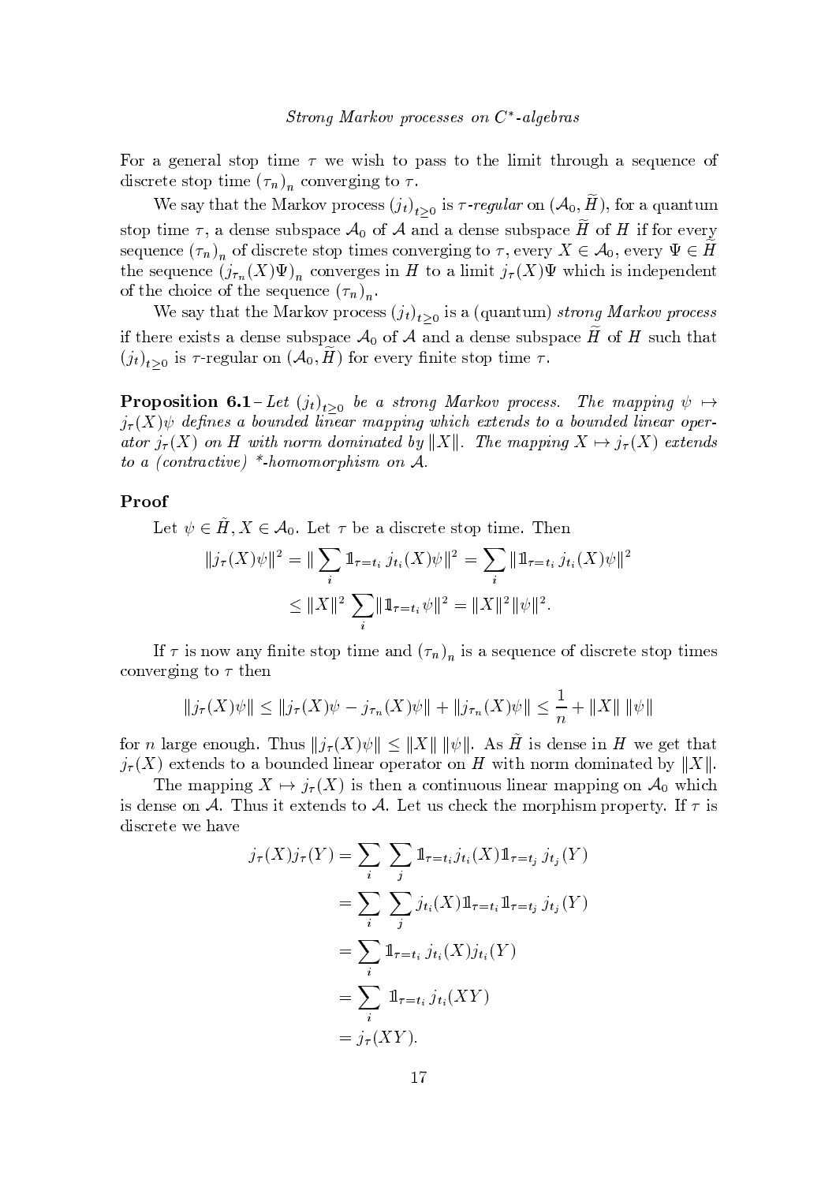For a general stop time $\tau$ we wish to pass to the limit through a sequence of discrete stop time $(\tau_n)_n$ converging to $\tau$.

We say that the Markov process $(j_t)_{t\geq 0}$ is *$\tau$-regular* on $(\mathcal{A}_0, \widetilde{H})$, for a quantum stop time $\tau$, a dense subspace $\mathcal{A}_0$ of $\mathcal{A}$ and a dense subspace $\widetilde{H}$ of $H$ if for every sequence $(\tau_n)_n$ of discrete stop times converging to $\tau$, every $X \in \mathcal{A}_0$, every $\Psi \in \widetilde{H}$ the sequence $(j_{\tau_n}(X)\Psi)_n$ converges in $H$ to a limit $j_\tau(X)\Psi$ which is independent of the choice of the sequence $(\tau_n)_n$.

We say that the Markov process $(j_t)_{t\geq 0}$ is a (quantum) *strong Markov process* if there exists a dense subspace $\mathcal{A}_0$ of $\mathcal{A}$ and a dense subspace $\widetilde{H}$ of $H$ such that $(j_t)_{t\geq 0}$ is $\tau$-regular on $(\mathcal{A}_0, \widetilde{H})$ for every finite stop time $\tau$.

**Proposition 6.1** – *Let $(j_t)_{t\geq 0}$ be a strong Markov process. The mapping $\psi \mapsto j_\tau(X)\psi$ defines a bounded linear mapping which extends to a bounded linear operator $j_\tau(X)$ on $H$ with norm dominated by $\|X\|$. The mapping $X \mapsto j_\tau(X)$ extends to a (contractive) \*-homomorphism on $\mathcal{A}$.*

**Proof**

Let $\psi \in \tilde{H}, X \in \mathcal{A}_0$. Let $\tau$ be a discrete stop time. Then

$$\begin{aligned}
\|j_\tau(X)\psi\|^2 &= \|\sum_i \mathbb{1}_{\tau=t_i}\, j_{t_i}(X)\psi\|^2 = \sum_i \|\mathbb{1}_{\tau=t_i}\, j_{t_i}(X)\psi\|^2 \\
&\leq \|X\|^2 \sum_i \|\mathbb{1}_{\tau=t_i}\psi\|^2 = \|X\|^2\|\psi\|^2.
\end{aligned}$$

If $\tau$ is now any finite stop time and $(\tau_n)_n$ is a sequence of discrete stop times converging to $\tau$ then

$$\|j_\tau(X)\psi\| \leq \|j_\tau(X)\psi - j_{\tau_n}(X)\psi\| + \|j_{\tau_n}(X)\psi\| \leq \frac{1}{n} + \|X\|\,\|\psi\|$$

for $n$ large enough. Thus $\|j_\tau(X)\psi\| \leq \|X\|\,\|\psi\|$. As $\tilde{H}$ is dense in $H$ we get that $j_\tau(X)$ extends to a bounded linear operator on $H$ with norm dominated by $\|X\|$.

The mapping $X \mapsto j_\tau(X)$ is then a continuous linear mapping on $\mathcal{A}_0$ which is dense on $\mathcal{A}$. Thus it extends to $\mathcal{A}$. Let us check the morphism property. If $\tau$ is discrete we have

$$\begin{aligned}
j_\tau(X)j_\tau(Y) &= \sum_i \sum_j \mathbb{1}_{\tau=t_i} j_{t_i}(X)\mathbb{1}_{\tau=t_j}\, j_{t_j}(Y) \\
&= \sum_i \sum_j j_{t_i}(X)\mathbb{1}_{\tau=t_i}\mathbb{1}_{\tau=t_j}\, j_{t_j}(Y) \\
&= \sum_i \mathbb{1}_{\tau=t_i}\, j_{t_i}(X)j_{t_i}(Y) \\
&= \sum_i \mathbb{1}_{\tau=t_i}\, j_{t_i}(XY) \\
&= j_\tau(XY).
\end{aligned}$$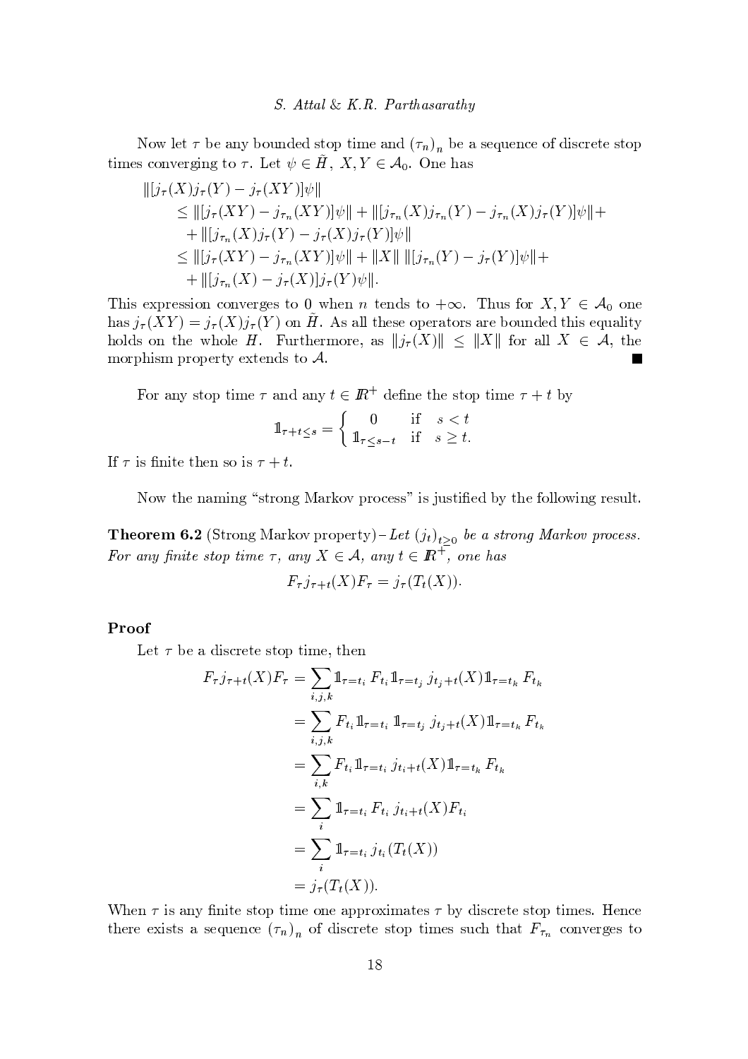Now let $\tau$ be any bounded stop time and $(\tau_n)_n$ be a sequence of discrete stop times converging to $\tau$. Let $\psi \in \tilde{H}$, $X, Y \in \mathcal{A}_0$. One has

$$
\begin{aligned}
&\|[j_\tau(X)j_\tau(Y) - j_\tau(XY)]\psi\| \\
&\quad \leq \|[j_\tau(XY) - j_{\tau_n}(XY)]\psi\| + \|[j_{\tau_n}(X)j_{\tau_n}(Y) - j_{\tau_n}(X)j_\tau(Y)]\psi\| + \\
&\quad\quad + \|[j_{\tau_n}(X)j_\tau(Y) - j_\tau(X)j_\tau(Y)]\psi\| \\
&\quad \leq \|[j_\tau(XY) - j_{\tau_n}(XY)]\psi\| + \|X\|\,\|[j_{\tau_n}(Y) - j_\tau(Y)]\psi\| + \\
&\quad\quad + \|[j_{\tau_n}(X) - j_\tau(X)]j_\tau(Y)\psi\|.
\end{aligned}
$$

This expression converges to 0 when $n$ tends to $+\infty$. Thus for $X, Y \in \mathcal{A}_0$ one has $j_\tau(XY) = j_\tau(X)j_\tau(Y)$ on $\tilde{H}$. As all these operators are bounded this equality holds on the whole $H$. Furthermore, as $\|j_\tau(X)\| \leq \|X\|$ for all $X \in \mathcal{A}$, the morphism property extends to $\mathcal{A}$. ■

For any stop time $\tau$ and any $t \in \mathbb{R}^+$ define the stop time $\tau + t$ by

$$
1\!\!1_{\tau+t\leq s} = \begin{cases} 0 & \text{if} \quad s < t \\ 1\!\!1_{\tau \leq s-t} & \text{if} \quad s \geq t. \end{cases}
$$

If $\tau$ is finite then so is $\tau + t$.

Now the naming "strong Markov process" is justified by the following result.

**Theorem 6.2** (Strong Markov property) – *Let $(j_t)_{t\geq 0}$ be a strong Markov process. For any finite stop time $\tau$, any $X \in \mathcal{A}$, any $t \in \mathbb{R}^+$, one has*

$$
F_\tau j_{\tau+t}(X) F_\tau = j_\tau(T_t(X)).
$$

**Proof**

Let $\tau$ be a discrete stop time, then

$$
\begin{aligned}
F_\tau j_{\tau+t}(X)F_\tau &= \sum_{i,j,k} 1\!\!1_{\tau=t_i}\, F_{t_i} 1\!\!1_{\tau=t_j}\, j_{t_j+t}(X) 1\!\!1_{\tau=t_k}\, F_{t_k} \\
&= \sum_{i,j,k} F_{t_i} 1\!\!1_{\tau=t_i}\, 1\!\!1_{\tau=t_j}\, j_{t_j+t}(X) 1\!\!1_{\tau=t_k}\, F_{t_k} \\
&= \sum_{i,k} F_{t_i} 1\!\!1_{\tau=t_i}\, j_{t_i+t}(X) 1\!\!1_{\tau=t_k}\, F_{t_k} \\
&= \sum_{i} 1\!\!1_{\tau=t_i}\, F_{t_i}\, j_{t_i+t}(X) F_{t_i} \\
&= \sum_{i} 1\!\!1_{\tau=t_i}\, j_{t_i}(T_t(X)) \\
&= j_\tau(T_t(X)).
\end{aligned}
$$

When $\tau$ is any finite stop time one approximates $\tau$ by discrete stop times. Hence there exists a sequence $(\tau_n)_n$ of discrete stop times such that $F_{\tau_n}$ converges to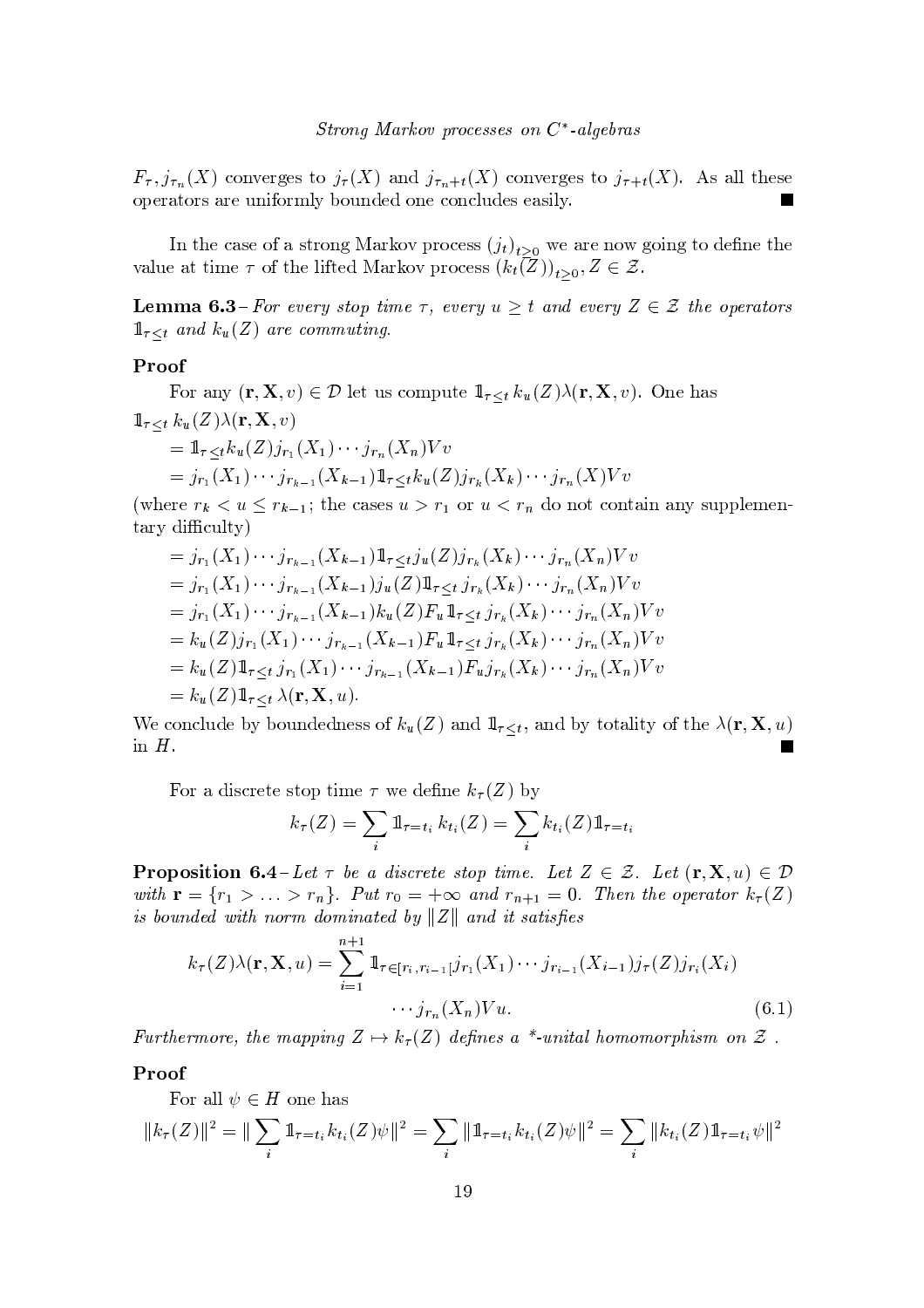$F_\tau$, $j_{\tau_n}(X)$ converges to $j_\tau(X)$ and $j_{\tau_n+t}(X)$ converges to $j_{\tau+t}(X)$. As all these operators are uniformly bounded one concludes easily. ■

In the case of a strong Markov process $(j_t)_{t\geq 0}$ we are now going to define the value at time $\tau$ of the lifted Markov process $(k_t(Z))_{t\geq 0}, Z \in \mathcal{Z}$.

**Lemma 6.3** – *For every stop time $\tau$, every $u \geq t$ and every $Z \in \mathcal{Z}$ the operators $\mathbb{1}_{\tau\leq t}$ and $k_u(Z)$ are commuting.*

**Proof**

For any $(\mathbf{r}, \mathbf{X}, v) \in \mathcal{D}$ let us compute $\mathbb{1}_{\tau\leq t}\, k_u(Z)\lambda(\mathbf{r}, \mathbf{X}, v)$. One has

$$
\begin{aligned}
&\mathbb{1}_{\tau\leq t}\, k_u(Z)\lambda(\mathbf{r}, \mathbf{X}, v)\\
&\quad= \mathbb{1}_{\tau\leq t} k_u(Z) j_{r_1}(X_1)\cdots j_{r_n}(X_n)Vv\\
&\quad= j_{r_1}(X_1)\cdots j_{r_{k-1}}(X_{k-1})\mathbb{1}_{\tau\leq t} k_u(Z) j_{r_k}(X_k)\cdots j_{r_n}(X)Vv
\end{aligned}
$$

(where $r_k < u \leq r_{k-1}$; the cases $u > r_1$ or $u < r_n$ do not contain any supplementary difficulty)

$$
\begin{aligned}
&\quad= j_{r_1}(X_1)\cdots j_{r_{k-1}}(X_{k-1})\mathbb{1}_{\tau\leq t} j_u(Z) j_{r_k}(X_k)\cdots j_{r_n}(X_n)Vv\\
&\quad= j_{r_1}(X_1)\cdots j_{r_{k-1}}(X_{k-1}) j_u(Z)\mathbb{1}_{\tau\leq t}\, j_{r_k}(X_k)\cdots j_{r_n}(X_n)Vv\\
&\quad= j_{r_1}(X_1)\cdots j_{r_{k-1}}(X_{k-1}) k_u(Z)F_u\,\mathbb{1}_{\tau\leq t}\, j_{r_k}(X_k)\cdots j_{r_n}(X_n)Vv\\
&\quad= k_u(Z) j_{r_1}(X_1)\cdots j_{r_{k-1}}(X_{k-1})F_u\,\mathbb{1}_{\tau\leq t}\, j_{r_k}(X_k)\cdots j_{r_n}(X_n)Vv\\
&\quad= k_u(Z)\mathbb{1}_{\tau\leq t}\, j_{r_1}(X_1)\cdots j_{r_{k-1}}(X_{k-1})F_u j_{r_k}(X_k)\cdots j_{r_n}(X_n)Vv\\
&\quad= k_u(Z)\mathbb{1}_{\tau\leq t}\,\lambda(\mathbf{r}, \mathbf{X}, u).
\end{aligned}
$$

We conclude by boundedness of $k_u(Z)$ and $\mathbb{1}_{\tau\leq t}$, and by totality of the $\lambda(\mathbf{r}, \mathbf{X}, u)$ in $H$. ■

For a discrete stop time $\tau$ we define $k_\tau(Z)$ by

$$
k_\tau(Z) = \sum_i \mathbb{1}_{\tau=t_i}\, k_{t_i}(Z) = \sum_i k_{t_i}(Z)\mathbb{1}_{\tau=t_i}
$$

**Proposition 6.4** – *Let $\tau$ be a discrete stop time. Let $Z \in \mathcal{Z}$. Let $(\mathbf{r}, \mathbf{X}, u) \in \mathcal{D}$ with $\mathbf{r} = \{r_1 > \ldots > r_n\}$. Put $r_0 = +\infty$ and $r_{n+1} = 0$. Then the operator $k_\tau(Z)$ is bounded with norm dominated by $\|Z\|$ and it satisfies*

$$
\begin{aligned}
k_\tau(Z)\lambda(\mathbf{r}, \mathbf{X}, u) = \sum_{i=1}^{n+1} \mathbb{1}_{\tau\in[r_i, r_{i-1}[}\, &j_{r_1}(X_1)\cdots j_{r_{i-1}}(X_{i-1}) j_\tau(Z) j_{r_i}(X_i)\\
&\cdots j_{r_n}(X_n)Vu. \qquad (6.1)
\end{aligned}
$$

*Furthermore, the mapping $Z \mapsto k_\tau(Z)$ defines a \*-unital homomorphism on $\mathcal{Z}$ .*

**Proof**

For all $\psi \in H$ one has

$$
\|k_\tau(Z)\|^2 = \|\sum_i \mathbb{1}_{\tau=t_i} k_{t_i}(Z)\psi\|^2 = \sum_i \|\mathbb{1}_{\tau=t_i} k_{t_i}(Z)\psi\|^2 = \sum_i \|k_{t_i}(Z)\mathbb{1}_{\tau=t_i}\psi\|^2
$$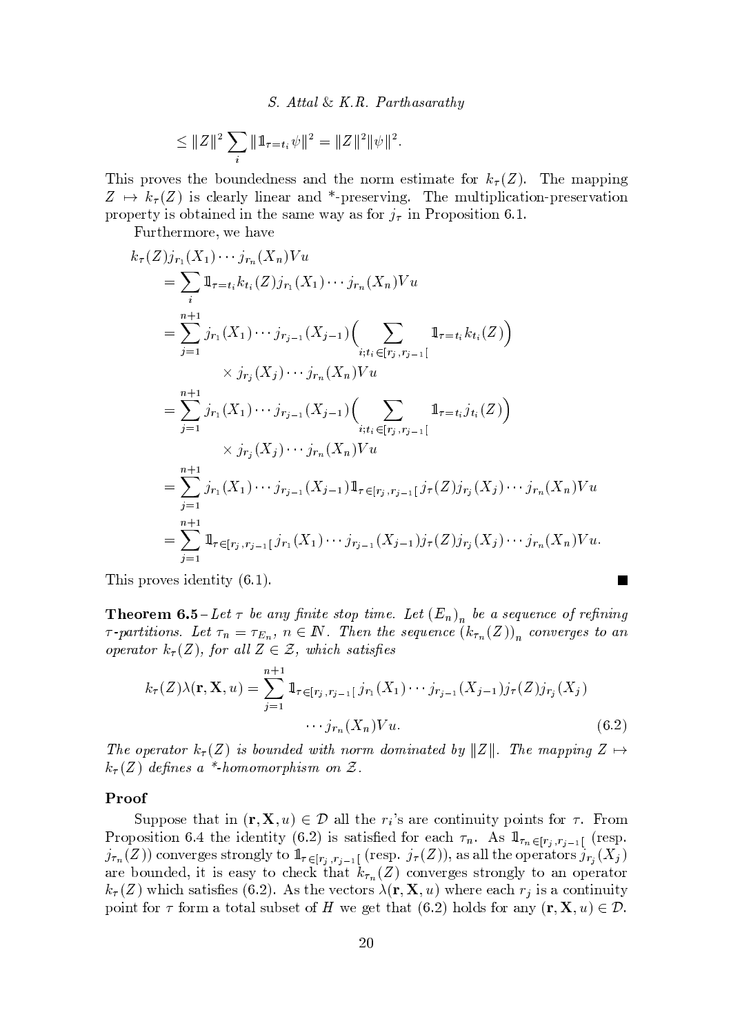$$\leq \|Z\|^2 \sum_i \|\mathbb{1}_{\tau=t_i}\psi\|^2 = \|Z\|^2\|\psi\|^2.$$

This proves the boundedness and the norm estimate for $k_\tau(Z)$. The mapping $Z \mapsto k_\tau(Z)$ is clearly linear and \*-preserving. The multiplication-preservation property is obtained in the same way as for $j_\tau$ in Proposition 6.1.

Furthermore, we have

$$\begin{aligned}
k_\tau(Z) j_{r_1}(X_1)\cdots j_{r_n}(X_n)Vu
&= \sum_i \mathbb{1}_{\tau=t_i} k_{t_i}(Z) j_{r_1}(X_1)\cdots j_{r_n}(X_n)Vu\\
&= \sum_{j=1}^{n+1} j_{r_1}(X_1)\cdots j_{r_{j-1}}(X_{j-1})\Big(\sum_{i;t_i\in[r_j,r_{j-1}[} \mathbb{1}_{\tau=t_i}k_{t_i}(Z)\Big)\\
&\qquad\times j_{r_j}(X_j)\cdots j_{r_n}(X_n)Vu\\
&= \sum_{j=1}^{n+1} j_{r_1}(X_1)\cdots j_{r_{j-1}}(X_{j-1})\Big(\sum_{i;t_i\in[r_j,r_{j-1}[} \mathbb{1}_{\tau=t_i}j_{t_i}(Z)\Big)\\
&\qquad\times j_{r_j}(X_j)\cdots j_{r_n}(X_n)Vu\\
&= \sum_{j=1}^{n+1} j_{r_1}(X_1)\cdots j_{r_{j-1}}(X_{j-1})\mathbb{1}_{\tau\in[r_j,r_{j-1}[}j_\tau(Z) j_{r_j}(X_j)\cdots j_{r_n}(X_n)Vu\\
&= \sum_{j=1}^{n+1} \mathbb{1}_{\tau\in[r_j,r_{j-1}[} j_{r_1}(X_1)\cdots j_{r_{j-1}}(X_{j-1})j_\tau(Z) j_{r_j}(X_j)\cdots j_{r_n}(X_n)Vu.
\end{aligned}$$

This proves identity (6.1). ■

**Theorem 6.5** – *Let $\tau$ be any finite stop time. Let $(E_n)_n$ be a sequence of refining $\tau$-partitions. Let $\tau_n = \tau_{E_n}$, $n \in \mathbb{N}$. Then the sequence $(k_{\tau_n}(Z))_n$ converges to an operator $k_\tau(Z)$, for all $Z \in \mathcal{Z}$, which satisfies*

$$k_\tau(Z)\lambda(\mathbf{r},\mathbf{X},u) = \sum_{j=1}^{n+1} \mathbb{1}_{\tau\in[r_j,r_{j-1}[} j_{r_1}(X_1)\cdots j_{r_{j-1}}(X_{j-1})j_\tau(Z)j_{r_j}(X_j)\cdots j_{r_n}(X_n)Vu. \tag{6.2}$$

*The operator $k_\tau(Z)$ is bounded with norm dominated by $\|Z\|$. The mapping $Z \mapsto k_\tau(Z)$ defines a \*-homomorphism on $\mathcal{Z}$.*

**Proof**

Suppose that in $(\mathbf{r},\mathbf{X},u) \in \mathcal{D}$ all the $r_i$'s are continuity points for $\tau$. From Proposition 6.4 the identity (6.2) is satisfied for each $\tau_n$. As $\mathbb{1}_{\tau_n\in[r_j,r_{j-1}[}$ (resp. $j_{\tau_n}(Z)$) converges strongly to $\mathbb{1}_{\tau\in[r_j,r_{j-1}[}$ (resp. $j_\tau(Z)$), as all the operators $j_{r_j}(X_j)$ are bounded, it is easy to check that $k_{\tau_n}(Z)$ converges strongly to an operator $k_\tau(Z)$ which satisfies (6.2). As the vectors $\lambda(\mathbf{r},\mathbf{X},u)$ where each $r_j$ is a continuity point for $\tau$ form a total subset of $H$ we get that (6.2) holds for any $(\mathbf{r},\mathbf{X},u) \in \mathcal{D}$.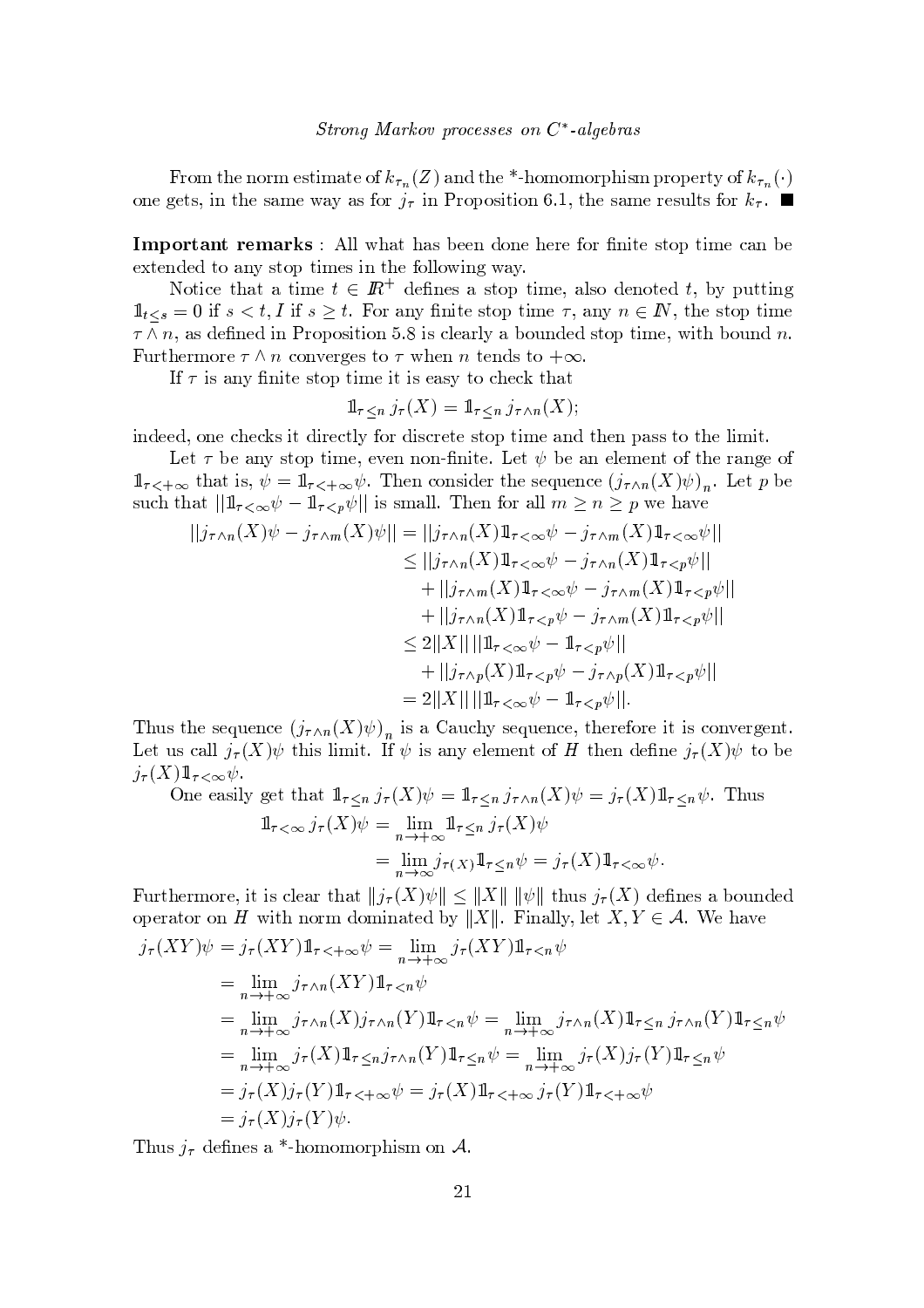From the norm estimate of $k_{\tau_n}(Z)$ and the \*-homomorphism property of $k_{\tau_n}(\cdot)$ one gets, in the same way as for $j_\tau$ in Proposition 6.1, the same results for $k_\tau$. ■

**Important remarks** : All what has been done here for finite stop time can be extended to any stop times in the following way.

Notice that a time $t \in \mathbb{R}^+$ defines a stop time, also denoted $t$, by putting $\mathbb{1}_{t \leq s} = 0$ if $s < t$, $I$ if $s \geq t$. For any finite stop time $\tau$, any $n \in \mathbb{N}$, the stop time $\tau \wedge n$, as defined in Proposition 5.8 is clearly a bounded stop time, with bound $n$. Furthermore $\tau \wedge n$ converges to $\tau$ when $n$ tends to $+\infty$.

If $\tau$ is any finite stop time it is easy to check that

$$\mathbb{1}_{\tau \leq n}\, j_\tau(X) = \mathbb{1}_{\tau \leq n}\, j_{\tau\wedge n}(X);$$

indeed, one checks it directly for discrete stop time and then pass to the limit.

Let $\tau$ be any stop time, even non-finite. Let $\psi$ be an element of the range of $\mathbb{1}_{\tau<+\infty}$ that is, $\psi = \mathbb{1}_{\tau<+\infty}\psi$. Then consider the sequence $(j_{\tau\wedge n}(X)\psi)_n$. Let $p$ be such that $||\mathbb{1}_{\tau<\infty}\psi - \mathbb{1}_{\tau<p}\psi||$ is small. Then for all $m \geq n \geq p$ we have

$$\begin{aligned}
||j_{\tau\wedge n}(X)\psi - j_{\tau\wedge m}(X)\psi|| &= ||j_{\tau\wedge n}(X)\mathbb{1}_{\tau<\infty}\psi - j_{\tau\wedge m}(X)\mathbb{1}_{\tau<\infty}\psi|| \\
&\leq ||j_{\tau\wedge n}(X)\mathbb{1}_{\tau<\infty}\psi - j_{\tau\wedge n}(X)\mathbb{1}_{\tau<p}\psi|| \\
&\quad + ||j_{\tau\wedge m}(X)\mathbb{1}_{\tau<\infty}\psi - j_{\tau\wedge m}(X)\mathbb{1}_{\tau<p}\psi|| \\
&\quad + ||j_{\tau\wedge n}(X)\mathbb{1}_{\tau<p}\psi - j_{\tau\wedge m}(X)\mathbb{1}_{\tau<p}\psi|| \\
&\leq 2||X||\,||\mathbb{1}_{\tau<\infty}\psi - \mathbb{1}_{\tau<p}\psi|| \\
&\quad + ||j_{\tau\wedge p}(X)\mathbb{1}_{\tau<p}\psi - j_{\tau\wedge p}(X)\mathbb{1}_{\tau<p}\psi|| \\
&= 2||X||\,||\mathbb{1}_{\tau<\infty}\psi - \mathbb{1}_{\tau<p}\psi||.
\end{aligned}$$

Thus the sequence $(j_{\tau\wedge n}(X)\psi)_n$ is a Cauchy sequence, therefore it is convergent. Let us call $j_\tau(X)\psi$ this limit. If $\psi$ is any element of $H$ then define $j_\tau(X)\psi$ to be $j_\tau(X)\mathbb{1}_{\tau<\infty}\psi$.

One easily get that $\mathbb{1}_{\tau\leq n}\, j_\tau(X)\psi = \mathbb{1}_{\tau\leq n}\, j_{\tau\wedge n}(X)\psi = j_\tau(X)\mathbb{1}_{\tau\leq n}\psi$. Thus

$$\begin{aligned}
\mathbb{1}_{\tau<\infty}\, j_\tau(X)\psi &= \lim_{n\to+\infty} \mathbb{1}_{\tau\leq n}\, j_\tau(X)\psi \\
&= \lim_{n\to\infty} j_{\tau(X)}\mathbb{1}_{\tau\leq n}\psi = j_\tau(X)\mathbb{1}_{\tau<\infty}\psi.
\end{aligned}$$

Furthermore, it is clear that $\|j_\tau(X)\psi\| \leq \|X\|\,\|\psi\|$ thus $j_\tau(X)$ defines a bounded operator on $H$ with norm dominated by $\|X\|$. Finally, let $X, Y \in \mathcal{A}$. We have

$$\begin{aligned}
j_\tau(XY)\psi &= j_\tau(XY)\mathbb{1}_{\tau<+\infty}\psi = \lim_{n\to+\infty} j_\tau(XY)\mathbb{1}_{\tau<n}\psi \\
&= \lim_{n\to+\infty} j_{\tau\wedge n}(XY)\mathbb{1}_{\tau<n}\psi \\
&= \lim_{n\to+\infty} j_{\tau\wedge n}(X)j_{\tau\wedge n}(Y)\mathbb{1}_{\tau<n}\psi = \lim_{n\to+\infty} j_{\tau\wedge n}(X)\mathbb{1}_{\tau\leq n}\, j_{\tau\wedge n}(Y)\mathbb{1}_{\tau\leq n}\psi \\
&= \lim_{n\to+\infty} j_\tau(X)\mathbb{1}_{\tau\leq n}j_{\tau\wedge n}(Y)\mathbb{1}_{\tau\leq n}\psi = \lim_{n\to+\infty} j_\tau(X)j_\tau(Y)\mathbb{1}_{\tau\leq n}\psi \\
&= j_\tau(X)j_\tau(Y)\mathbb{1}_{\tau<+\infty}\psi = j_\tau(X)\mathbb{1}_{\tau<+\infty}\, j_\tau(Y)\mathbb{1}_{\tau<+\infty}\psi \\
&= j_\tau(X)j_\tau(Y)\psi.
\end{aligned}$$

Thus $j_\tau$ defines a \*-homomorphism on $\mathcal{A}$.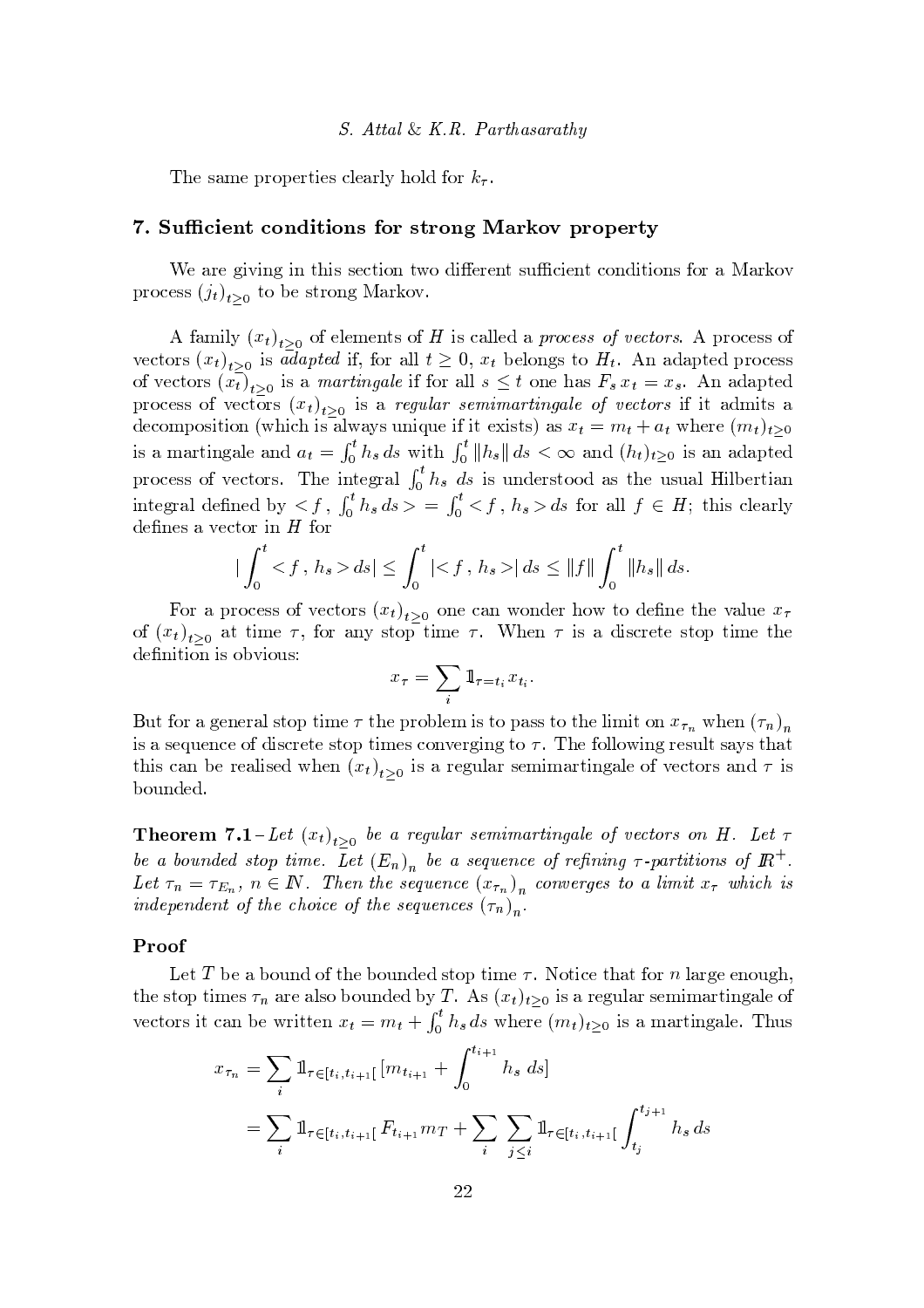The same properties clearly hold for $k_\tau$.

## 7. Sufficient conditions for strong Markov property

We are giving in this section two different sufficient conditions for a Markov process $(j_t)_{t\geq 0}$ to be strong Markov.

A family $(x_t)_{t\geq 0}$ of elements of $H$ is called a *process of vectors*. A process of vectors $(x_t)_{t\geq 0}$ is *adapted* if, for all $t \geq 0$, $x_t$ belongs to $H_t$. An adapted process of vectors $(x_t)_{t\geq 0}$ is a *martingale* if for all $s \leq t$ one has $F_s\, x_t = x_s$. An adapted process of vectors $(x_t)_{t\geq 0}$ is a *regular semimartingale of vectors* if it admits a decomposition (which is always unique if it exists) as $x_t = m_t + a_t$ where $(m_t)_{t\geq 0}$ is a martingale and $a_t = \int_0^t h_s\, ds$ with $\int_0^t \|h_s\|\, ds < \infty$ and $(h_t)_{t\geq 0}$ is an adapted process of vectors. The integral $\int_0^t h_s\; ds$ is understood as the usual Hilbertian integral defined by $< f\,,\, \int_0^t h_s\, ds > \; = \int_0^t < f\,,\, h_s > ds$ for all $f \in H$; this clearly defines a vector in $H$ for

$$|\int_0^t < f\,,\, h_s > ds| \leq \int_0^t |< f\,,\, h_s >|\, ds \leq \|f\| \int_0^t \|h_s\|\, ds.$$

For a process of vectors $(x_t)_{t\geq 0}$ one can wonder how to define the value $x_\tau$ of $(x_t)_{t\geq 0}$ at time $\tau$, for any stop time $\tau$. When $\tau$ is a discrete stop time the definition is obvious:

$$x_\tau = \sum_i \mathbb{1}_{\tau = t_i} x_{t_i}.$$

But for a general stop time $\tau$ the problem is to pass to the limit on $x_{\tau_n}$ when $(\tau_n)_n$ is a sequence of discrete stop times converging to $\tau$. The following result says that this can be realised when $(x_t)_{t\geq 0}$ is a regular semimartingale of vectors and $\tau$ is bounded.

**Theorem 7.1** – *Let $(x_t)_{t\geq 0}$ be a regular semimartingale of vectors on $H$. Let $\tau$ be a bounded stop time. Let $(E_n)_n$ be a sequence of refining $\tau$-partitions of $\mathbb{R}^+$. Let $\tau_n = \tau_{E_n}$, $n \in \mathbb{N}$. Then the sequence $(x_{\tau_n})_n$ converges to a limit $x_\tau$ which is independent of the choice of the sequences $(\tau_n)_n$.*

### Proof

Let $T$ be a bound of the bounded stop time $\tau$. Notice that for $n$ large enough, the stop times $\tau_n$ are also bounded by $T$. As $(x_t)_{t\geq 0}$ is a regular semimartingale of vectors it can be written $x_t = m_t + \int_0^t h_s\, ds$ where $(m_t)_{t\geq 0}$ is a martingale. Thus

$$\begin{aligned}
x_{\tau_n} &= \sum_i \mathbb{1}_{\tau \in [t_i, t_{i+1}[} [m_{t_{i+1}} + \int_0^{t_{i+1}} h_s\; ds] \\
&= \sum_i \mathbb{1}_{\tau \in [t_i, t_{i+1}[} F_{t_{i+1}} m_T + \sum_i \sum_{j \leq i} \mathbb{1}_{\tau \in [t_i, t_{i+1}[} \int_{t_j}^{t_{j+1}} h_s\, ds
\end{aligned}$$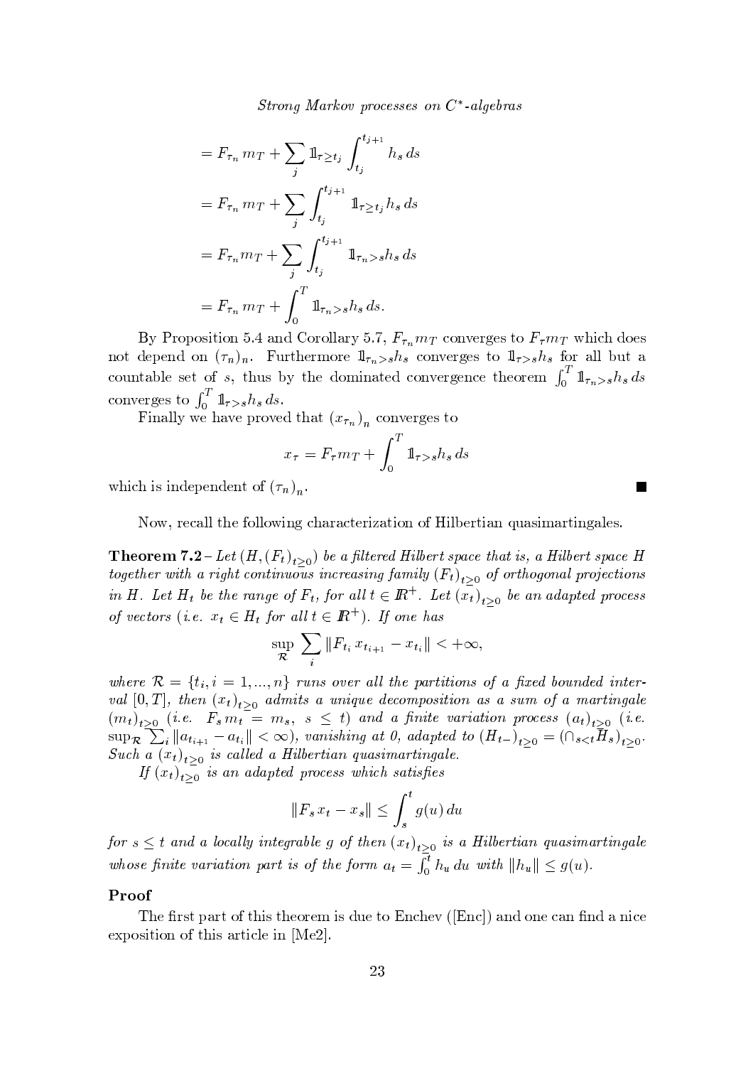$$= F_{\tau_n} m_T + \sum_j 1\!\!1_{\tau \geq t_j} \int_{t_j}^{t_{j+1}} h_s \, ds$$

$$= F_{\tau_n} m_T + \sum_j \int_{t_j}^{t_{j+1}} 1\!\!1_{\tau \geq t_j} h_s \, ds$$

$$= F_{\tau_n} m_T + \sum_j \int_{t_j}^{t_{j+1}} 1\!\!1_{\tau_n > s} h_s \, ds$$

$$= F_{\tau_n} m_T + \int_0^T 1\!\!1_{\tau_n > s} h_s \, ds.$$

By Proposition 5.4 and Corollary 5.7, $F_{\tau_n} m_T$ converges to $F_\tau m_T$ which does not depend on $(\tau_n)_n$. Furthermore $1\!\!1_{\tau_n > s} h_s$ converges to $1\!\!1_{\tau > s} h_s$ for all but a countable set of $s$, thus by the dominated convergence theorem $\int_0^T 1\!\!1_{\tau_n > s} h_s \, ds$ converges to $\int_0^T 1\!\!1_{\tau > s} h_s \, ds$.

Finally we have proved that $(x_{\tau_n})_n$ converges to

$$x_\tau = F_\tau m_T + \int_0^T 1\!\!1_{\tau > s} h_s \, ds$$

which is independent of $(\tau_n)_n$. ∎

Now, recall the following characterization of Hilbertian quasimartingales.

**Theorem 7.2** – *Let $(H, (F_t)_{t \geq 0})$ be a filtered Hilbert space that is, a Hilbert space $H$ together with a right continuous increasing family $(F_t)_{t \geq 0}$ of orthogonal projections in $H$. Let $H_t$ be the range of $F_t$, for all $t \in \mathbb{R}^+$. Let $(x_t)_{t \geq 0}$ be an adapted process of vectors (i.e. $x_t \in H_t$ for all $t \in \mathbb{R}^+$). If one has*

$$\sup_{\mathcal{R}} \sum_i \| F_{t_i} x_{t_{i+1}} - x_{t_i} \| < +\infty,$$

*where $\mathcal{R} = \{t_i, i = 1, ..., n\}$ runs over all the partitions of a fixed bounded interval $[0, T]$, then $(x_t)_{t \geq 0}$ admits a unique decomposition as a sum of a martingale $(m_t)_{t \geq 0}$ (i.e. $F_s m_t = m_s$, $s \leq t$) and a finite variation process $(a_t)_{t \geq 0}$ (i.e. $\sup_{\mathcal{R}} \sum_i \| a_{t_{i+1}} - a_{t_i} \| < \infty$), vanishing at 0, adapted to $(H_{t-})_{t \geq 0} = (\cap_{s<t} H_s)_{t \geq 0}$. Such a $(x_t)_{t \geq 0}$ is called a Hilbertian quasimartingale.*

*If $(x_t)_{t \geq 0}$ is an adapted process which satisfies*

$$\| F_s x_t - x_s \| \leq \int_s^t g(u) \, du$$

*for $s \leq t$ and a locally integrable $g$ of then $(x_t)_{t \geq 0}$ is a Hilbertian quasimartingale whose finite variation part is of the form $a_t = \int_0^t h_u \, du$ with $\| h_u \| \leq g(u)$.*

**Proof**

The first part of this theorem is due to Enchev ([Enc]) and one can find a nice exposition of this article in [Me2].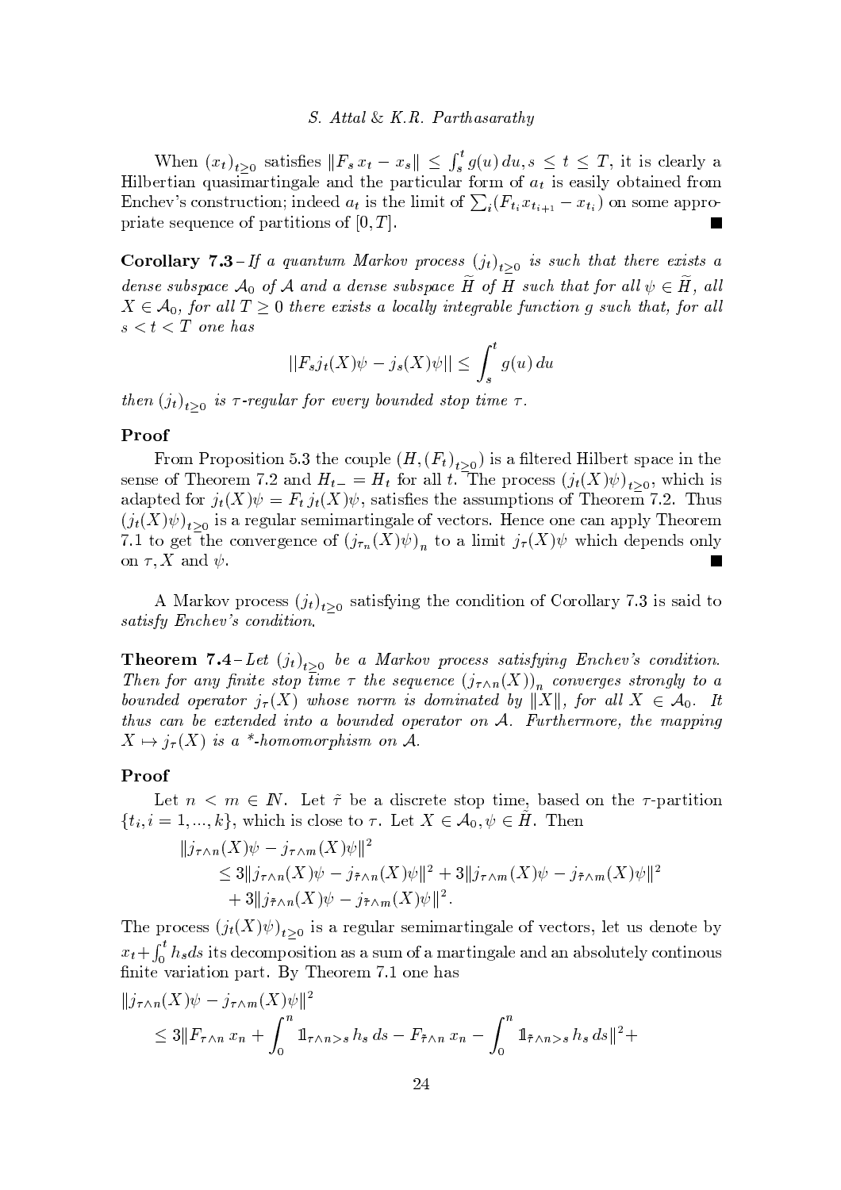When $(x_t)_{t\geq 0}$ satisfies $\|F_s x_t - x_s\| \leq \int_s^t g(u)\, du, s \leq t \leq T$, it is clearly a Hilbertian quasimartingale and the particular form of $a_t$ is easily obtained from Enchev's construction; indeed $a_t$ is the limit of $\sum_i (F_{t_i} x_{t_{i+1}} - x_{t_i})$ on some appropriate sequence of partitions of $[0,T]$. ■

**Corollary 7.3** – *If a quantum Markov process $(j_t)_{t\geq 0}$ is such that there exists a dense subspace $\mathcal{A}_0$ of $\mathcal{A}$ and a dense subspace $\widetilde{H}$ of $H$ such that for all $\psi \in \widetilde{H}$, all $X \in \mathcal{A}_0$, for all $T \geq 0$ there exists a locally integrable function $g$ such that, for all $s < t < T$ one has*

$$||F_s j_t(X)\psi - j_s(X)\psi|| \leq \int_s^t g(u)\, du$$

*then $(j_t)_{t\geq 0}$ is $\tau$-regular for every bounded stop time $\tau$.*

**Proof**

From Proposition 5.3 the couple $(H, (F_t)_{t\geq 0})$ is a filtered Hilbert space in the sense of Theorem 7.2 and $H_{t-} = H_t$ for all $t$. The process $(j_t(X)\psi)_{t\geq 0}$, which is adapted for $j_t(X)\psi = F_t\, j_t(X)\psi$, satisfies the assumptions of Theorem 7.2. Thus $(j_t(X)\psi)_{t\geq 0}$ is a regular semimartingale of vectors. Hence one can apply Theorem 7.1 to get the convergence of $(j_{\tau_n}(X)\psi)_n$ to a limit $j_\tau(X)\psi$ which depends only on $\tau, X$ and $\psi$. ■

A Markov process $(j_t)_{t\geq 0}$ satisfying the condition of Corollary 7.3 is said to *satisfy Enchev's condition.*

**Theorem 7.4** – *Let $(j_t)_{t\geq 0}$ be a Markov process satisfying Enchev's condition. Then for any finite stop time $\tau$ the sequence $(j_{\tau\wedge n}(X))_n$ converges strongly to a bounded operator $j_\tau(X)$ whose norm is dominated by $\|X\|$, for all $X \in \mathcal{A}_0$. It thus can be extended into a bounded operator on $\mathcal{A}$. Furthermore, the mapping $X \mapsto j_\tau(X)$ is a \*-homomorphism on $\mathcal{A}$.*

**Proof**

Let $n < m \in \mathbb{N}$. Let $\tilde{\tau}$ be a discrete stop time, based on the $\tau$-partition $\{t_i, i = 1, ..., k\}$, which is close to $\tau$. Let $X \in \mathcal{A}_0, \psi \in \tilde{H}$. Then

$$\begin{aligned}
&\|j_{\tau\wedge n}(X)\psi - j_{\tau\wedge m}(X)\psi\|^2 \\
&\quad \leq 3\|j_{\tau\wedge n}(X)\psi - j_{\tilde{\tau}\wedge n}(X)\psi\|^2 + 3\|j_{\tau\wedge m}(X)\psi - j_{\tilde{\tau}\wedge m}(X)\psi\|^2 \\
&\quad\quad + 3\|j_{\tilde{\tau}\wedge n}(X)\psi - j_{\tilde{\tau}\wedge m}(X)\psi\|^2.
\end{aligned}$$

The process $(j_t(X)\psi)_{t\geq 0}$ is a regular semimartingale of vectors, let us denote by $x_t + \int_0^t h_s ds$ its decomposition as a sum of a martingale and an absolutely continous finite variation part. By Theorem 7.1 one has

$$\begin{aligned}
&\|j_{\tau\wedge n}(X)\psi - j_{\tau\wedge m}(X)\psi\|^2 \\
&\quad \leq 3\|F_{\tau\wedge n}\, x_n + \int_0^n \mathbb{1}_{\tau\wedge n > s}\, h_s\, ds - F_{\tilde{\tau}\wedge n}\, x_n - \int_0^n \mathbb{1}_{\tilde{\tau}\wedge n > s}\, h_s\, ds\|^2 +
\end{aligned}$$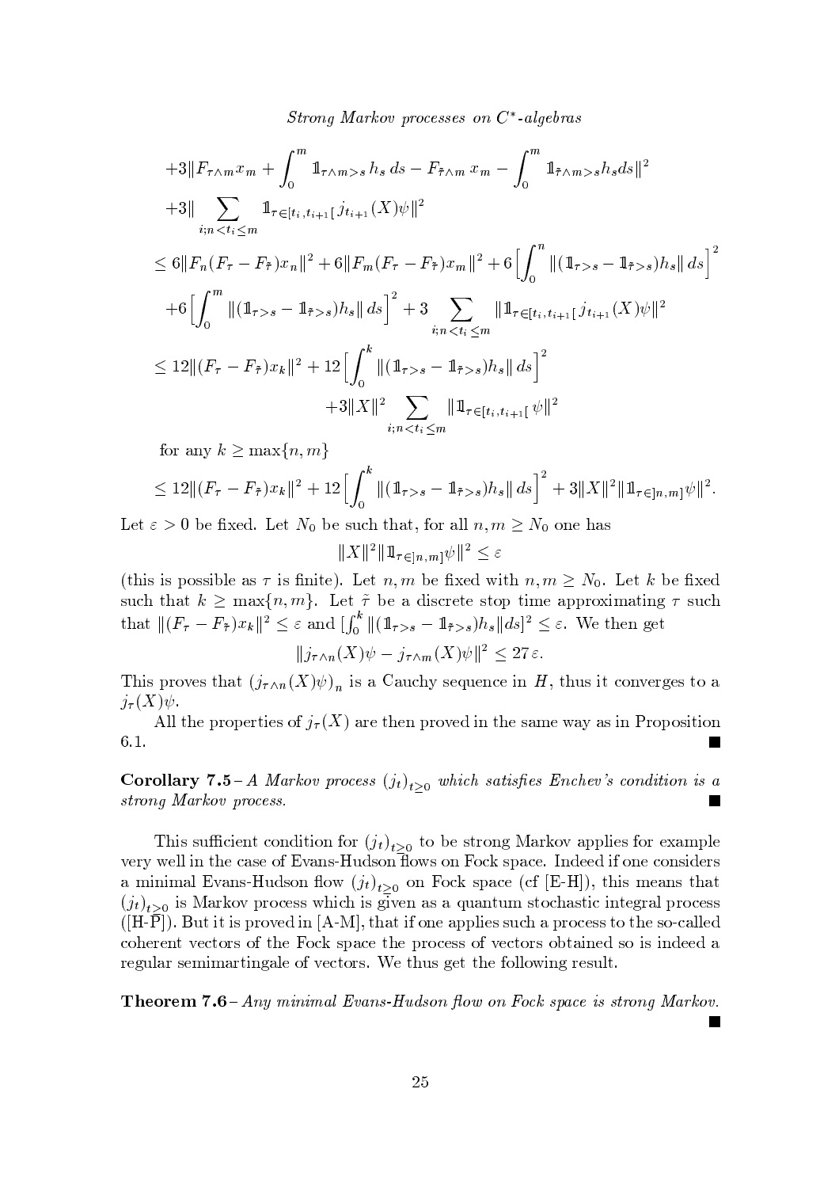$$
\begin{aligned}
&+3\|F_{\tau\wedge m}x_m + \int_0^m \mathbb{1}_{\tau\wedge m>s}\, h_s\, ds - F_{\tilde\tau\wedge m}\, x_m - \int_0^m \mathbb{1}_{\tilde\tau\wedge m>s} h_s ds\|^2 \\
&+3\|\sum_{i;n<t_i\leq m} \mathbb{1}_{\tau\in[t_i,t_{i+1}[}\, j_{t_{i+1}}(X)\psi\|^2 \\
&\leq 6\|F_n(F_\tau - F_{\tilde\tau})x_n\|^2 + 6\|F_m(F_\tau - F_{\tilde\tau})x_m\|^2 + 6\Big[\int_0^n \|(\mathbb{1}_{\tau>s} - \mathbb{1}_{\tilde\tau>s})h_s\|\, ds\Big]^2 \\
&+6\Big[\int_0^m \|(\mathbb{1}_{\tau>s} - \mathbb{1}_{\tilde\tau>s})h_s\|\, ds\Big]^2 + 3\sum_{i;n<t_i\leq m} \|\mathbb{1}_{\tau\in[t_i,t_{i+1}[}\, j_{t_{i+1}}(X)\psi\|^2 \\
&\leq 12\|(F_\tau - F_{\tilde\tau})x_k\|^2 + 12\Big[\int_0^k \|(\mathbb{1}_{\tau>s} - \mathbb{1}_{\tilde\tau>s})h_s\|\, ds\Big]^2 \\
&\qquad\qquad + 3\|X\|^2 \sum_{i;n<t_i\leq m} \|\mathbb{1}_{\tau\in[t_i,t_{i+1}[}\, \psi\|^2
\end{aligned}
$$

for any $k \geq \max\{n,m\}$

$$
\leq 12\|(F_\tau - F_{\tilde\tau})x_k\|^2 + 12\Big[\int_0^k \|(\mathbb{1}_{\tau>s} - \mathbb{1}_{\tilde\tau>s})h_s\|\, ds\Big]^2 + 3\|X\|^2\|\mathbb{1}_{\tau\in]n,m]}\psi\|^2.
$$

Let $\varepsilon > 0$ be fixed. Let $N_0$ be such that, for all $n,m \geq N_0$ one has

$$
\|X\|^2\|\mathbb{1}_{\tau\in]n,m]}\psi\|^2 \leq \varepsilon
$$

(this is possible as $\tau$ is finite). Let $n,m$ be fixed with $n,m \geq N_0$. Let $k$ be fixed such that $k \geq \max\{n,m\}$. Let $\tilde\tau$ be a discrete stop time approximating $\tau$ such that $\|(F_\tau - F_{\tilde\tau})x_k\|^2 \leq \varepsilon$ and $[\int_0^k \|(\mathbb{1}_{\tau>s} - \mathbb{1}_{\tilde\tau>s})h_s\|ds]^2 \leq \varepsilon$. We then get

$$
\|j_{\tau\wedge n}(X)\psi - j_{\tau\wedge m}(X)\psi\|^2 \leq 27\,\varepsilon.
$$

This proves that $(j_{\tau\wedge n}(X)\psi)_n$ is a Cauchy sequence in $H$, thus it converges to a $j_\tau(X)\psi$.

All the properties of $j_\tau(X)$ are then proved in the same way as in Proposition 6.1. ∎

**Corollary 7.5** – *A Markov process $(j_t)_{t\geq0}$ which satisfies Enchev's condition is a strong Markov process.* ∎

This sufficient condition for $(j_t)_{t\geq0}$ to be strong Markov applies for example very well in the case of Evans-Hudson flows on Fock space. Indeed if one considers a minimal Evans-Hudson flow $(j_t)_{t\geq0}$ on Fock space (cf [E-H]), this means that $(j_t)_{t\geq0}$ is Markov process which is given as a quantum stochastic integral process ([H-P]). But it is proved in [A-M], that if one applies such a process to the so-called coherent vectors of the Fock space the process of vectors obtained so is indeed a regular semimartingale of vectors. We thus get the following result.

**Theorem 7.6** – *Any minimal Evans-Hudson flow on Fock space is strong Markov.* ∎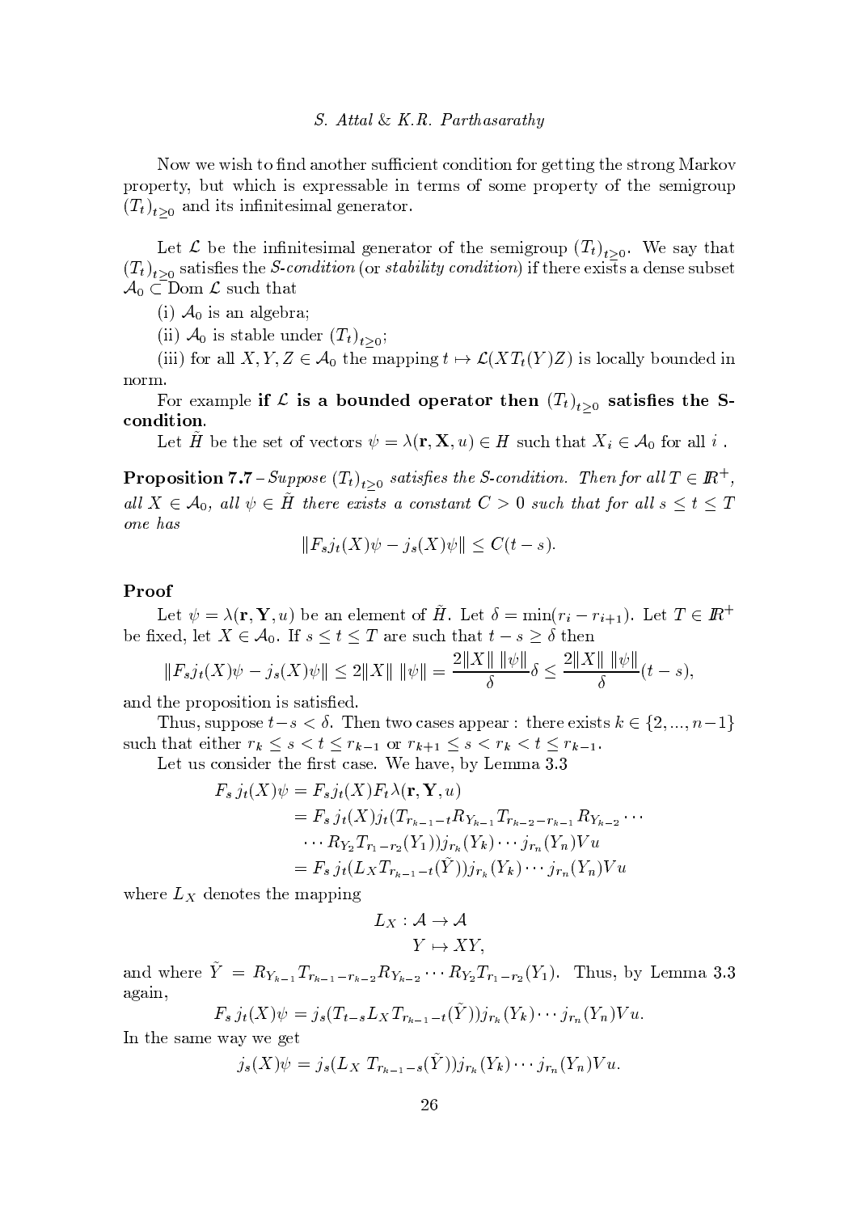Now we wish to find another sufficient condition for getting the strong Markov property, but which is expressable in terms of some property of the semigroup $(T_t)_{t\geq 0}$ and its infinitesimal generator.

Let $\mathcal{L}$ be the infinitesimal generator of the semigroup $(T_t)_{t\geq 0}$. We say that $(T_t)_{t\geq 0}$ satisfies the *S-condition* (or *stability condition*) if there exists a dense subset $\mathcal{A}_0 \subset \mathrm{Dom}\,\mathcal{L}$ such that

(i) $\mathcal{A}_0$ is an algebra;

(ii) $\mathcal{A}_0$ is stable under $(T_t)_{t\geq 0}$;

(iii) for all $X, Y, Z \in \mathcal{A}_0$ the mapping $t \mapsto \mathcal{L}(XT_t(Y)Z)$ is locally bounded in norm.

For example **if $\mathcal{L}$ is a bounded operator then $(T_t)_{t\geq 0}$ satisfies the S-condition**.

Let $\tilde{H}$ be the set of vectors $\psi = \lambda(\mathbf{r}, \mathbf{X}, u) \in H$ such that $X_i \in \mathcal{A}_0$ for all $i$ .

**Proposition 7.7** – *Suppose $(T_t)_{t\geq 0}$ satisfies the S-condition. Then for all $T \in \mathbb{R}^+$, all $X \in \mathcal{A}_0$, all $\psi \in \tilde{H}$ there exists a constant $C > 0$ such that for all $s \leq t \leq T$ one has*

$$\|F_s j_t(X)\psi - j_s(X)\psi\| \leq C(t-s).$$

**Proof**

Let $\psi = \lambda(\mathbf{r}, \mathbf{Y}, u)$ be an element of $\tilde{H}$. Let $\delta = \min(r_i - r_{i+1})$. Let $T \in \mathbb{R}^+$ be fixed, let $X \in \mathcal{A}_0$. If $s \leq t \leq T$ are such that $t - s \geq \delta$ then

$$\|F_s j_t(X)\psi - j_s(X)\psi\| \leq 2\|X\|\,\|\psi\| = \frac{2\|X\|\,\|\psi\|}{\delta}\delta \leq \frac{2\|X\|\,\|\psi\|}{\delta}(t-s),$$

and the proposition is satisfied.

Thus, suppose $t - s < \delta$. Then two cases appear : there exists $k \in \{2, ..., n-1\}$ such that either $r_k \leq s < t \leq r_{k-1}$ or $r_{k+1} \leq s < r_k < t \leq r_{k-1}$.

Let us consider the first case. We have, by Lemma 3.3

$$\begin{aligned}
F_s\, j_t(X)\psi &= F_s j_t(X) F_t \lambda(\mathbf{r}, \mathbf{Y}, u) \\
&= F_s\, j_t(X) j_t(T_{r_{k-1}-t} R_{Y_{k-1}} T_{r_{k-2}-r_{k-1}} R_{Y_{k-2}} \cdots \\
&\quad \cdots R_{Y_2} T_{r_1 - r_2}(Y_1)) j_{r_k}(Y_k) \cdots j_{r_n}(Y_n) V u \\
&= F_s\, j_t(L_X T_{r_{k-1}-t}(\tilde{Y})) j_{r_k}(Y_k) \cdots j_{r_n}(Y_n) V u
\end{aligned}$$

where $L_X$ denotes the mapping

$$\begin{aligned}
L_X : \mathcal{A} &\to \mathcal{A} \\
Y &\mapsto XY,
\end{aligned}$$

and where $\tilde{Y} = R_{Y_{k-1}} T_{r_{k-1}-r_{k-2}} R_{Y_{k-2}} \cdots R_{Y_2} T_{r_1 - r_2}(Y_1)$. Thus, by Lemma 3.3 again,

$$F_s\, j_t(X)\psi = j_s(T_{t-s} L_X T_{r_{k-1}-t}(\tilde{Y})) j_{r_k}(Y_k) \cdots j_{r_n}(Y_n) V u.$$

In the same way we get

$$j_s(X)\psi = j_s(L_X\, T_{r_{k-1}-s}(\tilde{Y})) j_{r_k}(Y_k) \cdots j_{r_n}(Y_n) V u.$$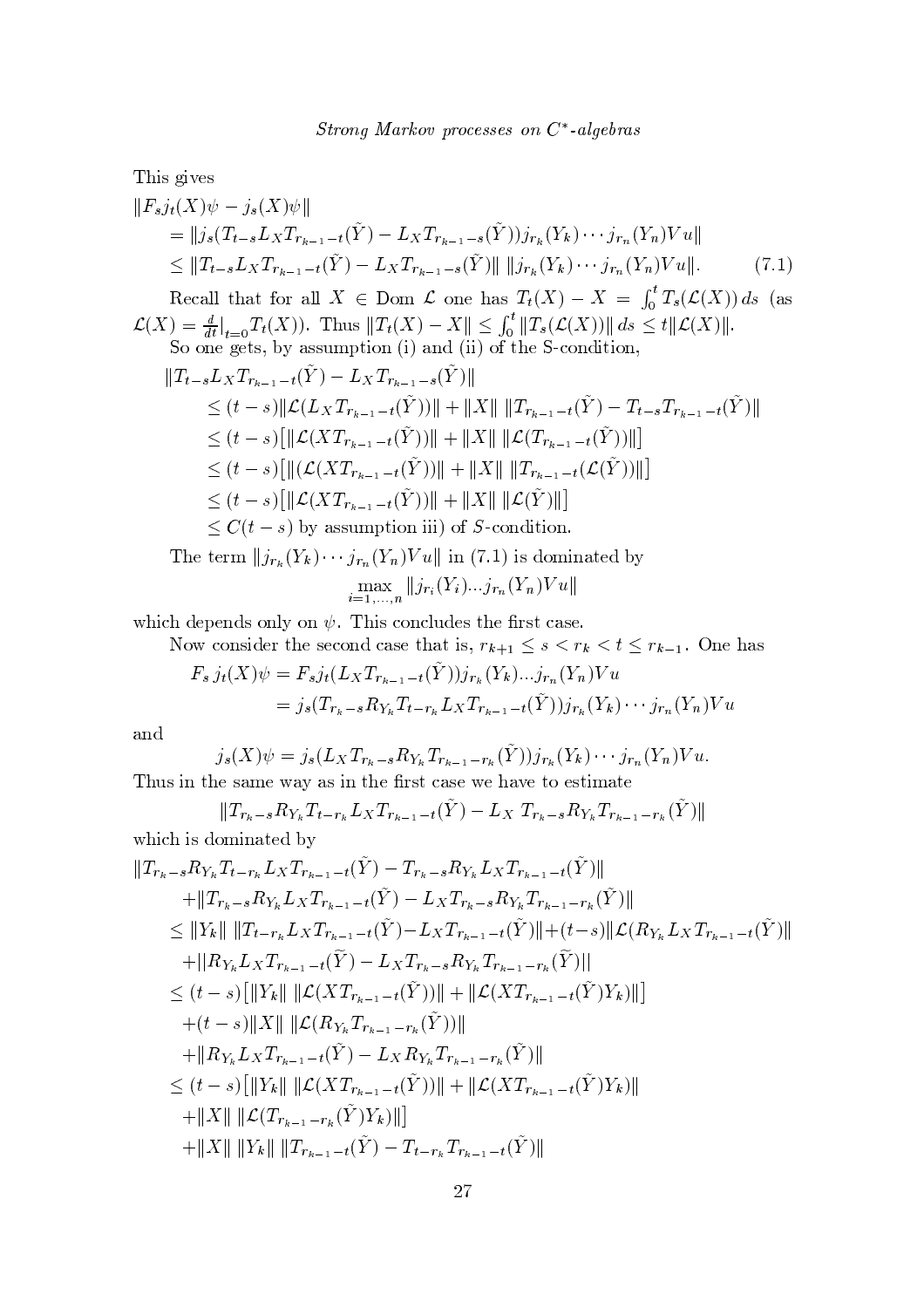This gives

$$
\begin{aligned}
&\|F_s j_t(X)\psi - j_s(X)\psi\| \\
&\quad = \|j_s(T_{t-s}L_X T_{r_{k-1}-t}(\tilde{Y}) - L_X T_{r_{k-1}-s}(\tilde{Y}))j_{r_k}(Y_k)\cdots j_{r_n}(Y_n)Vu\| \\
&\quad \leq \|T_{t-s}L_X T_{r_{k-1}-t}(\tilde{Y}) - L_X T_{r_{k-1}-s}(\tilde{Y})\| \, \|j_{r_k}(Y_k)\cdots j_{r_n}(Y_n)Vu\|. \qquad (7.1)
\end{aligned}
$$

Recall that for all $X \in \mathrm{Dom}\,\mathcal{L}$ one has $T_t(X) - X = \int_0^t T_s(\mathcal{L}(X))\,ds$ (as $\mathcal{L}(X) = \frac{d}{dt}\big|_{t=0} T_t(X)$). Thus $\|T_t(X) - X\| \leq \int_0^t \|T_s(\mathcal{L}(X))\|\,ds \leq t\|\mathcal{L}(X)\|$.

So one gets, by assumption (i) and (ii) of the S-condition,

$$
\begin{aligned}
&\|T_{t-s}L_X T_{r_{k-1}-t}(\tilde{Y}) - L_X T_{r_{k-1}-s}(\tilde{Y})\| \\
&\quad \leq (t-s)\|\mathcal{L}(L_X T_{r_{k-1}-t}(\tilde{Y}))\| + \|X\|\,\|T_{r_{k-1}-t}(\tilde{Y}) - T_{t-s}T_{r_{k-1}-t}(\tilde{Y})\| \\
&\quad \leq (t-s)\big[\|\mathcal{L}(XT_{r_{k-1}-t}(\tilde{Y}))\| + \|X\|\,\|\mathcal{L}(T_{r_{k-1}-t}(\tilde{Y}))\|\big] \\
&\quad \leq (t-s)\big[\|(\mathcal{L}(XT_{r_{k-1}-t}(\tilde{Y}))\| + \|X\|\,\|T_{r_{k-1}-t}(\mathcal{L}(\tilde{Y}))\|\big] \\
&\quad \leq (t-s)\big[\|\mathcal{L}(XT_{r_{k-1}-t}(\tilde{Y}))\| + \|X\|\,\|\mathcal{L}(\tilde{Y})\|\big] \\
&\quad \leq C(t-s) \text{ by assumption iii) of } S\text{-condition.}
\end{aligned}
$$

The term $\|j_{r_k}(Y_k)\cdots j_{r_n}(Y_n)Vu\|$ in (7.1) is dominated by

$$
\max_{i=1,\ldots,n} \|j_{r_i}(Y_i)\ldots j_{r_n}(Y_n)Vu\|
$$

which depends only on $\psi$. This concludes the first case.

Now consider the second case that is, $r_{k+1} \leq s < r_k < t \leq r_{k-1}$. One has

$$
\begin{aligned}
F_s\, j_t(X)\psi &= F_s j_t(L_X T_{r_{k-1}-t}(\tilde{Y}))j_{r_k}(Y_k)\ldots j_{r_n}(Y_n)Vu \\
&= j_s(T_{r_k-s}R_{Y_k}T_{t-r_k}L_X T_{r_{k-1}-t}(\tilde{Y}))j_{r_k}(Y_k)\cdots j_{r_n}(Y_n)Vu
\end{aligned}
$$

and

$$
j_s(X)\psi = j_s(L_X T_{r_k-s}R_{Y_k}T_{r_{k-1}-r_k}(\tilde{Y}))j_{r_k}(Y_k)\cdots j_{r_n}(Y_n)Vu.
$$

Thus in the same way as in the first case we have to estimate

$$
\|T_{r_k-s}R_{Y_k}T_{t-r_k}L_X T_{r_{k-1}-t}(\tilde{Y}) - L_X\, T_{r_k-s}R_{Y_k}T_{r_{k-1}-r_k}(\tilde{Y})\|
$$

which is dominated by

$$
\begin{aligned}
&\|T_{r_k-s}R_{Y_k}T_{t-r_k}L_X T_{r_{k-1}-t}(\tilde{Y}) - T_{r_k-s}R_{Y_k}L_X T_{r_{k-1}-t}(\tilde{Y})\| \\
&\quad + \|T_{r_k-s}R_{Y_k}L_X T_{r_{k-1}-t}(\tilde{Y}) - L_X T_{r_k-s}R_{Y_k}T_{r_{k-1}-r_k}(\tilde{Y})\| \\
&\leq \|Y_k\|\,\|T_{t-r_k}L_X T_{r_{k-1}-t}(\tilde{Y}) - L_X T_{r_{k-1}-t}(\tilde{Y})\| + (t-s)\|\mathcal{L}(R_{Y_k}L_X T_{r_{k-1}-t}(\tilde{Y})\| \\
&\quad + \|R_{Y_k}L_X T_{r_{k-1}-t}(\widetilde{Y}) - L_X T_{r_k-s}R_{Y_k}T_{r_{k-1}-r_k}(\widetilde{Y})\| \\
&\leq (t-s)\big[\|Y_k\|\,\|\mathcal{L}(XT_{r_{k-1}-t}(\tilde{Y}))\| + \|\mathcal{L}(XT_{r_{k-1}-t}(\tilde{Y})Y_k)\|\big] \\
&\quad + (t-s)\|X\|\,\|\mathcal{L}(R_{Y_k}T_{r_{k-1}-r_k}(\tilde{Y}))\| \\
&\quad + \|R_{Y_k}L_X T_{r_{k-1}-t}(\tilde{Y}) - L_X R_{Y_k}T_{r_{k-1}-r_k}(\tilde{Y})\| \\
&\leq (t-s)\big[\|Y_k\|\,\|\mathcal{L}(XT_{r_{k-1}-t}(\tilde{Y}))\| + \|\mathcal{L}(XT_{r_{k-1}-t}(\tilde{Y})Y_k)\| \\
&\quad + \|X\|\,\|\mathcal{L}(T_{r_{k-1}-r_k}(\tilde{Y})Y_k)\|\big] \\
&\quad + \|X\|\,\|Y_k\|\,\|T_{r_{k-1}-t}(\tilde{Y}) - T_{t-r_k}T_{r_{k-1}-t}(\tilde{Y})\|
\end{aligned}
$$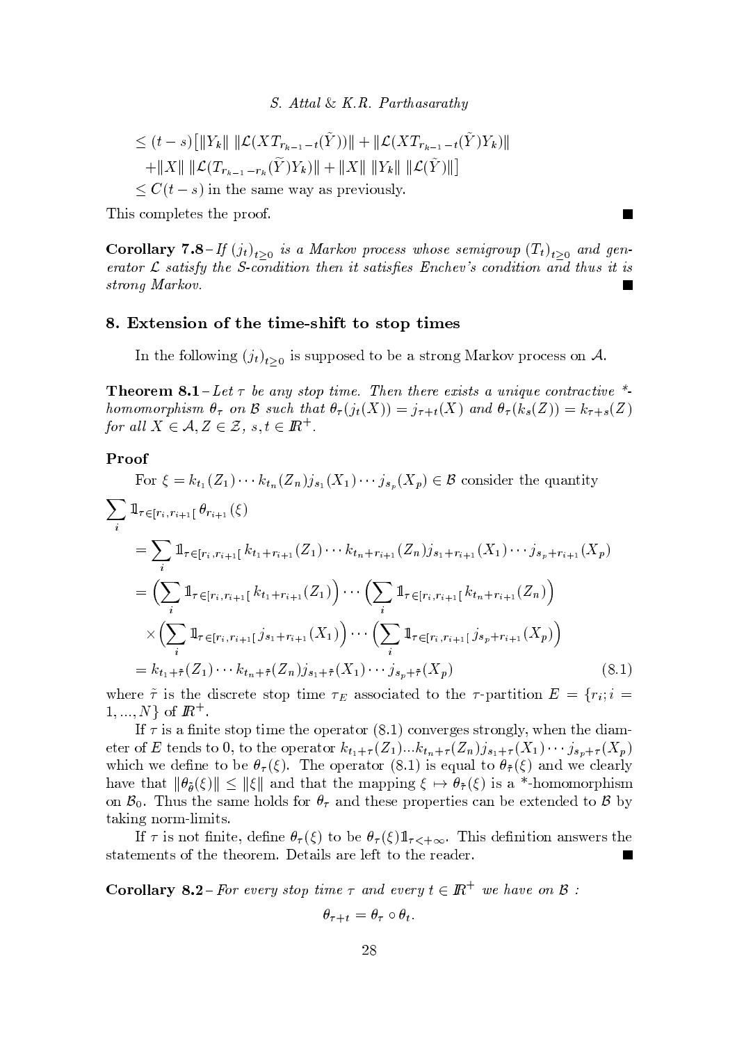$$\leq (t-s)\big[\|Y_k\| \, \|\mathcal{L}(XT_{r_{k-1}-t}(\tilde{Y}))\| + \|\mathcal{L}(XT_{r_{k-1}-t}(\tilde{Y})Y_k)\|$$
$$+\|X\| \, \|\mathcal{L}(T_{r_{k-1}-r_k}(\tilde{Y})Y_k)\| + \|X\| \, \|Y_k\| \, \|\mathcal{L}(\tilde{Y})\|\big]$$
$\leq C(t-s)$ in the same way as previously.

This completes the proof. ■

**Corollary 7.8** – *If $(j_t)_{t\geq 0}$ is a Markov process whose semigroup $(T_t)_{t\geq 0}$ and generator $\mathcal{L}$ satisfy the S-condition then it satisfies Enchev's condition and thus it is strong Markov.* ■

## 8. Extension of the time-shift to stop times

In the following $(j_t)_{t\geq 0}$ is supposed to be a strong Markov process on $\mathcal{A}$.

**Theorem 8.1** – *Let $\tau$ be any stop time. Then there exists a unique contractive \*-homomorphism $\theta_\tau$ on $\mathcal{B}$ such that $\theta_\tau(j_t(X)) = j_{\tau+t}(X)$ and $\theta_\tau(k_s(Z)) = k_{\tau+s}(Z)$ for all $X \in \mathcal{A}, Z \in \mathcal{Z}$, $s, t \in \mathbb{R}^+$.*

**Proof**

For $\xi = k_{t_1}(Z_1)\cdots k_{t_n}(Z_n) j_{s_1}(X_1)\cdots j_{s_p}(X_p) \in \mathcal{B}$ consider the quantity

$$
\begin{aligned}
\sum_i & \mathbb{1}_{\tau\in[r_i, r_{i+1}[}\, \theta_{r_{i+1}}(\xi) \\
&= \sum_i \mathbb{1}_{\tau\in[r_i, r_{i+1}[}\, k_{t_1+r_{i+1}}(Z_1)\cdots k_{t_n+r_{i+1}}(Z_n) j_{s_1+r_{i+1}}(X_1)\cdots j_{s_p+r_{i+1}}(X_p) \\
&= \Big(\sum_i \mathbb{1}_{\tau\in[r_i, r_{i+1}[}\, k_{t_1+r_{i+1}}(Z_1)\Big)\cdots\Big(\sum_i \mathbb{1}_{\tau\in[r_i, r_{i+1}[}\, k_{t_n+r_{i+1}}(Z_n)\Big) \\
&\quad \times \Big(\sum_i \mathbb{1}_{\tau\in[r_i, r_{i+1}[}\, j_{s_1+r_{i+1}}(X_1)\Big)\cdots\Big(\sum_i \mathbb{1}_{\tau\in[r_i, r_{i+1}[}\, j_{s_p+r_{i+1}}(X_p)\Big) \\
&= k_{t_1+\tilde{\tau}}(Z_1)\cdots k_{t_n+\tilde{\tau}}(Z_n) j_{s_1+\tilde{\tau}}(X_1)\cdots j_{s_p+\tilde{\tau}}(X_p) \qquad (8.1)
\end{aligned}
$$

where $\tilde{\tau}$ is the discrete stop time $\tau_E$ associated to the $\tau$-partition $E = \{r_i; i = 1, ..., N\}$ of $\mathbb{R}^+$.

If $\tau$ is a finite stop time the operator (8.1) converges strongly, when the diameter of $E$ tends to 0, to the operator $k_{t_1+\tau}(Z_1)...k_{t_n+\tau}(Z_n) j_{s_1+\tau}(X_1)\cdots j_{s_p+\tau}(X_p)$ which we define to be $\theta_\tau(\xi)$. The operator (8.1) is equal to $\theta_{\tilde{\tau}}(\xi)$ and we clearly have that $\|\theta_{\tilde{\theta}}(\xi)\| \leq \|\xi\|$ and that the mapping $\xi \mapsto \theta_{\tilde{\tau}}(\xi)$ is a \*-homomorphism on $\mathcal{B}_0$. Thus the same holds for $\theta_\tau$ and these properties can be extended to $\mathcal{B}$ by taking norm-limits.

If $\tau$ is not finite, define $\theta_\tau(\xi)$ to be $\theta_\tau(\xi)\mathbb{1}_{\tau<+\infty}$. This definition answers the statements of the theorem. Details are left to the reader. ■

**Corollary 8.2** – *For every stop time $\tau$ and every $t \in \mathbb{R}^+$ we have on $\mathcal{B}$ :*

$$\theta_{\tau+t} = \theta_\tau \circ \theta_t.$$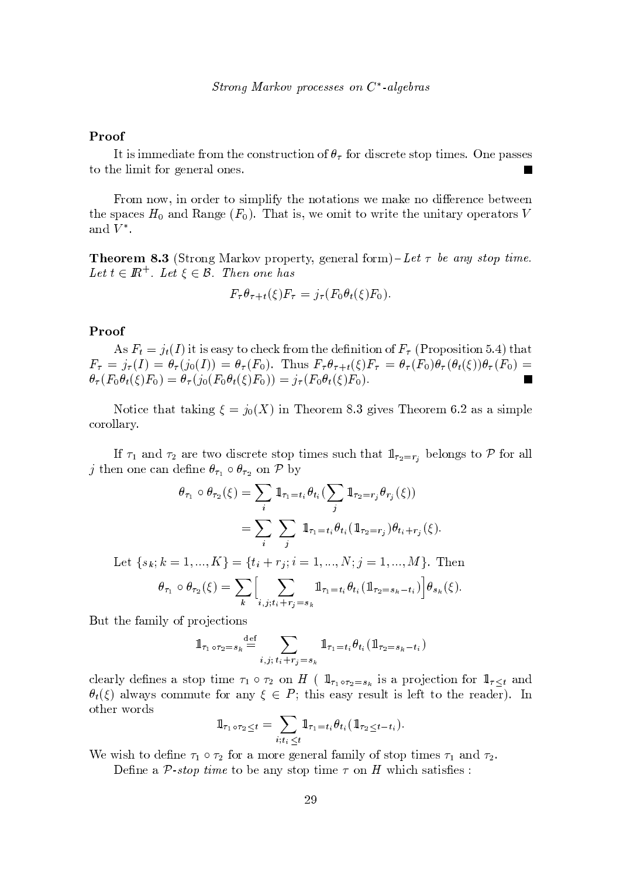**Proof**

It is immediate from the construction of $\theta_\tau$ for discrete stop times. One passes to the limit for general ones. ∎

From now, in order to simplify the notations we make no difference between the spaces $H_0$ and Range $(F_0)$. That is, we omit to write the unitary operators $V$ and $V^*$.

**Theorem 8.3** (Strong Markov property, general form) – *Let $\tau$ be any stop time. Let $t \in \mathbb{R}^+$. Let $\xi \in \mathcal{B}$. Then one has*

$$F_\tau \theta_{\tau+t}(\xi) F_\tau = j_\tau(F_0 \theta_t(\xi) F_0).$$

**Proof**

As $F_t = j_t(I)$ it is easy to check from the definition of $F_\tau$ (Proposition 5.4) that $F_\tau = j_\tau(I) = \theta_\tau(j_0(I)) = \theta_\tau(F_0)$. Thus $F_\tau \theta_{\tau+t}(\xi) F_\tau = \theta_\tau(F_0)\theta_\tau(\theta_t(\xi))\theta_\tau(F_0) = \theta_\tau(F_0\theta_t(\xi)F_0) = \theta_\tau(j_0(F_0\theta_t(\xi)F_0)) = j_\tau(F_0\theta_t(\xi)F_0)$. ∎

Notice that taking $\xi = j_0(X)$ in Theorem 8.3 gives Theorem 6.2 as a simple corollary.

If $\tau_1$ and $\tau_2$ are two discrete stop times such that $\mathbb{1}_{\tau_2 = r_j}$ belongs to $\mathcal{P}$ for all $j$ then one can define $\theta_{\tau_1} \circ \theta_{\tau_2}$ on $\mathcal{P}$ by

$$\begin{aligned}
\theta_{\tau_1} \circ \theta_{\tau_2}(\xi) &= \sum_i \mathbb{1}_{\tau_1 = t_i} \theta_{t_i} \Big(\sum_j \mathbb{1}_{\tau_2 = r_j} \theta_{r_j}(\xi)\Big) \\
&= \sum_i \sum_j \mathbb{1}_{\tau_1 = t_i} \theta_{t_i}(\mathbb{1}_{\tau_2 = r_j}) \theta_{t_i + r_j}(\xi).
\end{aligned}$$

Let $\{s_k; k = 1, ..., K\} = \{t_i + r_j; i = 1, ..., N; j = 1, ..., M\}$. Then

$$\theta_{\tau_1} \circ \theta_{\tau_2}(\xi) = \sum_k \Big[ \sum_{i,j; t_i + r_j = s_k} \mathbb{1}_{\tau_1 = t_i} \theta_{t_i}(\mathbb{1}_{\tau_2 = s_k - t_i}) \Big] \theta_{s_k}(\xi).$$

But the family of projections

$$\mathbb{1}_{\tau_1 \circ \tau_2 = s_k} \stackrel{\text{def}}{=} \sum_{i,j;\, t_i + r_j = s_k} \mathbb{1}_{\tau_1 = t_i} \theta_{t_i}(\mathbb{1}_{\tau_2 = s_k - t_i})$$

clearly defines a stop time $\tau_1 \circ \tau_2$ on $H$ ( $\mathbb{1}_{\tau_1 \circ \tau_2 = s_k}$ is a projection for $\mathbb{1}_{\tau \leq t}$ and $\theta_t(\xi)$ always commute for any $\xi \in P$; this easy result is left to the reader). In other words

$$\mathbb{1}_{\tau_1 \circ \tau_2 \leq t} = \sum_{i; t_i \leq t} \mathbb{1}_{\tau_1 = t_i} \theta_{t_i}(\mathbb{1}_{\tau_2 \leq t - t_i}).$$

We wish to define $\tau_1 \circ \tau_2$ for a more general family of stop times $\tau_1$ and $\tau_2$.

Define a *$\mathcal{P}$-stop time* to be any stop time $\tau$ on $H$ which satisfies :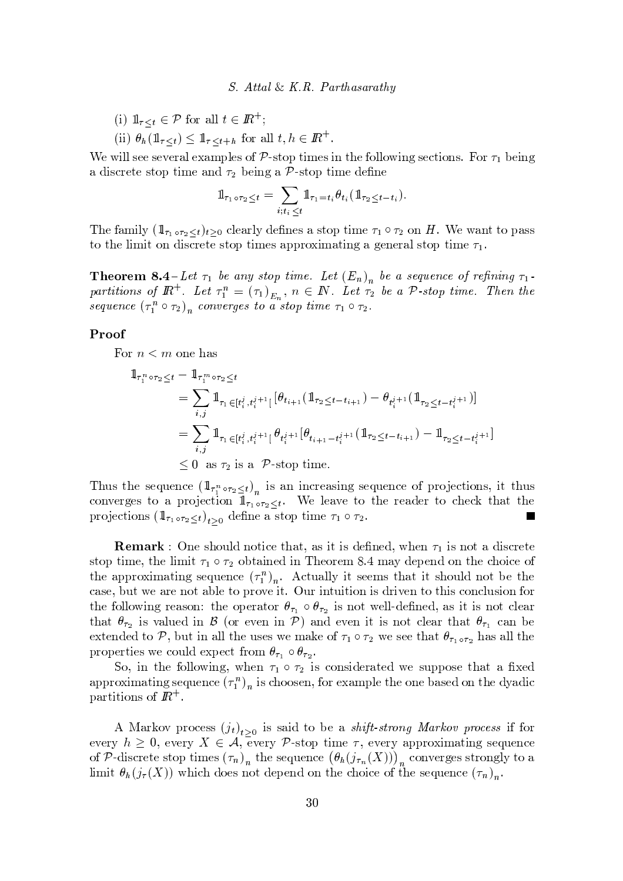(i) $\mathbb{1}_{\tau \leq t} \in \mathcal{P}$ for all $t \in \mathbb{R}^+$;

(ii) $\theta_h(\mathbb{1}_{\tau \leq t}) \leq \mathbb{1}_{\tau \leq t+h}$ for all $t, h \in \mathbb{R}^+$.

We will see several examples of $\mathcal{P}$-stop times in the following sections. For $\tau_1$ being a discrete stop time and $\tau_2$ being a $\mathcal{P}$-stop time define

$$\mathbb{1}_{\tau_1 \circ \tau_2 \leq t} = \sum_{i; t_i \leq t} \mathbb{1}_{\tau_1 = t_i} \theta_{t_i}(\mathbb{1}_{\tau_2 \leq t - t_i}).$$

The family $(\mathbb{1}_{\tau_1 \circ \tau_2 \leq t})_{t \geq 0}$ clearly defines a stop time $\tau_1 \circ \tau_2$ on $H$. We want to pass to the limit on discrete stop times approximating a general stop time $\tau_1$.

**Theorem 8.4**–*Let $\tau_1$ be any stop time. Let $(E_n)_n$ be a sequence of refining $\tau_1$-partitions of $\mathbb{R}^+$. Let $\tau_1^n = (\tau_1)_{E_n}$, $n \in \mathbb{N}$. Let $\tau_2$ be a $\mathcal{P}$-stop time. Then the sequence $(\tau_1^n \circ \tau_2)_n$ converges to a stop time $\tau_1 \circ \tau_2$.*

### Proof

For $n < m$ one has

$$\begin{aligned}
\mathbb{1}_{\tau_1^n \circ \tau_2 \leq t} &- \mathbb{1}_{\tau_1^m \circ \tau_2 \leq t} \\
&= \sum_{i,j} \mathbb{1}_{\tau_1 \in [t_i^j, t_i^{j+1}[} \left[\theta_{t_{i+1}}(\mathbb{1}_{\tau_2 \leq t - t_{i+1}}) - \theta_{t_i^{j+1}}(\mathbb{1}_{\tau_2 \leq t - t_i^{j+1}})\right] \\
&= \sum_{i,j} \mathbb{1}_{\tau_1 \in [t_i^j, t_i^{j+1}[}\, \theta_{t_i^{j+1}}\left[\theta_{t_{i+1} - t_i^{j+1}}(\mathbb{1}_{\tau_2 \leq t - t_{i+1}}) - \mathbb{1}_{\tau_2 \leq t - t_i^{j+1}}\right] \\
&\leq 0 \ \text{ as } \tau_2 \text{ is a } \mathcal{P}\text{-stop time.}
\end{aligned}$$

Thus the sequence $(\mathbb{1}_{\tau_1^n \circ \tau_2 \leq t})_n$ is an increasing sequence of projections, it thus converges to a projection $\mathbb{1}_{\tau_1 \circ \tau_2 \leq t}$. We leave to the reader to check that the projections $(\mathbb{1}_{\tau_1 \circ \tau_2 \leq t})_{t \geq 0}$ define a stop time $\tau_1 \circ \tau_2$. ∎

**Remark** : One should notice that, as it is defined, when $\tau_1$ is not a discrete stop time, the limit $\tau_1 \circ \tau_2$ obtained in Theorem 8.4 may depend on the choice of the approximating sequence $(\tau_1^n)_n$. Actually it seems that it should not be the case, but we are not able to prove it. Our intuition is driven to this conclusion for the following reason: the operator $\theta_{\tau_1} \circ \theta_{\tau_2}$ is not well-defined, as it is not clear that $\theta_{\tau_2}$ is valued in $\mathcal{B}$ (or even in $\mathcal{P}$) and even it is not clear that $\theta_{\tau_1}$ can be extended to $\mathcal{P}$, but in all the uses we make of $\tau_1 \circ \tau_2$ we see that $\theta_{\tau_1 \circ \tau_2}$ has all the properties we could expect from $\theta_{\tau_1} \circ \theta_{\tau_2}$.

So, in the following, when $\tau_1 \circ \tau_2$ is considerated we suppose that a fixed approximating sequence $(\tau_1^n)_n$ is choosen, for example the one based on the dyadic partitions of $\mathbb{R}^+$.

A Markov process $(j_t)_{t \geq 0}$ is said to be a *shift-strong Markov process* if for every $h \geq 0$, every $X \in \mathcal{A}$, every $\mathcal{P}$-stop time $\tau$, every approximating sequence of $\mathcal{P}$-discrete stop times $(\tau_n)_n$ the sequence $\left(\theta_h(j_{\tau_n}(X))\right)_n$ converges strongly to a limit $\theta_h(j_\tau(X))$ which does not depend on the choice of the sequence $(\tau_n)_n$.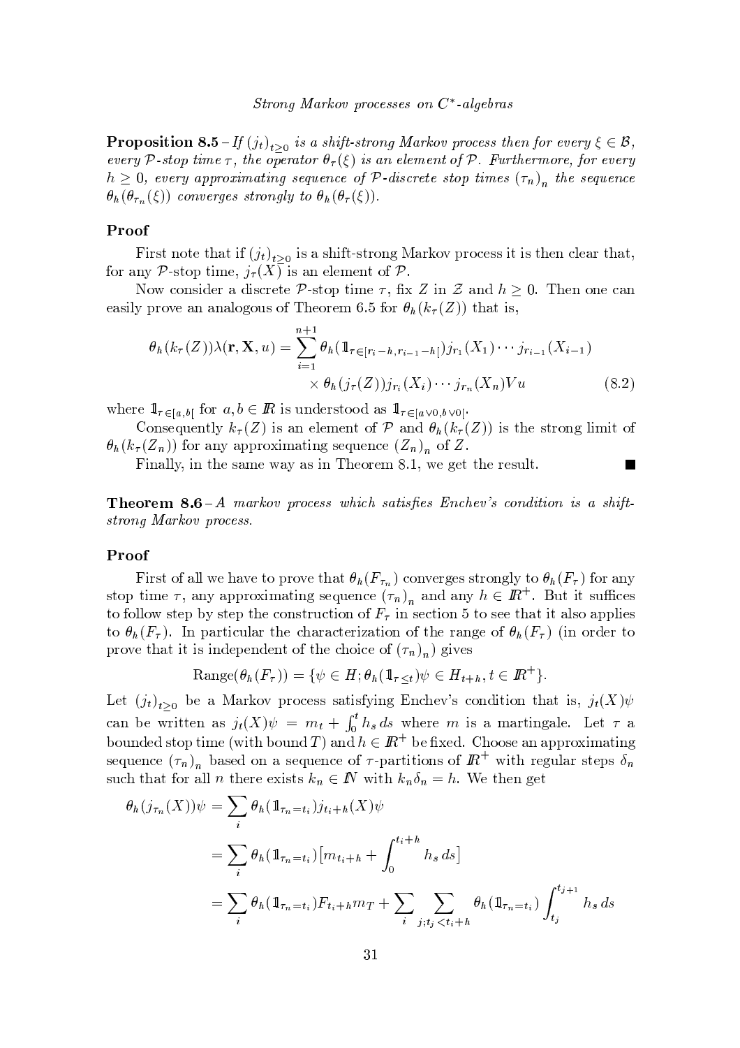**Proposition 8.5** – *If $(j_t)_{t\geq 0}$ is a shift-strong Markov process then for every $\xi \in \mathcal{B}$, every $\mathcal{P}$-stop time $\tau$, the operator $\theta_\tau(\xi)$ is an element of $\mathcal{P}$. Furthermore, for every $h \geq 0$, every approximating sequence of $\mathcal{P}$-discrete stop times $(\tau_n)_n$ the sequence $\theta_h(\theta_{\tau_n}(\xi))$ converges strongly to $\theta_h(\theta_\tau(\xi))$.*

### Proof

First note that if $(j_t)_{t\geq 0}$ is a shift-strong Markov process it is then clear that, for any $\mathcal{P}$-stop time, $j_\tau(X)$ is an element of $\mathcal{P}$.

Now consider a discrete $\mathcal{P}$-stop time $\tau$, fix $Z$ in $\mathcal{Z}$ and $h \geq 0$. Then one can easily prove an analogous of Theorem 6.5 for $\theta_h(k_\tau(Z))$ that is,

$$\theta_h(k_\tau(Z))\lambda(\mathbf{r}, \mathbf{X}, u) = \sum_{i=1}^{n+1} \theta_h(\mathbb{1}_{\tau\in[r_i-h, r_{i-1}-h[})j_{r_1}(X_1)\cdots j_{r_{i-1}}(X_{i-1}) \times \theta_h(j_\tau(Z))j_{r_i}(X_i)\cdots j_{r_n}(X_n)Vu \tag{8.2}$$

where $\mathbb{1}_{\tau\in[a,b[}$ for $a, b \in \mathbb{R}$ is understood as $\mathbb{1}_{\tau\in[a\vee 0, b\vee 0[}$.

Consequently $k_\tau(Z)$ is an element of $\mathcal{P}$ and $\theta_h(k_\tau(Z))$ is the strong limit of $\theta_h(k_\tau(Z_n))$ for any approximating sequence $(Z_n)_n$ of $Z$.

Finally, in the same way as in Theorem 8.1, we get the result. ∎

**Theorem 8.6** – *A markov process which satisfies Enchev's condition is a shift-strong Markov process.*

### Proof

First of all we have to prove that $\theta_h(F_{\tau_n})$ converges strongly to $\theta_h(F_\tau)$ for any stop time $\tau$, any approximating sequence $(\tau_n)_n$ and any $h \in \mathbb{R}^+$. But it suffices to follow step by step the construction of $F_\tau$ in section 5 to see that it also applies to $\theta_h(F_\tau)$. In particular the characterization of the range of $\theta_h(F_\tau)$ (in order to prove that it is independent of the choice of $(\tau_n)_n$) gives

$$\text{Range}(\theta_h(F_\tau)) = \{\psi \in H; \theta_h(\mathbb{1}_{\tau\leq t})\psi \in H_{t+h}, t \in \mathbb{R}^+\}.$$

Let $(j_t)_{t\geq 0}$ be a Markov process satisfying Enchev's condition that is, $j_t(X)\psi$ can be written as $j_t(X)\psi = m_t + \int_0^t h_s\, ds$ where $m$ is a martingale. Let $\tau$ a bounded stop time (with bound $T$) and $h \in \mathbb{R}^+$ be fixed. Choose an approximating sequence $(\tau_n)_n$ based on a sequence of $\tau$-partitions of $\mathbb{R}^+$ with regular steps $\delta_n$ such that for all $n$ there exists $k_n \in \mathbb{N}$ with $k_n\delta_n = h$. We then get

$$\begin{aligned}
\theta_h(j_{\tau_n}(X))\psi &= \sum_i \theta_h(\mathbb{1}_{\tau_n=t_i})j_{t_i+h}(X)\psi \\
&= \sum_i \theta_h(\mathbb{1}_{\tau_n=t_i})\big[m_{t_i+h} + \int_0^{t_i+h} h_s\, ds\big] \\
&= \sum_i \theta_h(\mathbb{1}_{\tau_n=t_i})F_{t_i+h}m_T + \sum_i \sum_{j;t_j<t_i+h} \theta_h(\mathbb{1}_{\tau_n=t_i})\int_{t_j}^{t_{j+1}} h_s\, ds
\end{aligned}$$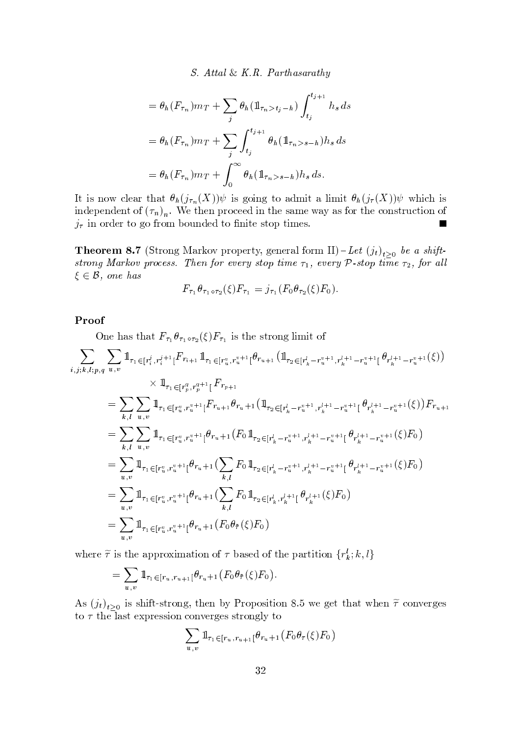$$= \theta_h(F_{\tau_n}) m_T + \sum_j \theta_h(\mathbb{1}_{\tau_n > t_j - h}) \int_{t_j}^{t_{j+1}} h_s \, ds$$

$$= \theta_h(F_{\tau_n}) m_T + \sum_j \int_{t_j}^{t_{j+1}} \theta_h(\mathbb{1}_{\tau_n > s-h}) h_s \, ds$$

$$= \theta_h(F_{\tau_n}) m_T + \int_0^\infty \theta_h(\mathbb{1}_{\tau_n > s-h}) h_s \, ds.$$

It is now clear that $\theta_h(j_{\tau_n}(X))\psi$ is going to admit a limit $\theta_h(j_\tau(X))\psi$ which is independent of $(\tau_n)_n$. We then proceed in the same way as for the construction of $j_\tau$ in order to go from bounded to finite stop times. ■

**Theorem 8.7** (Strong Markov property, general form II) – *Let $(j_t)_{t\geq 0}$ be a shift-strong Markov process. Then for every stop time $\tau_1$, every $\mathcal{P}$-stop time $\tau_2$, for all $\xi \in \mathcal{B}$, one has*

$$F_{\tau_1} \theta_{\tau_1 \circ \tau_2}(\xi) F_{\tau_1} = j_{\tau_1}(F_0 \theta_{\tau_2}(\xi) F_0).$$

**Proof**

One has that $F_{\tau_1} \theta_{\tau_1 \circ \tau_2}(\xi) F_{\tau_1}$ is the strong limit of

$$\sum_{i,j;k,l;p,q} \sum_{u,v} \mathbb{1}_{\tau_1 \in [r_i^j, r_i^{j+1}[} F_{r_{i+1}} \mathbb{1}_{\tau_1 \in [r_u^v, r_u^{v+1}[} \theta_{r_{u+1}} \big( \mathbb{1}_{\tau_2 \in [r_k^l - r_u^{v+1}, r_k^{l+1} - r_u^{v+1}[} \theta_{r_k^{l+1} - r_u^{v+1}}(\xi) \big)$$

$$\times \mathbb{1}_{\tau_1 \in [r_p^q, r_p^{q+1}[} F_{r_{p+1}}$$

$$= \sum_{k,l} \sum_{u,v} \mathbb{1}_{\tau_1 \in [r_u^v, r_u^{v+1}[} F_{r_{u+1}} \theta_{r_u+1} \big( \mathbb{1}_{\tau_2 \in [r_k^l - r_u^{v+1}, r_k^{l+1} - r_u^{v+1}[} \theta_{r_k^{l+1} - r_u^{v+1}}(\xi) \big) F_{r_{u+1}}$$

$$= \sum_{k,l} \sum_{u,v} \mathbb{1}_{\tau_1 \in [r_u^v, r_u^{v+1}[} \theta_{r_u+1} \big( F_0 \mathbb{1}_{\tau_2 \in [r_k^l - r_u^{v+1}, r_k^{l+1} - r_u^{v+1}[} \theta_{r_k^{l+1} - r_u^{v+1}}(\xi) F_0 \big)$$

$$= \sum_{u,v} \mathbb{1}_{\tau_1 \in [r_u^v, r_u^{v+1}[} \theta_{r_u+1} \big( \sum_{k,l} F_0 \mathbb{1}_{\tau_2 \in [r_k^l - r_u^{v+1}, r_k^{l+1} - r_u^{v+1}[} \theta_{r_k^{l+1} - r_u^{v+1}}(\xi) F_0 \big)$$

$$= \sum_{u,v} \mathbb{1}_{\tau_1 \in [r_u^v, r_u^{v+1}[} \theta_{r_u+1} \big( \sum_{k,l} F_0 \mathbb{1}_{\tau_2 \in [r_k^l, r_k^{l+1}[} \theta_{r_k^{l+1}}(\xi) F_0 \big)$$

$$= \sum_{u,v} \mathbb{1}_{\tau_1 \in [r_u^v, r_u^{v+1}[} \theta_{r_u+1} \big( F_0 \theta_{\tilde{\tau}}(\xi) F_0 \big)$$

where $\widetilde{\tau}$ is the approximation of $\tau$ based of the partition $\{r_k^l; k, l\}$

$$= \sum_{u,v} \mathbb{1}_{\tau_1 \in [r_u, r_{u+1}[} \theta_{r_u+1} \big( F_0 \theta_{\tilde{\tau}}(\xi) F_0 \big).$$

As $(j_t)_{t\geq 0}$ is shift-strong, then by Proposition 8.5 we get that when $\widetilde{\tau}$ converges to $\tau$ the last expression converges strongly to

$$\sum_{u,v} \mathbb{1}_{\tau_1 \in [r_u, r_{u+1}[} \theta_{r_u+1} \big( F_0 \theta_\tau(\xi) F_0 \big)$$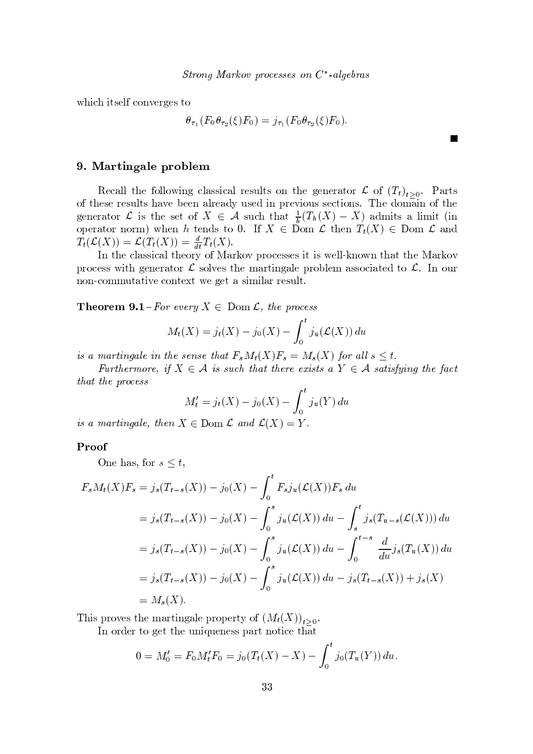which itself converges to

$$\theta_{\tau_1}(F_0\theta_{\tau_2}(\xi)F_0) = j_{\tau_1}(F_0\theta_{\tau_2}(\xi)F_0).$$

■

## 9. Martingale problem

Recall the following classical results on the generator $\mathcal{L}$ of $(T_t)_{t\geq 0}$. Parts of these results have been already used in previous sections. The domain of the generator $\mathcal{L}$ is the set of $X \in \mathcal{A}$ such that $\frac{1}{h}(T_h(X) - X)$ admits a limit (in operator norm) when $h$ tends to 0. If $X \in \operatorname{Dom} \mathcal{L}$ then $T_t(X) \in \operatorname{Dom} \mathcal{L}$ and $T_t(\mathcal{L}(X)) = \mathcal{L}(T_t(X)) = \frac{d}{dt}T_t(X)$.

In the classical theory of Markov processes it is well-known that the Markov process with generator $\mathcal{L}$ solves the martingale problem associated to $\mathcal{L}$. In our non-commutative context we get a similar result.

**Theorem 9.1** – *For every $X \in \operatorname{Dom} \mathcal{L}$, the process*

$$M_t(X) = j_t(X) - j_0(X) - \int_0^t j_u(\mathcal{L}(X))\, du$$

*is a martingale in the sense that $F_s M_t(X) F_s = M_s(X)$ for all $s \leq t$.*

*Furthermore, if $X \in \mathcal{A}$ is such that there exists a $Y \in \mathcal{A}$ satisfying the fact that the process*

$$M'_t = j_t(X) - j_0(X) - \int_0^t j_u(Y)\, du$$

*is a martingale, then $X \in \operatorname{Dom} \mathcal{L}$ and $\mathcal{L}(X) = Y$.*

### Proof

One has, for $s \leq t$,

$$\begin{aligned}
F_s M_t(X) F_s &= j_s(T_{t-s}(X)) - j_0(X) - \int_0^t F_s j_u(\mathcal{L}(X)) F_s\, du \\
&= j_s(T_{t-s}(X)) - j_0(X) - \int_0^s j_u(\mathcal{L}(X))\, du - \int_s^t j_s(T_{u-s}(\mathcal{L}(X)))\, du \\
&= j_s(T_{t-s}(X)) - j_0(X) - \int_0^s j_u(\mathcal{L}(X))\, du - \int_0^{t-s} \frac{d}{du} j_s(T_u(X))\, du \\
&= j_s(T_{t-s}(X)) - j_0(X) - \int_0^s j_u(\mathcal{L}(X))\, du - j_s(T_{t-s}(X)) + j_s(X) \\
&= M_s(X).
\end{aligned}$$

This proves the martingale property of $(M_t(X))_{t\geq 0}$.

In order to get the uniqueness part notice that

$$0 = M'_0 = F_0 M'_t F_0 = j_0(T_t(X) - X) - \int_0^t j_0(T_u(Y))\, du.$$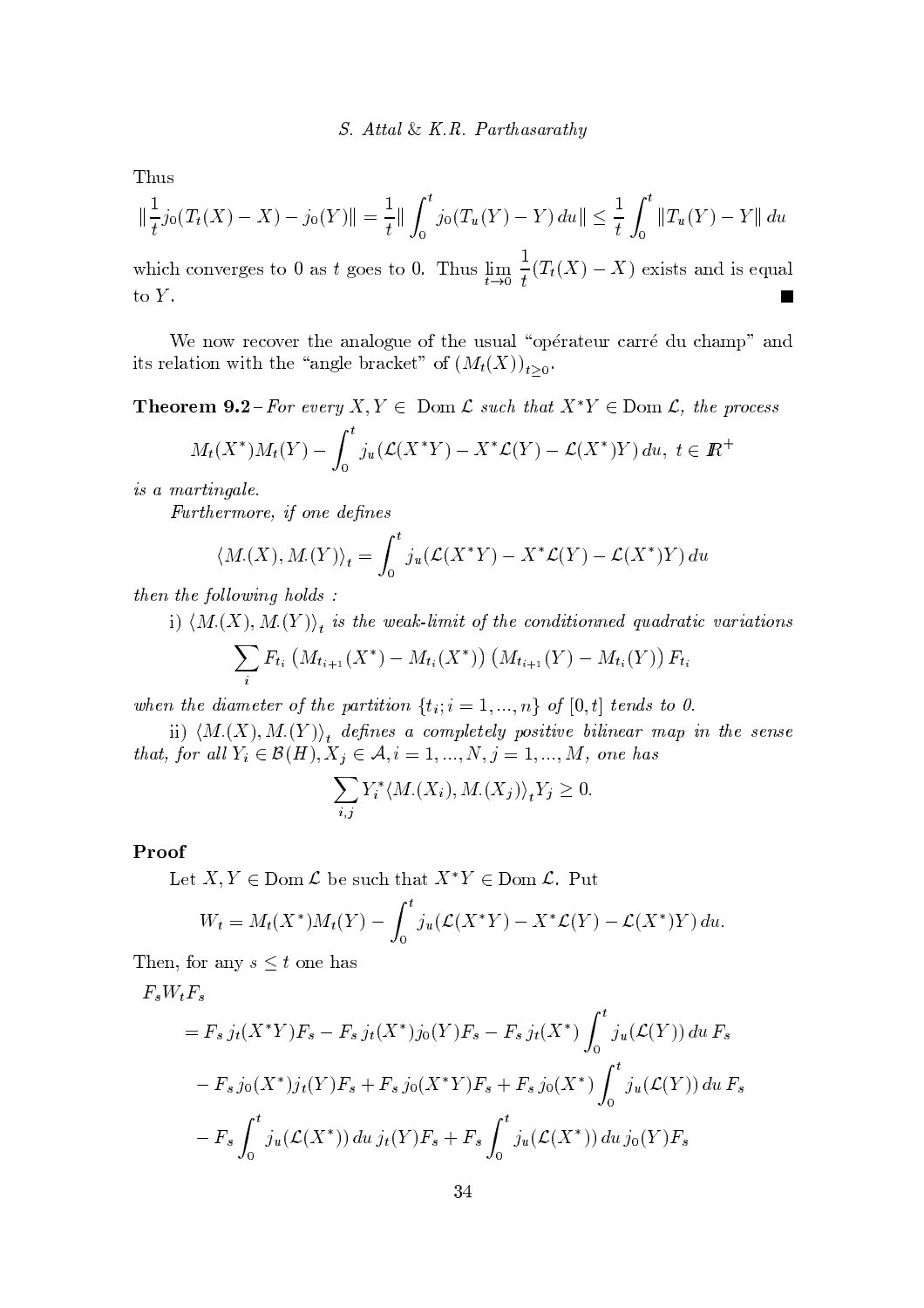Thus

$$\|\frac{1}{t}j_0(T_t(X)-X)-j_0(Y)\| = \frac{1}{t}\|\int_0^t j_0(T_u(Y)-Y)\,du\| \leq \frac{1}{t}\int_0^t \|T_u(Y)-Y\|\,du$$

which converges to 0 as $t$ goes to 0. Thus $\lim_{t\to 0}\frac{1}{t}(T_t(X)-X)$ exists and is equal to $Y$. ■

We now recover the analogue of the usual "opérateur carré du champ" and its relation with the "angle bracket" of $(M_t(X))_{t\geq 0}$.

**Theorem 9.2** – *For every $X, Y \in$ Dom $\mathcal{L}$ such that $X^*Y \in$ Dom $\mathcal{L}$, the process*

$$M_t(X^*)M_t(Y) - \int_0^t j_u(\mathcal{L}(X^*Y) - X^*\mathcal{L}(Y) - \mathcal{L}(X^*)Y)\,du,\ t\in \mathbb{R}^+$$

*is a martingale.*

*Furthermore, if one defines*

$$\langle M_\cdot(X), M_\cdot(Y)\rangle_t = \int_0^t j_u(\mathcal{L}(X^*Y) - X^*\mathcal{L}(Y) - \mathcal{L}(X^*)Y)\,du$$

*then the following holds :*

i) $\langle M_\cdot(X), M_\cdot(Y)\rangle_t$ *is the weak-limit of the conditionned quadratic variations*

$$\sum_i F_{t_i}\left(M_{t_{i+1}}(X^*) - M_{t_i}(X^*)\right)\left(M_{t_{i+1}}(Y) - M_{t_i}(Y)\right)F_{t_i}$$

*when the diameter of the partition $\{t_i; i=1,...,n\}$ of $[0,t]$ tends to 0.*

ii) $\langle M_\cdot(X), M_\cdot(Y)\rangle_t$ *defines a completely positive bilinear map in the sense that, for all $Y_i \in \mathcal{B}(H), X_j \in \mathcal{A}, i=1,...,N, j=1,...,M$, one has*

$$\sum_{i,j} Y_i^*\langle M_\cdot(X_i), M_\cdot(X_j)\rangle_t Y_j \geq 0.$$

**Proof**

Let $X, Y \in$ Dom $\mathcal{L}$ be such that $X^*Y \in$ Dom $\mathcal{L}$. Put

$$W_t = M_t(X^*)M_t(Y) - \int_0^t j_u(\mathcal{L}(X^*Y) - X^*\mathcal{L}(Y) - \mathcal{L}(X^*)Y)\,du.$$

Then, for any $s \leq t$ one has

$$\begin{aligned}
&F_s W_t F_s \\
&= F_s\, j_t(X^*Y)F_s - F_s\, j_t(X^*)j_0(Y)F_s - F_s\, j_t(X^*)\int_0^t j_u(\mathcal{L}(Y))\,du\,F_s \\
&\quad - F_s\, j_0(X^*)j_t(Y)F_s + F_s\, j_0(X^*Y)F_s + F_s\, j_0(X^*)\int_0^t j_u(\mathcal{L}(Y))\,du\,F_s \\
&\quad - F_s\int_0^t j_u(\mathcal{L}(X^*))\,du\, j_t(Y)F_s + F_s\int_0^t j_u(\mathcal{L}(X^*))\,du\, j_0(Y)F_s
\end{aligned}$$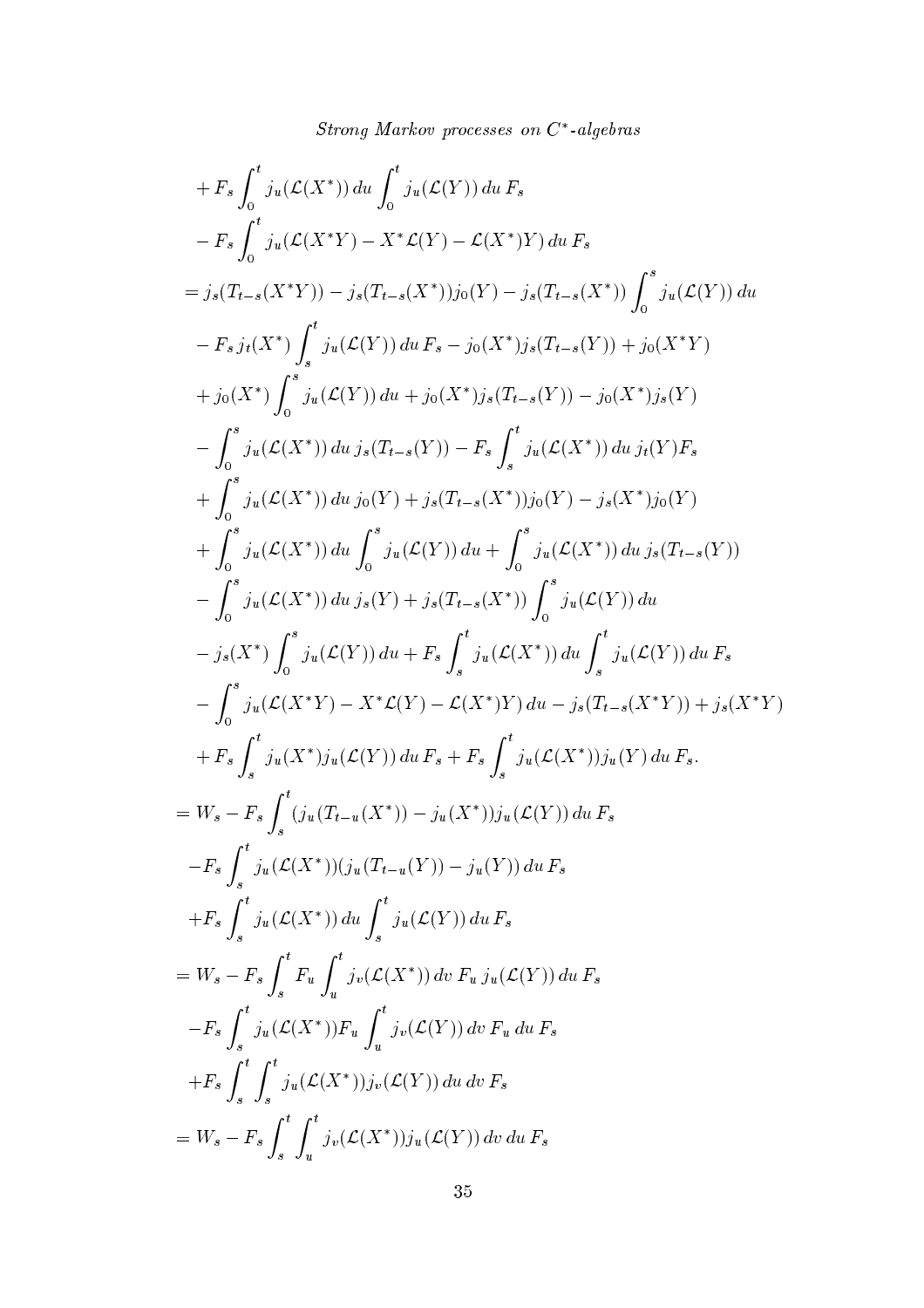$$
\begin{aligned}
&+ F_s \int_0^t j_u(\mathcal{L}(X^*))\,du \int_0^t j_u(\mathcal{L}(Y))\,du\,F_s \\
&- F_s \int_0^t j_u(\mathcal{L}(X^*Y) - X^*\mathcal{L}(Y) - \mathcal{L}(X^*)Y)\,du\,F_s \\
&= j_s(T_{t-s}(X^*Y)) - j_s(T_{t-s}(X^*))j_0(Y) - j_s(T_{t-s}(X^*)) \int_0^s j_u(\mathcal{L}(Y))\,du \\
&- F_s\, j_t(X^*) \int_s^t j_u(\mathcal{L}(Y))\,du\,F_s - j_0(X^*)j_s(T_{t-s}(Y)) + j_0(X^*Y) \\
&+ j_0(X^*) \int_0^s j_u(\mathcal{L}(Y))\,du + j_0(X^*)j_s(T_{t-s}(Y)) - j_0(X^*)j_s(Y) \\
&- \int_0^s j_u(\mathcal{L}(X^*))\,du\, j_s(T_{t-s}(Y)) - F_s \int_s^t j_u(\mathcal{L}(X^*))\,du\, j_t(Y) F_s \\
&+ \int_0^s j_u(\mathcal{L}(X^*))\,du\, j_0(Y) + j_s(T_{t-s}(X^*))j_0(Y) - j_s(X^*)j_0(Y) \\
&+ \int_0^s j_u(\mathcal{L}(X^*))\,du \int_0^s j_u(\mathcal{L}(Y))\,du + \int_0^s j_u(\mathcal{L}(X^*))\,du\, j_s(T_{t-s}(Y)) \\
&- \int_0^s j_u(\mathcal{L}(X^*))\,du\, j_s(Y) + j_s(T_{t-s}(X^*)) \int_0^s j_u(\mathcal{L}(Y))\,du \\
&- j_s(X^*) \int_0^s j_u(\mathcal{L}(Y))\,du + F_s \int_s^t j_u(\mathcal{L}(X^*))\,du \int_s^t j_u(\mathcal{L}(Y))\,du\,F_s \\
&- \int_0^s j_u(\mathcal{L}(X^*Y) - X^*\mathcal{L}(Y) - \mathcal{L}(X^*)Y)\,du - j_s(T_{t-s}(X^*Y)) + j_s(X^*Y) \\
&+ F_s \int_s^t j_u(X^*)j_u(\mathcal{L}(Y))\,du\,F_s + F_s \int_s^t j_u(\mathcal{L}(X^*))j_u(Y)\,du\,F_s. \\
&= W_s - F_s \int_s^t (j_u(T_{t-u}(X^*)) - j_u(X^*))j_u(\mathcal{L}(Y))\,du\,F_s \\
&\quad - F_s \int_s^t j_u(\mathcal{L}(X^*))(j_u(T_{t-u}(Y)) - j_u(Y))\,du\,F_s \\
&\quad + F_s \int_s^t j_u(\mathcal{L}(X^*))\,du \int_s^t j_u(\mathcal{L}(Y))\,du\,F_s \\
&= W_s - F_s \int_s^t F_u \int_u^t j_v(\mathcal{L}(X^*))\,dv\,F_u\, j_u(\mathcal{L}(Y))\,du\,F_s \\
&\quad - F_s \int_s^t j_u(\mathcal{L}(X^*))F_u \int_u^t j_v(\mathcal{L}(Y))\,dv\,F_u\,du\,F_s \\
&\quad + F_s \int_s^t \int_s^t j_u(\mathcal{L}(X^*))j_v(\mathcal{L}(Y))\,du\,dv\,F_s \\
&= W_s - F_s \int_s^t \int_u^t j_v(\mathcal{L}(X^*))j_u(\mathcal{L}(Y))\,dv\,du\,F_s
\end{aligned}
$$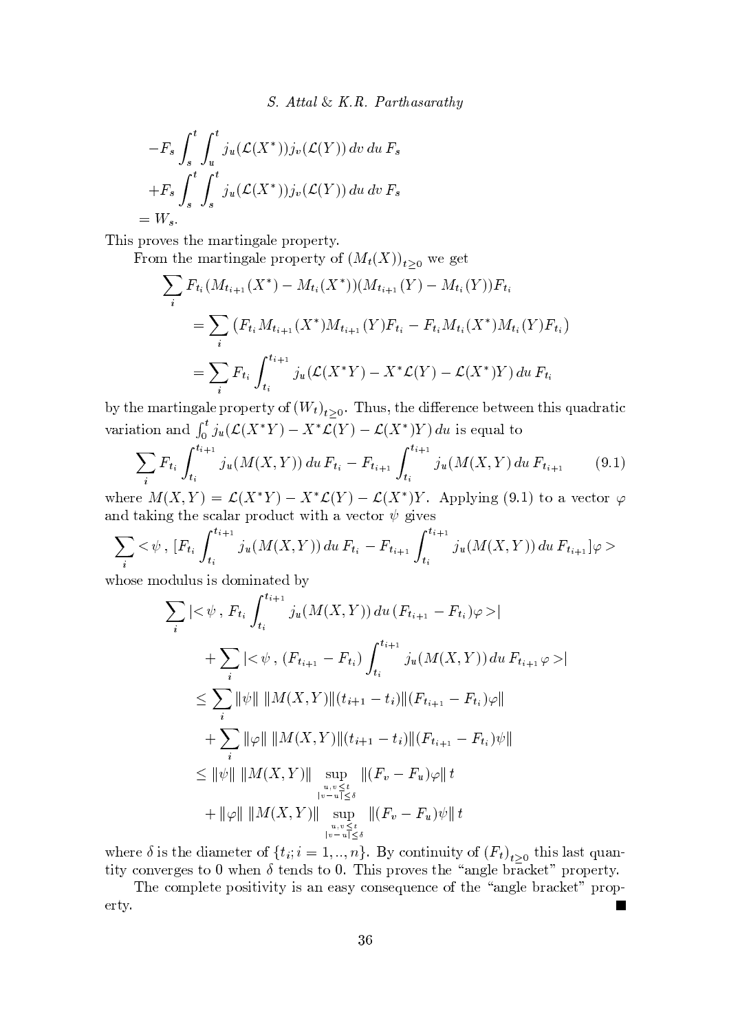$$
\begin{aligned}
&-F_s \int_s^t \int_u^t j_u(\mathcal{L}(X^*)) j_v(\mathcal{L}(Y))\, dv\, du\, F_s \\
&+F_s \int_s^t \int_s^t j_u(\mathcal{L}(X^*)) j_v(\mathcal{L}(Y))\, du\, dv\, F_s \\
&= W_s.
\end{aligned}
$$

This proves the martingale property.

From the martingale property of $(M_t(X))_{t\geq 0}$ we get

$$
\begin{aligned}
&\sum_i F_{t_i}(M_{t_{i+1}}(X^*) - M_{t_i}(X^*))(M_{t_{i+1}}(Y) - M_{t_i}(Y))F_{t_i} \\
&\quad = \sum_i \left(F_{t_i} M_{t_{i+1}}(X^*) M_{t_{i+1}}(Y) F_{t_i} - F_{t_i} M_{t_i}(X^*) M_{t_i}(Y) F_{t_i}\right) \\
&\quad = \sum_i F_{t_i} \int_{t_i}^{t_{i+1}} j_u(\mathcal{L}(X^*Y) - X^*\mathcal{L}(Y) - \mathcal{L}(X^*)Y)\, du\, F_{t_i}
\end{aligned}
$$

by the martingale property of $(W_t)_{t\geq 0}$. Thus, the difference between this quadratic variation and $\int_0^t j_u(\mathcal{L}(X^*Y) - X^*\mathcal{L}(Y) - \mathcal{L}(X^*)Y)\, du$ is equal to

$$
\sum_i F_{t_i} \int_{t_i}^{t_{i+1}} j_u(M(X,Y))\, du\, F_{t_i} - F_{t_{i+1}} \int_{t_i}^{t_{i+1}} j_u(M(X,Y)\, du\, F_{t_{i+1}} \tag{9.1}
$$

where $M(X,Y) = \mathcal{L}(X^*Y) - X^*\mathcal{L}(Y) - \mathcal{L}(X^*)Y$. Applying (9.1) to a vector $\varphi$ and taking the scalar product with a vector $\psi$ gives

$$
\sum_i < \psi\, ,\, [F_{t_i} \int_{t_i}^{t_{i+1}} j_u(M(X,Y))\, du\, F_{t_i} - F_{t_{i+1}} \int_{t_i}^{t_{i+1}} j_u(M(X,Y))\, du\, F_{t_{i+1}}]\varphi >
$$

whose modulus is dominated by

$$
\begin{aligned}
&\sum_i |< \psi\, ,\, F_{t_i} \int_{t_i}^{t_{i+1}} j_u(M(X,Y))\, du\, (F_{t_{i+1}} - F_{t_i})\varphi >| \\
&\qquad + \sum_i |< \psi\, ,\, (F_{t_{i+1}} - F_{t_i}) \int_{t_i}^{t_{i+1}} j_u(M(X,Y))\, du\, F_{t_{i+1}}\varphi >| \\
&\quad \leq \sum_i \|\psi\|\, \|M(X,Y)\|(t_{i+1} - t_i)\|(F_{t_{i+1}} - F_{t_i})\varphi\| \\
&\qquad + \sum_i \|\varphi\|\, \|M(X,Y)\|(t_{i+1} - t_i)\|(F_{t_{i+1}} - F_{t_i})\psi\| \\
&\quad \leq \|\psi\|\, \|M(X,Y)\| \sup_{\substack{u,v\leq t \\ |v-u|\leq\delta}} \|(F_v - F_u)\varphi\|\, t \\
&\qquad + \|\varphi\|\, \|M(X,Y)\| \sup_{\substack{u,v\leq t \\ |v-u|\leq\delta}} \|(F_v - F_u)\psi\|\, t
\end{aligned}
$$

where $\delta$ is the diameter of $\{t_i; i = 1,..,n\}$. By continuity of $(F_t)_{t\geq 0}$ this last quantity converges to 0 when $\delta$ tends to 0. This proves the "angle bracket" property.

The complete positivity is an easy consequence of the "angle bracket" property. ■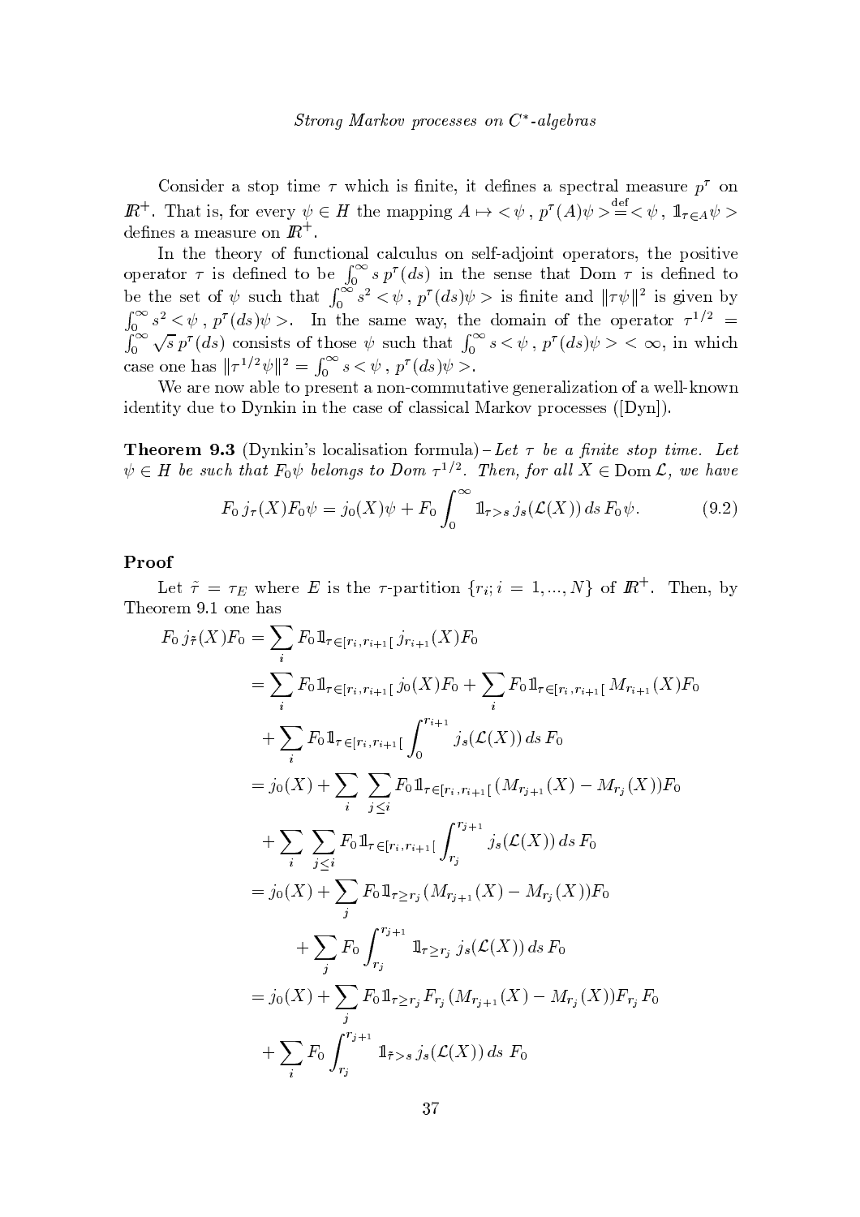Consider a stop time $\tau$ which is finite, it defines a spectral measure $p^\tau$ on $\mathbb{R}^+$. That is, for every $\psi \in H$ the mapping $A \mapsto <\psi\,,\, p^\tau(A)\psi> \stackrel{\text{def}}{=} <\psi\,,\, 1\!\!1_{\tau\in A}\psi>$ defines a measure on $\mathbb{R}^+$.

In the theory of functional calculus on self-adjoint operators, the positive operator $\tau$ is defined to be $\int_0^\infty s\, p^\tau(ds)$ in the sense that Dom $\tau$ is defined to be the set of $\psi$ such that $\int_0^\infty s^2 <\psi\,,\, p^\tau(ds)\psi>$ is finite and $\|\tau\psi\|^2$ is given by $\int_0^\infty s^2 <\psi\,,\, p^\tau(ds)\psi>$. In the same way, the domain of the operator $\tau^{1/2} = \int_0^\infty \sqrt{s}\, p^\tau(ds)$ consists of those $\psi$ such that $\int_0^\infty s <\psi\,,\, p^\tau(ds)\psi> < \infty$, in which case one has $\|\tau^{1/2}\psi\|^2 = \int_0^\infty s <\psi\,,\, p^\tau(ds)\psi>$.

We are now able to present a non-commutative generalization of a well-known identity due to Dynkin in the case of classical Markov processes ([Dyn]).

**Theorem 9.3** (Dynkin's localisation formula) – *Let $\tau$ be a finite stop time. Let $\psi \in H$ be such that $F_0\psi$ belongs to Dom $\tau^{1/2}$. Then, for all $X \in \text{Dom}\,\mathcal{L}$, we have*

$$F_0\, j_\tau(X) F_0\psi = j_0(X)\psi + F_0 \int_0^\infty 1\!\!1_{\tau>s}\, j_s(\mathcal{L}(X))\, ds\, F_0\psi. \tag{9.2}$$

**Proof**

Let $\tilde\tau = \tau_E$ where $E$ is the $\tau$-partition $\{r_i; i = 1, ..., N\}$ of $\mathbb{R}^+$. Then, by Theorem 9.1 one has

$$\begin{aligned}
F_0\, j_{\tilde\tau}(X) F_0 &= \sum_i F_0 1\!\!1_{\tau\in[r_i,r_{i+1}[}\, j_{r_{i+1}}(X) F_0 \\
&= \sum_i F_0 1\!\!1_{\tau\in[r_i,r_{i+1}[}\, j_0(X) F_0 + \sum_i F_0 1\!\!1_{\tau\in[r_i,r_{i+1}[}\, M_{r_{i+1}}(X) F_0 \\
&\quad + \sum_i F_0 1\!\!1_{\tau\in[r_i,r_{i+1}[} \int_0^{r_{i+1}} j_s(\mathcal{L}(X))\, ds\, F_0 \\
&= j_0(X) + \sum_i \sum_{j\le i} F_0 1\!\!1_{\tau\in[r_i,r_{i+1}[}\, (M_{r_{j+1}}(X) - M_{r_j}(X)) F_0 \\
&\quad + \sum_i \sum_{j\le i} F_0 1\!\!1_{\tau\in[r_i,r_{i+1}[} \int_{r_j}^{r_{j+1}} j_s(\mathcal{L}(X))\, ds\, F_0 \\
&= j_0(X) + \sum_j F_0 1\!\!1_{\tau\ge r_j}\, (M_{r_{j+1}}(X) - M_{r_j}(X)) F_0 \\
&\qquad + \sum_j F_0 \int_{r_j}^{r_{j+1}} 1\!\!1_{\tau\ge r_j}\, j_s(\mathcal{L}(X))\, ds\, F_0 \\
&= j_0(X) + \sum_j F_0 1\!\!1_{\tau\ge r_j} F_{r_j}\, (M_{r_{j+1}}(X) - M_{r_j}(X)) F_{r_j} F_0 \\
&\quad + \sum_i F_0 \int_{r_j}^{r_{j+1}} 1\!\!1_{\tilde\tau>s}\, j_s(\mathcal{L}(X))\, ds\ F_0
\end{aligned}$$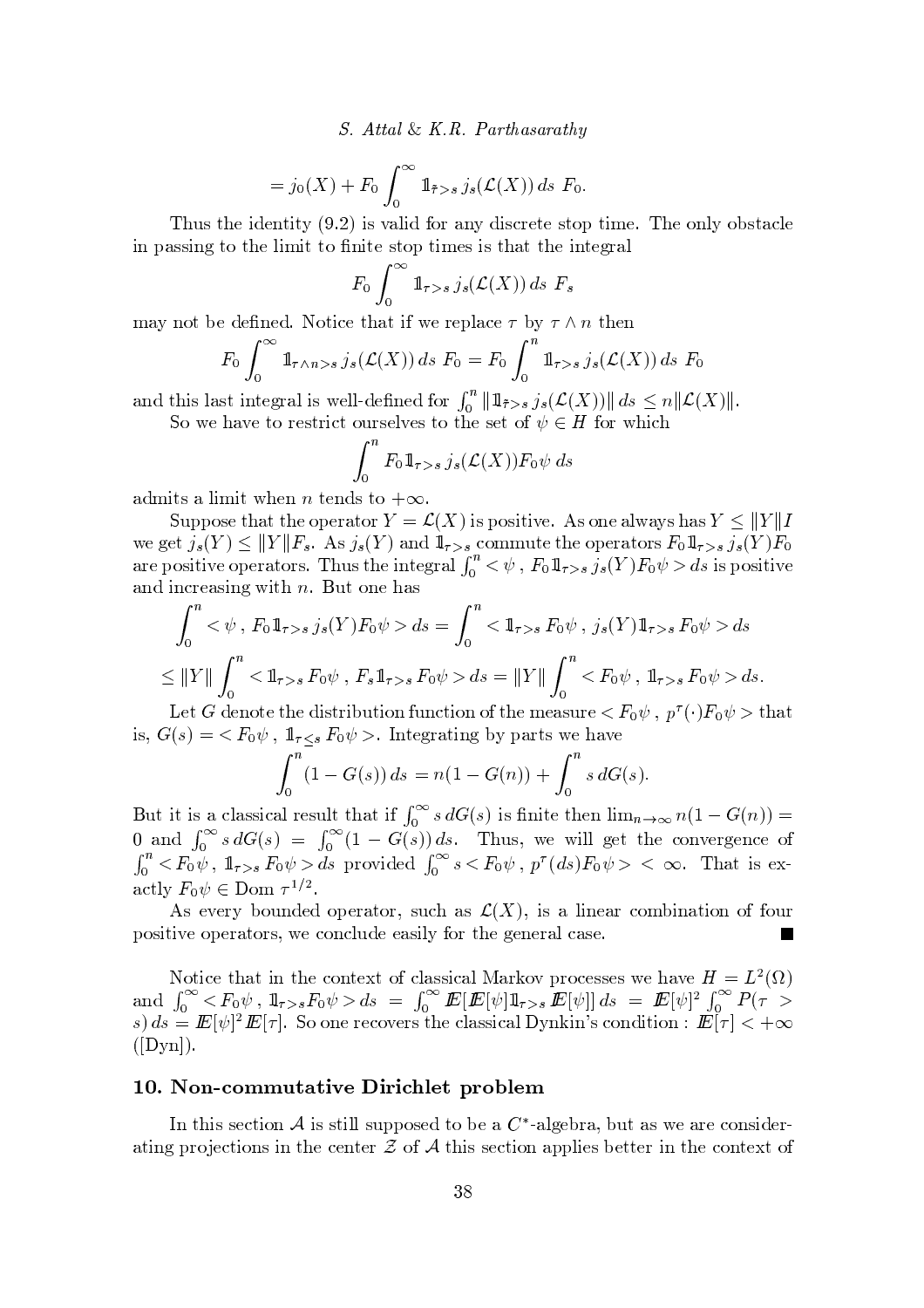$$= j_0(X) + F_0 \int_0^\infty 1\!\!1_{\tilde\tau > s}\, j_s(\mathcal{L}(X))\, ds\ F_0.$$

Thus the identity (9.2) is valid for any discrete stop time. The only obstacle in passing to the limit to finite stop times is that the integral

$$F_0 \int_0^\infty 1\!\!1_{\tau > s}\, j_s(\mathcal{L}(X))\, ds\ F_s$$

may not be defined. Notice that if we replace $\tau$ by $\tau \wedge n$ then

$$F_0 \int_0^\infty 1\!\!1_{\tau\wedge n > s}\, j_s(\mathcal{L}(X))\, ds\ F_0 = F_0 \int_0^n 1\!\!1_{\tau > s}\, j_s(\mathcal{L}(X))\, ds\ F_0$$

and this last integral is well-defined for $\int_0^n \|1\!\!1_{\tilde\tau > s}\, j_s(\mathcal{L}(X))\|\, ds \leq n\|\mathcal{L}(X)\|$.

So we have to restrict ourselves to the set of $\psi \in H$ for which

$$\int_0^n F_0 1\!\!1_{\tau > s}\, j_s(\mathcal{L}(X)) F_0 \psi\, ds$$

admits a limit when $n$ tends to $+\infty$.

Suppose that the operator $Y = \mathcal{L}(X)$ is positive. As one always has $Y \leq \|Y\| I$ we get $j_s(Y) \leq \|Y\| F_s$. As $j_s(Y)$ and $1\!\!1_{\tau > s}$ commute the operators $F_0 1\!\!1_{\tau > s}\, j_s(Y) F_0$ are positive operators. Thus the integral $\int_0^n < \psi\, ,\, F_0 1\!\!1_{\tau > s}\, j_s(Y) F_0 \psi > ds$ is positive and increasing with $n$. But one has

$$\int_0^n < \psi\, ,\, F_0 1\!\!1_{\tau > s}\, j_s(Y) F_0 \psi > ds = \int_0^n < 1\!\!1_{\tau > s}\, F_0 \psi\, ,\, j_s(Y) 1\!\!1_{\tau > s}\, F_0 \psi > ds$$

$$\leq \|Y\| \int_0^n < 1\!\!1_{\tau > s}\, F_0 \psi\, ,\, F_s 1\!\!1_{\tau > s}\, F_0 \psi > ds = \|Y\| \int_0^n < F_0 \psi\, ,\, 1\!\!1_{\tau > s}\, F_0 \psi > ds.$$

Let $G$ denote the distribution function of the measure $< F_0 \psi\, ,\, p^\tau(\cdot) F_0 \psi >$ that is, $G(s) = < F_0 \psi\, ,\, 1\!\!1_{\tau \leq s}\, F_0 \psi >$. Integrating by parts we have

$$\int_0^n (1 - G(s))\, ds = n(1 - G(n)) + \int_0^n s\, dG(s).$$

But it is a classical result that if $\int_0^\infty s\, dG(s)$ is finite then $\lim_{n\to\infty} n(1 - G(n)) = 0$ and $\int_0^\infty s\, dG(s) = \int_0^\infty (1 - G(s))\, ds$. Thus, we will get the convergence of $\int_0^n < F_0 \psi\, ,\, 1\!\!1_{\tau > s}\, F_0 \psi > ds$ provided $\int_0^\infty s < F_0 \psi\, ,\, p^\tau(ds) F_0 \psi > < \infty$. That is exactly $F_0 \psi \in \mathrm{Dom}\ \tau^{1/2}$.

As every bounded operator, such as $\mathcal{L}(X)$, is a linear combination of four positive operators, we conclude easily for the general case. ■

Notice that in the context of classical Markov processes we have $H = L^2(\Omega)$ and $\int_0^\infty < F_0 \psi\, ,\, 1\!\!1_{\tau > s} F_0 \psi > ds = \int_0^\infty I\!\!E[I\!\!E[\psi] 1\!\!1_{\tau > s}\, I\!\!E[\psi]]\, ds = I\!\!E[\psi]^2 \int_0^\infty P(\tau > s)\, ds = I\!\!E[\psi]^2 I\!\!E[\tau]$. So one recovers the classical Dynkin's condition : $I\!\!E[\tau] < +\infty$ ([Dyn]).

## 10. Non-commutative Dirichlet problem

In this section $\mathcal{A}$ is still supposed to be a $C^*$-algebra, but as we are considerating projections in the center $\mathcal{Z}$ of $\mathcal{A}$ this section applies better in the context of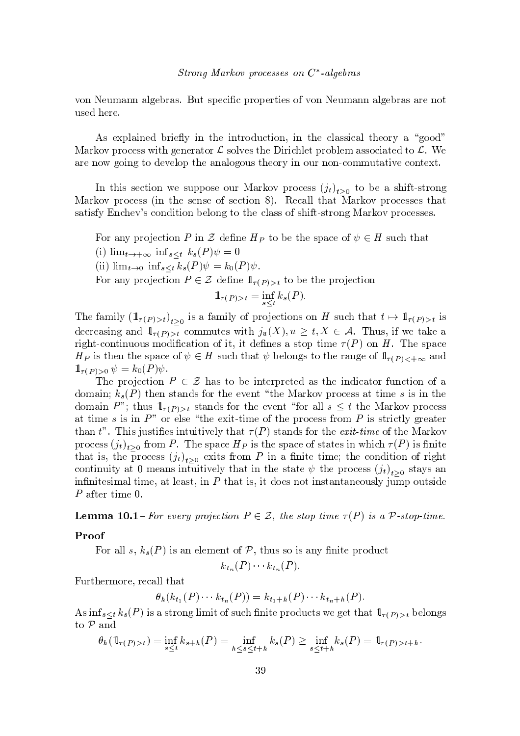von Neumann algebras. But specific properties of von Neumann algebras are not used here.

As explained briefly in the introduction, in the classical theory a "good" Markov process with generator $\mathcal{L}$ solves the Dirichlet problem associated to $\mathcal{L}$. We are now going to develop the analogous theory in our non-commutative context.

In this section we suppose our Markov process $(j_t)_{t\geq 0}$ to be a shift-strong Markov process (in the sense of section 8). Recall that Markov processes that satisfy Enchev's condition belong to the class of shift-strong Markov processes.

For any projection $P$ in $\mathcal{Z}$ define $H_P$ to be the space of $\psi \in H$ such that

(i) $\lim_{t\to+\infty} \inf_{s\leq t} k_s(P)\psi = 0$

(ii) $\lim_{t\to 0} \inf_{s\leq t} k_s(P)\psi = k_0(P)\psi$.

For any projection $P \in \mathcal{Z}$ define $1\!\!1_{\tau(P)>t}$ to be the projection

$$1\!\!1_{\tau(P)>t} = \inf_{s\leq t} k_s(P).$$

The family $(1\!\!1_{\tau(P)>t})_{t\geq 0}$ is a family of projections on $H$ such that $t \mapsto 1\!\!1_{\tau(P)>t}$ is decreasing and $1\!\!1_{\tau(P)>t}$ commutes with $j_u(X), u \geq t, X \in \mathcal{A}$. Thus, if we take a right-continuous modification of it, it defines a stop time $\tau(P)$ on $H$. The space $H_P$ is then the space of $\psi \in H$ such that $\psi$ belongs to the range of $1\!\!1_{\tau(P)<+\infty}$ and $1\!\!1_{\tau(P)>0}\,\psi = k_0(P)\psi$.

The projection $P \in \mathcal{Z}$ has to be interpreted as the indicator function of a domain; $k_s(P)$ then stands for the event "the Markov process at time $s$ is in the domain $P$"; thus $1\!\!1_{\tau(P)>t}$ stands for the event "for all $s \leq t$ the Markov process at time $s$ is in $P$" or else "the exit-time of the process from $P$ is strictly greater than $t$". This justifies intuitively that $\tau(P)$ stands for the *exit-time* of the Markov process $(j_t)_{t\geq 0}$ from $P$. The space $H_P$ is the space of states in which $\tau(P)$ is finite that is, the process $(j_t)_{t\geq 0}$ exits from $P$ in a finite time; the condition of right continuity at 0 means intuitively that in the state $\psi$ the process $(j_t)_{t\geq 0}$ stays an infinitesimal time, at least, in $P$ that is, it does not instantaneously jump outside $P$ after time 0.

**Lemma 10.1** – *For every projection $P \in \mathcal{Z}$, the stop time $\tau(P)$ is a $\mathcal{P}$-stop-time.*

**Proof**

For all $s$, $k_s(P)$ is an element of $\mathcal{P}$, thus so is any finite product

$$k_{t_n}(P)\cdots k_{t_n}(P).$$

Furthermore, recall that

$$\theta_h(k_{t_1}(P)\cdots k_{t_n}(P)) = k_{t_1+h}(P)\cdots k_{t_n+h}(P).$$

As $\inf_{s\leq t} k_s(P)$ is a strong limit of such finite products we get that $1\!\!1_{\tau(P)>t}$ belongs to $\mathcal{P}$ and

$$\theta_h(1\!\!1_{\tau(P)>t}) = \inf_{s\leq t} k_{s+h}(P) = \inf_{h\leq s\leq t+h} k_s(P) \geq \inf_{s\leq t+h} k_s(P) = 1\!\!1_{\tau(P)>t+h}.$$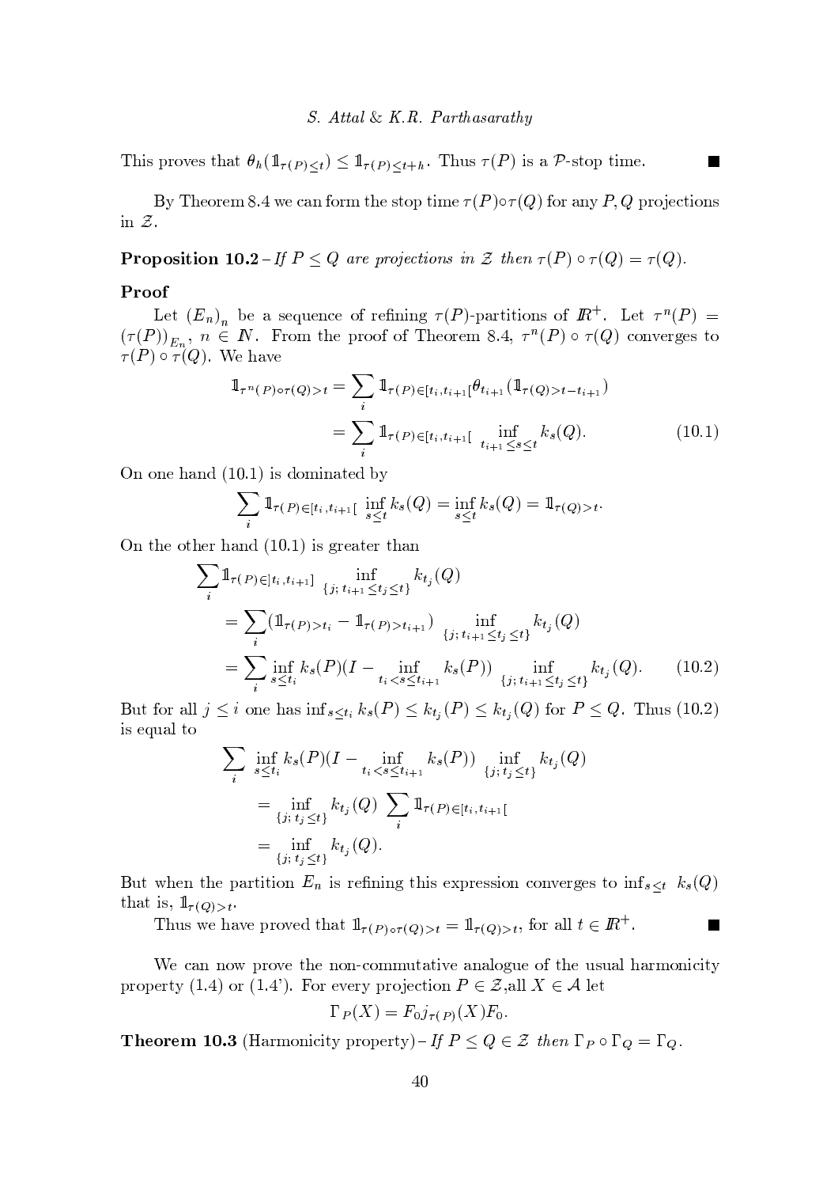This proves that $\theta_h(\mathbb{1}_{\tau(P)\le t}) \le \mathbb{1}_{\tau(P)\le t+h}$. Thus $\tau(P)$ is a $\mathcal{P}$-stop time. ■

By Theorem 8.4 we can form the stop time $\tau(P)\circ\tau(Q)$ for any $P, Q$ projections in $\mathcal{Z}$.

**Proposition 10.2** – *If $P \le Q$ are projections in $\mathcal{Z}$ then $\tau(P)\circ\tau(Q) = \tau(Q)$.*

**Proof**

Let $(E_n)_n$ be a sequence of refining $\tau(P)$-partitions of $\mathbb{R}^+$. Let $\tau^n(P) = (\tau(P))_{E_n}$, $n \in \mathbb{N}$. From the proof of Theorem 8.4, $\tau^n(P)\circ\tau(Q)$ converges to $\tau(P)\circ\tau(Q)$. We have

$$\begin{aligned}
\mathbb{1}_{\tau^n(P)\circ\tau(Q)>t} &= \sum_i \mathbb{1}_{\tau(P)\in[t_i,t_{i+1}[}\theta_{t_{i+1}}(\mathbb{1}_{\tau(Q)>t-t_{i+1}}) \\
&= \sum_i \mathbb{1}_{\tau(P)\in[t_i,t_{i+1}[}\inf_{t_{i+1}\le s\le t} k_s(Q). \qquad (10.1)
\end{aligned}$$

On one hand (10.1) is dominated by

$$\sum_i \mathbb{1}_{\tau(P)\in[t_i,t_{i+1}[}\inf_{s\le t} k_s(Q) = \inf_{s\le t} k_s(Q) = \mathbb{1}_{\tau(Q)>t}.$$

On the other hand (10.1) is greater than

$$\begin{aligned}
&\sum_i \mathbb{1}_{\tau(P)\in]t_i,t_{i+1}]}\inf_{\{j;\, t_{i+1}\le t_j\le t\}} k_{t_j}(Q) \\
&= \sum_i (\mathbb{1}_{\tau(P)>t_i} - \mathbb{1}_{\tau(P)>t_{i+1}})\inf_{\{j;\, t_{i+1}\le t_j\le t\}} k_{t_j}(Q) \\
&= \sum_i \inf_{s\le t_i} k_s(P)(I - \inf_{t_i<s\le t_{i+1}} k_s(P))\inf_{\{j;\, t_{i+1}\le t_j\le t\}} k_{t_j}(Q). \qquad (10.2)
\end{aligned}$$

But for all $j \le i$ one has $\inf_{s\le t_i} k_s(P) \le k_{t_j}(P) \le k_{t_j}(Q)$ for $P \le Q$. Thus (10.2) is equal to

$$\begin{aligned}
&\sum_i \inf_{s\le t_i} k_s(P)(I - \inf_{t_i<s\le t_{i+1}} k_s(P))\inf_{\{j;\, t_j\le t\}} k_{t_j}(Q) \\
&= \inf_{\{j;\, t_j\le t\}} k_{t_j}(Q)\sum_i \mathbb{1}_{\tau(P)\in[t_i,t_{i+1}[} \\
&= \inf_{\{j;\, t_j\le t\}} k_{t_j}(Q).
\end{aligned}$$

But when the partition $E_n$ is refining this expression converges to $\inf_{s\le t} k_s(Q)$ that is, $\mathbb{1}_{\tau(Q)>t}$.

Thus we have proved that $\mathbb{1}_{\tau(P)\circ\tau(Q)>t} = \mathbb{1}_{\tau(Q)>t}$, for all $t \in \mathbb{R}^+$. ■

We can now prove the non-commutative analogue of the usual harmonicity property (1.4) or (1.4'). For every projection $P \in \mathcal{Z}$,all $X \in \mathcal{A}$ let

$$\Gamma_P(X) = F_0 j_{\tau(P)}(X) F_0.$$

**Theorem 10.3** (Harmonicity property) – *If $P \le Q \in \mathcal{Z}$ then $\Gamma_P \circ \Gamma_Q = \Gamma_Q$.*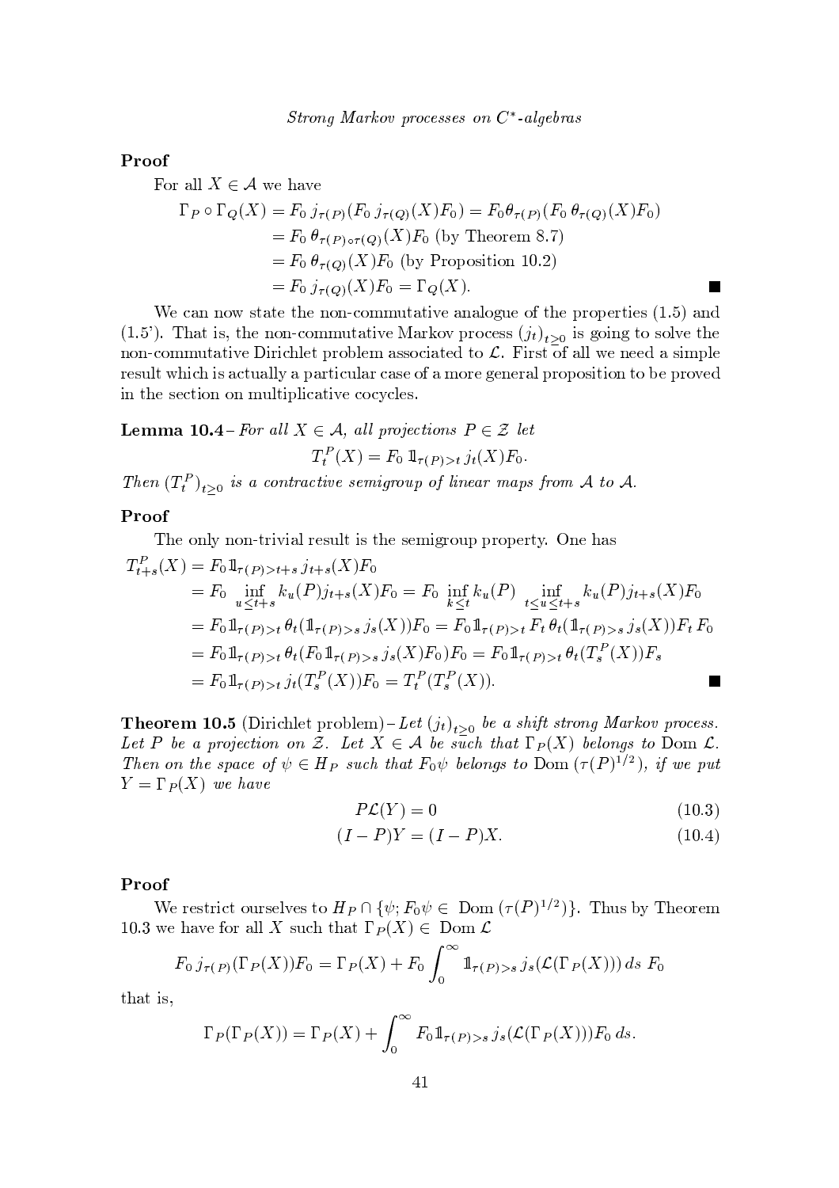**Proof**

For all $X \in \mathcal{A}$ we have

$$
\begin{aligned}
\Gamma_P \circ \Gamma_Q(X) &= F_0\, j_{\tau(P)}(F_0\, j_{\tau(Q)}(X)F_0) = F_0\theta_{\tau(P)}(F_0\, \theta_{\tau(Q)}(X)F_0) \\
&= F_0\, \theta_{\tau(P)\circ\tau(Q)}(X)F_0 \text{ (by Theorem 8.7)} \\
&= F_0\, \theta_{\tau(Q)}(X)F_0 \text{ (by Proposition 10.2)} \\
&= F_0\, j_{\tau(Q)}(X)F_0 = \Gamma_Q(X).
\end{aligned}
$$

■

We can now state the non-commutative analogue of the properties (1.5) and (1.5'). That is, the non-commutative Markov process $(j_t)_{t\geq 0}$ is going to solve the non-commutative Dirichlet problem associated to $\mathcal{L}$. First of all we need a simple result which is actually a particular case of a more general proposition to be proved in the section on multiplicative cocycles.

**Lemma 10.4**– *For all $X \in \mathcal{A}$, all projections $P \in \mathcal{Z}$ let*

$$
T_t^P(X) = F_0\, \mathbb{1}_{\tau(P)>t}\, j_t(X)F_0.
$$

*Then $(T_t^P)_{t\geq 0}$ is a contractive semigroup of linear maps from $\mathcal{A}$ to $\mathcal{A}$.*

**Proof**

The only non-trivial result is the semigroup property. One has

$$
\begin{aligned}
T_{t+s}^P(X) &= F_0 \mathbb{1}_{\tau(P)>t+s}\, j_{t+s}(X)F_0 \\
&= F_0 \inf_{u\leq t+s} k_u(P) j_{t+s}(X)F_0 = F_0 \inf_{k\leq t} k_u(P) \inf_{t\leq u\leq t+s} k_u(P) j_{t+s}(X)F_0 \\
&= F_0 \mathbb{1}_{\tau(P)>t}\, \theta_t(\mathbb{1}_{\tau(P)>s}\, j_s(X))F_0 = F_0 \mathbb{1}_{\tau(P)>t}\, F_t\, \theta_t(\mathbb{1}_{\tau(P)>s}\, j_s(X))F_t\, F_0 \\
&= F_0 \mathbb{1}_{\tau(P)>t}\, \theta_t(F_0 \mathbb{1}_{\tau(P)>s}\, j_s(X)F_0)F_0 = F_0 \mathbb{1}_{\tau(P)>t}\, \theta_t(T_s^P(X))F_s \\
&= F_0 \mathbb{1}_{\tau(P)>t}\, j_t(T_s^P(X))F_0 = T_t^P(T_s^P(X)).
\end{aligned}
$$

■

**Theorem 10.5** (Dirichlet problem)– *Let $(j_t)_{t\geq 0}$ be a shift strong Markov process. Let $P$ be a projection on $\mathcal{Z}$. Let $X \in \mathcal{A}$ be such that $\Gamma_P(X)$ belongs to $\mathrm{Dom}\,\mathcal{L}$. Then on the space of $\psi \in H_P$ such that $F_0\psi$ belongs to $\mathrm{Dom}\,(\tau(P)^{1/2})$, if we put $Y = \Gamma_P(X)$ we have*

$$
P\mathcal{L}(Y) = 0 \tag{10.3}
$$

$$
(I-P)Y = (I-P)X. \tag{10.4}
$$

**Proof**

We restrict ourselves to $H_P \cap \{\psi; F_0\psi \in \mathrm{Dom}\,(\tau(P)^{1/2})\}$. Thus by Theorem 10.3 we have for all $X$ such that $\Gamma_P(X) \in \mathrm{Dom}\,\mathcal{L}$

$$
F_0\, j_{\tau(P)}(\Gamma_P(X))F_0 = \Gamma_P(X) + F_0 \int_0^\infty \mathbb{1}_{\tau(P)>s}\, j_s(\mathcal{L}(\Gamma_P(X)))\, ds\; F_0
$$

that is,

$$
\Gamma_P(\Gamma_P(X)) = \Gamma_P(X) + \int_0^\infty F_0 \mathbb{1}_{\tau(P)>s}\, j_s(\mathcal{L}(\Gamma_P(X)))F_0\, ds.
$$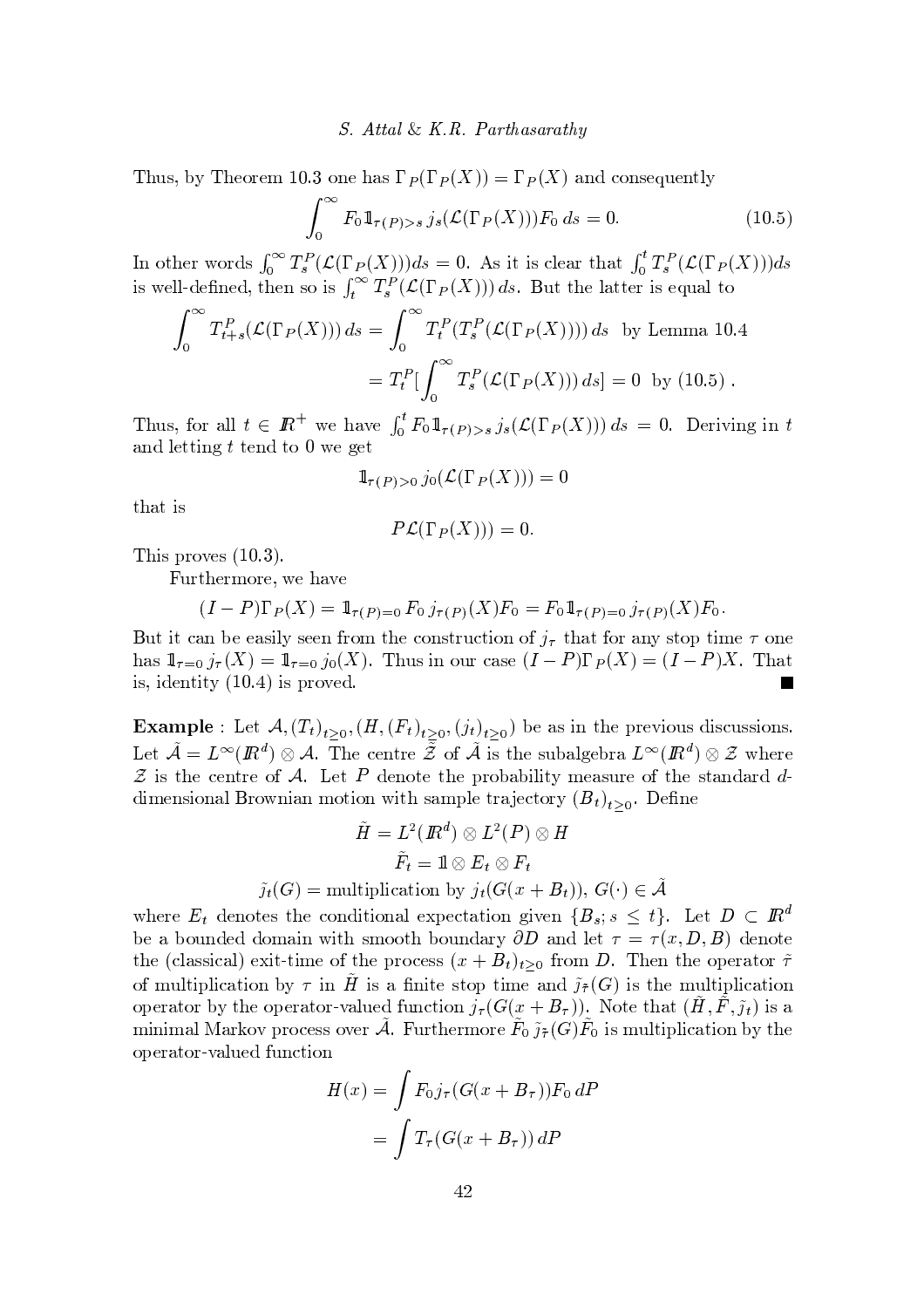Thus, by Theorem 10.3 one has $\Gamma_P(\Gamma_P(X)) = \Gamma_P(X)$ and consequently

$$\int_0^\infty F_0 \mathbb{1}_{\tau(P)>s}\, j_s(\mathcal{L}(\Gamma_P(X)))F_0\, ds = 0. \tag{10.5}$$

In other words $\int_0^\infty T_s^P(\mathcal{L}(\Gamma_P(X)))ds = 0$. As it is clear that $\int_0^t T_s^P(\mathcal{L}(\Gamma_P(X)))ds$ is well-defined, then so is $\int_t^\infty T_s^P(\mathcal{L}(\Gamma_P(X)))\, ds$. But the latter is equal to

$$\begin{aligned}\int_0^\infty T_{t+s}^P(\mathcal{L}(\Gamma_P(X)))\, ds &= \int_0^\infty T_t^P(T_s^P(\mathcal{L}(\Gamma_P(X))))\, ds \quad \text{by Lemma 10.4}\\ &= T_t^P[\int_0^\infty T_s^P(\mathcal{L}(\Gamma_P(X)))\, ds] = 0 \quad \text{by (10.5)}\,.\end{aligned}$$

Thus, for all $t \in \mathbb{R}^+$ we have $\int_0^t F_0 \mathbb{1}_{\tau(P)>s}\, j_s(\mathcal{L}(\Gamma_P(X)))\, ds = 0$. Deriving in $t$ and letting $t$ tend to 0 we get

$$\mathbb{1}_{\tau(P)>0}\, j_0(\mathcal{L}(\Gamma_P(X))) = 0$$

that is

$$P\mathcal{L}(\Gamma_P(X))) = 0.$$

This proves (10.3).

Furthermore, we have

$$(I-P)\Gamma_P(X) = \mathbb{1}_{\tau(P)=0}\, F_0\, j_{\tau(P)}(X)F_0 = F_0 \mathbb{1}_{\tau(P)=0}\, j_{\tau(P)}(X)F_0\,.$$

But it can be easily seen from the construction of $j_\tau$ that for any stop time $\tau$ one has $\mathbb{1}_{\tau=0}\, j_\tau(X) = \mathbb{1}_{\tau=0}\, j_0(X)$. Thus in our case $(I-P)\Gamma_P(X) = (I-P)X$. That is, identity (10.4) is proved. ■

**Example** : Let $\mathcal{A}, (T_t)_{t\geq 0}, (H, (F_t)_{t\geq 0}, (j_t)_{t\geq 0})$ be as in the previous discussions. Let $\tilde{\mathcal{A}} = L^\infty(\mathbb{R}^d) \otimes \mathcal{A}$. The centre $\tilde{\mathcal{Z}}$ of $\tilde{\mathcal{A}}$ is the subalgebra $L^\infty(\mathbb{R}^d) \otimes \mathcal{Z}$ where $\mathcal{Z}$ is the centre of $\mathcal{A}$. Let $P$ denote the probability measure of the standard $d$-dimensional Brownian motion with sample trajectory $(B_t)_{t\geq 0}$. Define

$$\begin{aligned}\tilde{H} &= L^2(\mathbb{R}^d) \otimes L^2(P) \otimes H\\ \tilde{F}_t &= \mathbb{1} \otimes E_t \otimes F_t\\ \tilde{j}_t(G) &= \text{multiplication by } j_t(G(x+B_t)),\, G(\cdot) \in \tilde{\mathcal{A}}\end{aligned}$$

where $E_t$ denotes the conditional expectation given $\{B_s; s \leq t\}$. Let $D \subset \mathbb{R}^d$ be a bounded domain with smooth boundary $\partial D$ and let $\tau = \tau(x, D, B)$ denote the (classical) exit-time of the process $(x + B_t)_{t\geq 0}$ from $D$. Then the operator $\tilde{\tau}$ of multiplication by $\tau$ in $\tilde{H}$ is a finite stop time and $\tilde{j}_{\tilde{\tau}}(G)$ is the multiplication operator by the operator-valued function $j_\tau(G(x+B_\tau))$. Note that $(\tilde{H}, \tilde{F}, \tilde{j}_t)$ is a minimal Markov process over $\tilde{\mathcal{A}}$. Furthermore $\tilde{F}_0\, \tilde{j}_{\tilde{\tau}}(G)\tilde{F}_0$ is multiplication by the operator-valued function

$$\begin{aligned}H(x) &= \int F_0 j_\tau(G(x+B_\tau))F_0\, dP\\ &= \int T_\tau(G(x+B_\tau))\, dP\end{aligned}$$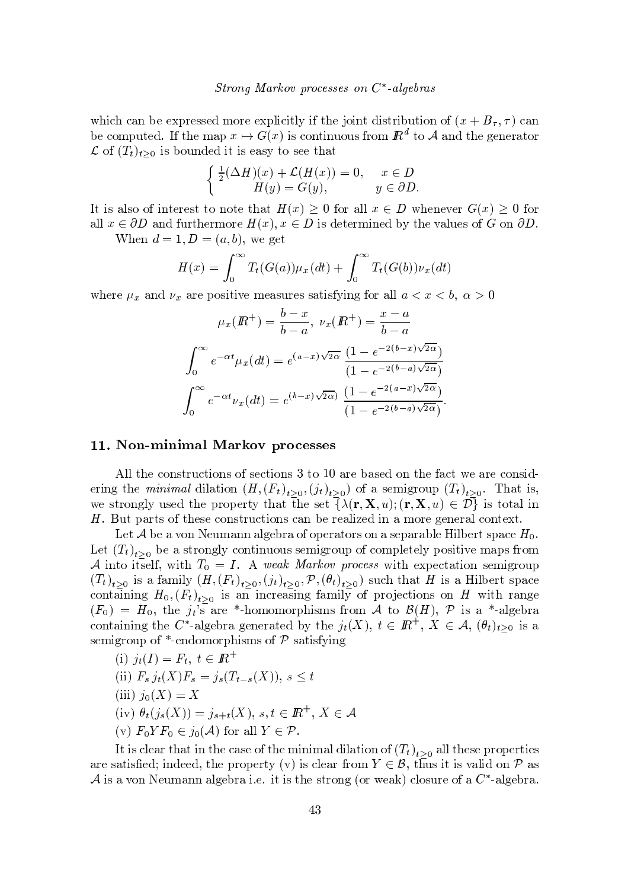which can be expressed more explicitly if the joint distribution of $(x+B_\tau, \tau)$ can be computed. If the map $x \mapsto G(x)$ is continuous from $\mathbb{R}^d$ to $\mathcal{A}$ and the generator $\mathcal{L}$ of $(T_t)_{t\geq 0}$ is bounded it is easy to see that

$$\begin{cases} \frac{1}{2}(\Delta H)(x) + \mathcal{L}(H(x)) = 0, & x \in D \\ H(y) = G(y), & y \in \partial D. \end{cases}$$

It is also of interest to note that $H(x) \geq 0$ for all $x \in D$ whenever $G(x) \geq 0$ for all $x \in \partial D$ and furthermore $H(x), x \in D$ is determined by the values of $G$ on $\partial D$.

When $d = 1, D = (a,b)$, we get

$$H(x) = \int_0^\infty T_t(G(a))\mu_x(dt) + \int_0^\infty T_t(G(b))\nu_x(dt)$$

where $\mu_x$ and $\nu_x$ are positive measures satisfying for all $a < x < b$, $\alpha > 0$

$$\mu_x(\mathbb{R}^+) = \frac{b-x}{b-a},\ \nu_x(\mathbb{R}^+) = \frac{x-a}{b-a}$$

$$\int_0^\infty e^{-\alpha t}\mu_x(dt) = e^{(a-x)\sqrt{2\alpha}}\ \frac{(1-e^{-2(b-x)\sqrt{2\alpha}})}{(1-e^{-2(b-a)\sqrt{2\alpha}})}$$

$$\int_0^\infty e^{-\alpha t}\nu_x(dt) = e^{(b-x)\sqrt{2\alpha})}\ \frac{(1-e^{-2(a-x)\sqrt{2\alpha}})}{(1-e^{-2(b-a)\sqrt{2\alpha}})}.$$

## 11. Non-minimal Markov processes

All the constructions of sections 3 to 10 are based on the fact we are considering the *minimal* dilation $(H, (F_t)_{t\geq 0}, (j_t)_{t\geq 0})$ of a semigroup $(T_t)_{t\geq 0}$. That is, we strongly used the property that the set $\{\lambda(\mathbf{r}, \mathbf{X}, u); (\mathbf{r}, \mathbf{X}, u) \in \mathcal{D}\}$ is total in $H$. But parts of these constructions can be realized in a more general context.

Let $\mathcal{A}$ be a von Neumann algebra of operators on a separable Hilbert space $H_0$. Let $(T_t)_{t\geq 0}$ be a strongly continuous semigroup of completely positive maps from $\mathcal{A}$ into itself, with $T_0 = I$. A *weak Markov process* with expectation semigroup $(T_t)_{t\geq 0}$ is a family $(H, (F_t)_{t\geq 0}, (j_t)_{t\geq 0}, \mathcal{P}, (\theta_t)_{t\geq 0})$ such that $H$ is a Hilbert space containing $H_0, (F_t)_{t\geq 0}$ is an increasing family of projections on $H$ with range $(F_0) = H_0$, the $j_t$'s are *-homomorphisms from $\mathcal{A}$ to $\mathcal{B}(H)$, $\mathcal{P}$ is a *-algebra containing the $C^*$-algebra generated by the $j_t(X)$, $t \in \mathbb{R}^+$, $X \in \mathcal{A}$, $(\theta_t)_{t\geq 0}$ is a semigroup of *-endomorphisms of $\mathcal{P}$ satisfying

(i) $j_t(I) = F_t,\ t \in \mathbb{R}^+$

(ii) $F_s\, j_t(X) F_s = j_s(T_{t-s}(X)),\ s \leq t$

(iii) $j_0(X) = X$

(iv) $\theta_t(j_s(X)) = j_{s+t}(X),\ s, t \in \mathbb{R}^+,\ X \in \mathcal{A}$

(v) $F_0 Y F_0 \in j_0(\mathcal{A})$ for all $Y \in \mathcal{P}$.

It is clear that in the case of the minimal dilation of $(T_t)_{t\geq 0}$ all these properties are satisfied; indeed, the property (v) is clear from $Y \in \mathcal{B}$, thus it is valid on $\mathcal{P}$ as $\mathcal{A}$ is a von Neumann algebra i.e. it is the strong (or weak) closure of a $C^*$-algebra.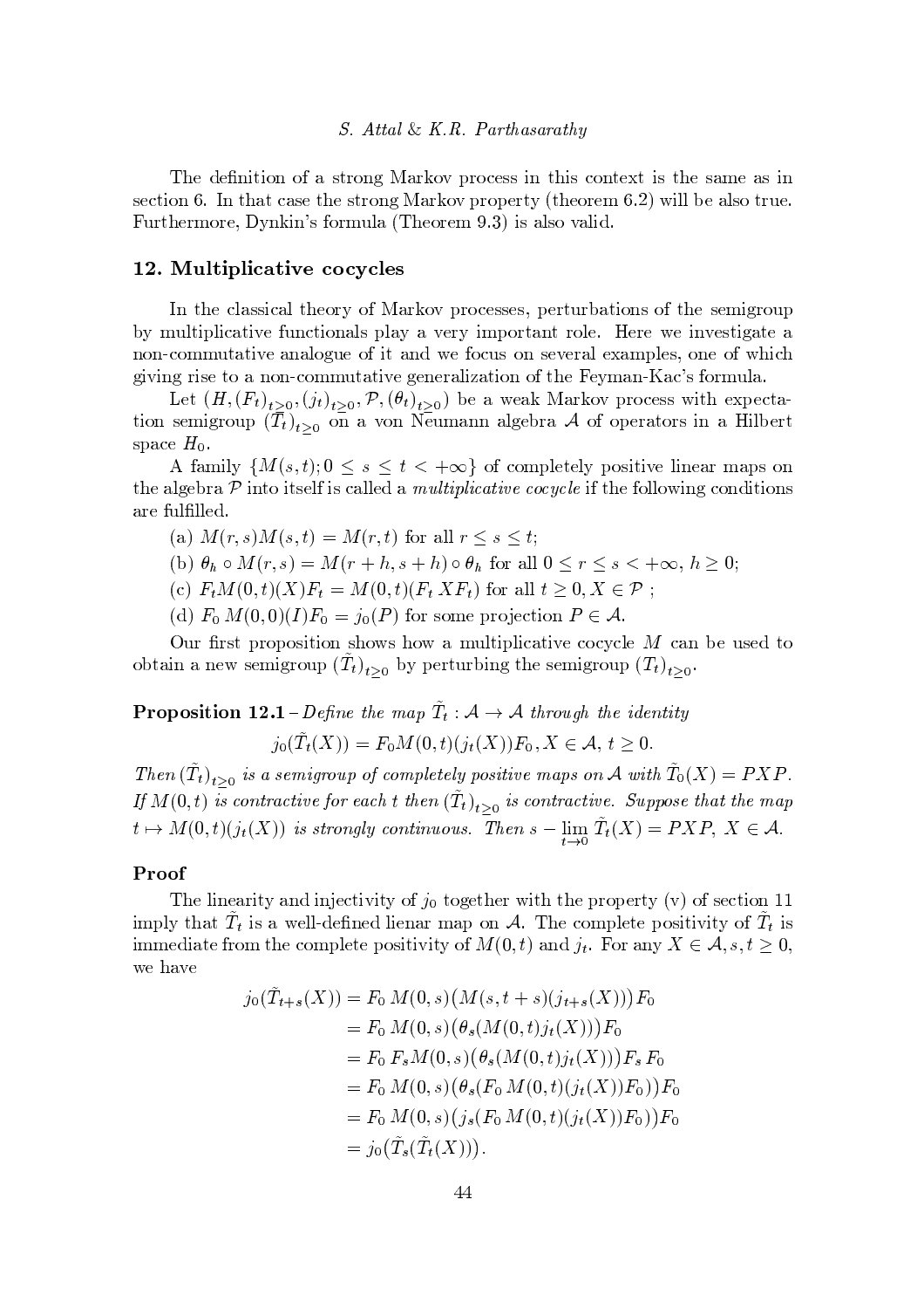The definition of a strong Markov process in this context is the same as in section 6. In that case the strong Markov property (theorem 6.2) will be also true. Furthermore, Dynkin's formula (Theorem 9.3) is also valid.

## 12. Multiplicative cocycles

In the classical theory of Markov processes, perturbations of the semigroup by multiplicative functionals play a very important role. Here we investigate a non-commutative analogue of it and we focus on several examples, one of which giving rise to a non-commutative generalization of the Feyman-Kac's formula.

Let $(H, (F_t)_{t\geq 0}, (j_t)_{t\geq 0}, \mathcal{P}, (\theta_t)_{t\geq 0})$ be a weak Markov process with expectation semigroup $(\tilde{T}_t)_{t\geq 0}$ on a von Neumann algebra $\mathcal{A}$ of operators in a Hilbert space $H_0$.

A family $\{M(s,t); 0 \leq s \leq t < +\infty\}$ of completely positive linear maps on the algebra $\mathcal{P}$ into itself is called a *multiplicative cocycle* if the following conditions are fulfilled.

(a) $M(r,s)M(s,t) = M(r,t)$ for all $r \leq s \leq t$;

(b) $\theta_h \circ M(r,s) = M(r+h, s+h) \circ \theta_h$ for all $0 \leq r \leq s < +\infty$, $h \geq 0$;

(c) $F_t M(0,t)(X) F_t = M(0,t)(F_t X F_t)$ for all $t \geq 0, X \in \mathcal{P}$ ;

(d) $F_0\, M(0,0)(I) F_0 = j_0(P)$ for some projection $P \in \mathcal{A}$.

Our first proposition shows how a multiplicative cocycle $M$ can be used to obtain a new semigroup $(\tilde{T}_t)_{t\geq 0}$ by perturbing the semigroup $(T_t)_{t\geq 0}$.

**Proposition 12.1** – *Define the map $\tilde{T}_t : \mathcal{A} \to \mathcal{A}$ through the identity*

$$j_0(\tilde{T}_t(X)) = F_0 M(0,t)(j_t(X)) F_0, X \in \mathcal{A},\, t \geq 0.$$

*Then $(\tilde{T}_t)_{t\geq 0}$ is a semigroup of completely positive maps on $\mathcal{A}$ with $\tilde{T}_0(X) = PXP$. If $M(0,t)$ is contractive for each $t$ then $(\tilde{T}_t)_{t\geq 0}$ is contractive. Suppose that the map $t \mapsto M(0,t)(j_t(X))$ is strongly continuous. Then $s - \lim_{t\to 0} \tilde{T}_t(X) = PXP,\ X \in \mathcal{A}$.*

### Proof

The linearity and injectivity of $j_0$ together with the property (v) of section 11 imply that $\tilde{T}_t$ is a well-defined lienar map on $\mathcal{A}$. The complete positivity of $\tilde{T}_t$ is immediate from the complete positivity of $M(0,t)$ and $j_t$. For any $X \in \mathcal{A}, s, t \geq 0$, we have

$$\begin{aligned}
j_0(\tilde{T}_{t+s}(X)) &= F_0\, M(0,s)\big(M(s,t+s)(j_{t+s}(X))\big) F_0 \\
&= F_0\, M(0,s)\big(\theta_s(M(0,t) j_t(X))\big) F_0 \\
&= F_0\, F_s M(0,s)\big(\theta_s(M(0,t) j_t(X))\big) F_s\, F_0 \\
&= F_0\, M(0,s)\big(\theta_s(F_0\, M(0,t)(j_t(X)) F_0)\big) F_0 \\
&= F_0\, M(0,s)\big(j_s(F_0\, M(0,t)(j_t(X)) F_0)\big) F_0 \\
&= j_0\big(\tilde{T}_s(\tilde{T}_t(X))\big).
\end{aligned}$$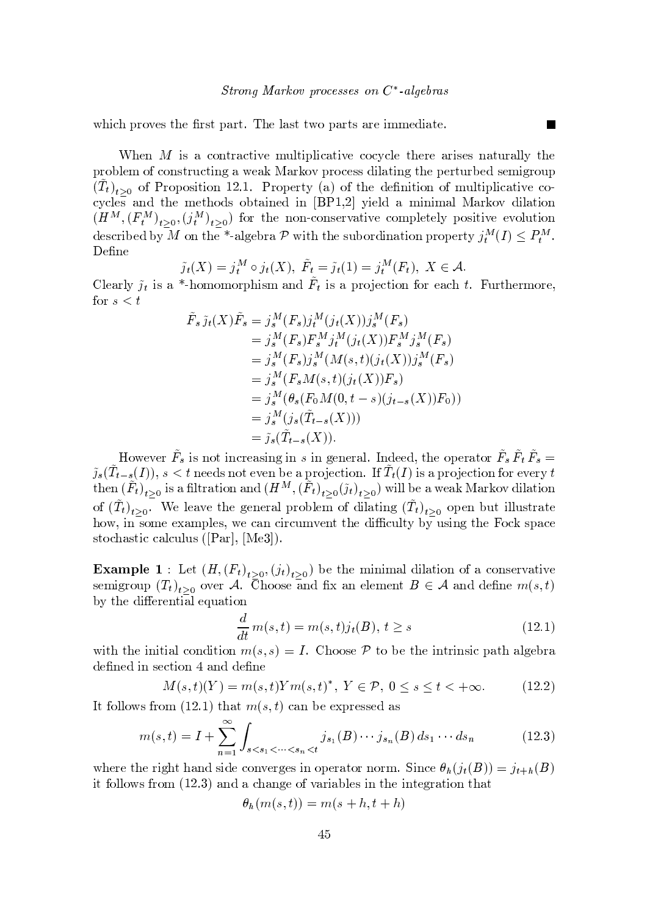which proves the first part. The last two parts are immediate. ■

When $M$ is a contractive multiplicative cocycle there arises naturally the problem of constructing a weak Markov process dilating the perturbed semigroup $(\tilde{T}_t)_{t\geq 0}$ of Proposition 12.1. Property (a) of the definition of multiplicative cocycles and the methods obtained in [BP1,2] yield a minimal Markov dilation $(H^M, (F_t^M)_{t\geq 0}, (j_t^M)_{t\geq 0})$ for the non-conservative completely positive evolution described by $M$ on the \*-algebra $\mathcal{P}$ with the subordination property $j_t^M(I) \leq P_t^M$. Define

$$\tilde{j}_t(X) = j_t^M \circ j_t(X),\ \tilde{F}_t = \tilde{j}_t(1) = j_t^M(F_t),\ X \in \mathcal{A}.$$

Clearly $\tilde{j}_t$ is a \*-homomorphism and $\tilde{F}_t$ is a projection for each $t$. Furthermore, for $s < t$

$$\begin{aligned}
\tilde{F}_s \tilde{j}_t(X) \tilde{F}_s &= j_s^M(F_s) j_t^M(j_t(X)) j_s^M(F_s) \\
&= j_s^M(F_s) F_s^M j_t^M(j_t(X)) F_s^M j_s^M(F_s) \\
&= j_s^M(F_s) j_s^M(M(s,t)(j_t(X)) j_s^M(F_s) \\
&= j_s^M(F_s M(s,t)(j_t(X)) F_s) \\
&= j_s^M(\theta_s(F_0 M(0,t-s)(j_{t-s}(X)) F_0)) \\
&= j_s^M(j_s(\tilde{T}_{t-s}(X))) \\
&= \tilde{j}_s(\tilde{T}_{t-s}(X)).
\end{aligned}$$

However $\tilde{F}_s$ is not increasing in $s$ in general. Indeed, the operator $\tilde{F}_s \tilde{F}_t \tilde{F}_s = \tilde{j}_s(\tilde{T}_{t-s}(I))$, $s < t$ needs not even be a projection. If $\tilde{T}_t(I)$ is a projection for every $t$ then $(\tilde{F}_t)_{t\geq 0}$ is a filtration and $(H^M, (\tilde{F}_t)_{t\geq 0}(\tilde{j}_t)_{t\geq 0})$ will be a weak Markov dilation of $(\tilde{T}_t)_{t\geq 0}$. We leave the general problem of dilating $(\tilde{T}_t)_{t\geq 0}$ open but illustrate how, in some examples, we can circumvent the difficulty by using the Fock space stochastic calculus ([Par], [Me3]).

**Example 1** : Let $(H, (F_t)_{t\geq 0}, (j_t)_{t\geq 0})$ be the minimal dilation of a conservative semigroup $(T_t)_{t\geq 0}$ over $\mathcal{A}$. Choose and fix an element $B \in \mathcal{A}$ and define $m(s,t)$ by the differential equation

$$\frac{d}{dt} m(s,t) = m(s,t) j_t(B),\ t \geq s \tag{12.1}$$

with the initial condition $m(s,s) = I$. Choose $\mathcal{P}$ to be the intrinsic path algebra defined in section 4 and define

$$M(s,t)(Y) = m(s,t) Y m(s,t)^*,\ Y \in \mathcal{P},\ 0 \leq s \leq t < +\infty. \tag{12.2}$$

It follows from (12.1) that $m(s,t)$ can be expressed as

$$m(s,t) = I + \sum_{n=1}^{\infty} \int_{s<s_1<\cdots<s_n<t} j_{s_1}(B) \cdots j_{s_n}(B)\, ds_1 \cdots ds_n \tag{12.3}$$

where the right hand side converges in operator norm. Since $\theta_h(j_t(B)) = j_{t+h}(B)$ it follows from (12.3) and a change of variables in the integration that

$$\theta_h(m(s,t)) = m(s+h, t+h)$$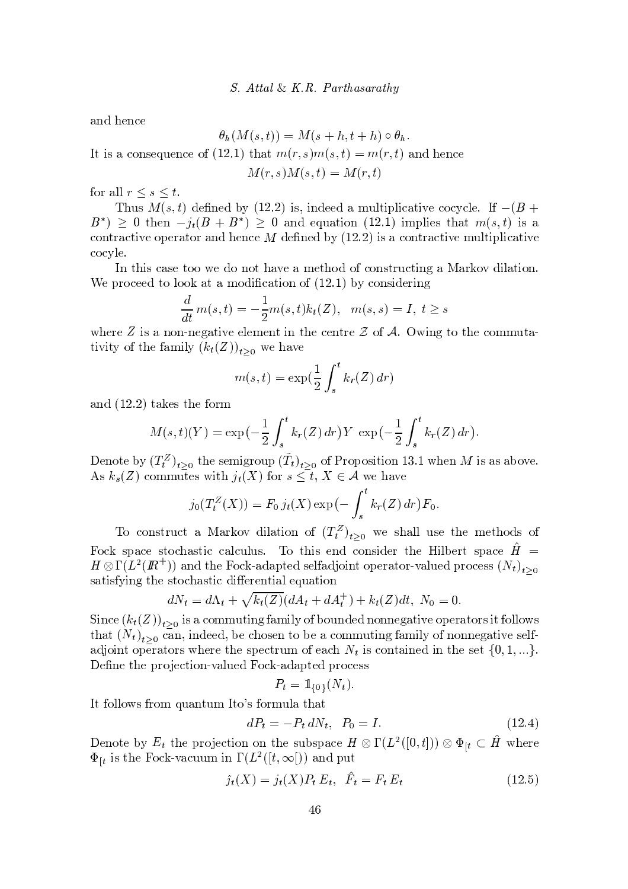and hence

$$\theta_h(M(s,t)) = M(s+h, t+h) \circ \theta_h.$$

It is a consequence of (12.1) that $m(r,s)m(s,t) = m(r,t)$ and hence

$$M(r,s)M(s,t) = M(r,t)$$

for all $r \leq s \leq t$.

Thus $M(s,t)$ defined by (12.2) is, indeed a multiplicative cocycle. If $-(B + B^*) \geq 0$ then $-j_t(B+B^*) \geq 0$ and equation (12.1) implies that $m(s,t)$ is a contractive operator and hence $M$ defined by (12.2) is a contractive multiplicative cocyle.

In this case too we do not have a method of constructing a Markov dilation. We proceed to look at a modification of (12.1) by considering

$$\frac{d}{dt}\, m(s,t) = -\frac{1}{2} m(s,t) k_t(Z), \quad m(s,s) = I,\ t \geq s$$

where $Z$ is a non-negative element in the centre $\mathcal{Z}$ of $\mathcal{A}$. Owing to the commutativity of the family $(k_t(Z))_{t\geq 0}$ we have

$$m(s,t) = \exp\left(\frac{1}{2}\int_s^t k_r(Z)\, dr\right)$$

and (12.2) takes the form

$$M(s,t)(Y) = \exp\left(-\frac{1}{2}\int_s^t k_r(Z)\, dr\right) Y\ \exp\left(-\frac{1}{2}\int_s^t k_r(Z)\, dr\right).$$

Denote by $(T_t^Z)_{t\geq 0}$ the semigroup $(\tilde{T}_t)_{t\geq 0}$ of Proposition 13.1 when $M$ is as above. As $k_s(Z)$ commutes with $j_t(X)$ for $s \leq t$, $X \in \mathcal{A}$ we have

$$j_0(T_t^Z(X)) = F_0\, j_t(X) \exp\left(-\int_s^t k_r(Z)\, dr\right) F_0.$$

To construct a Markov dilation of $(T_t^Z)_{t\geq 0}$ we shall use the methods of Fock space stochastic calculus. To this end consider the Hilbert space $\hat{H} = H \otimes \Gamma(L^2(\mathbb{R}^+))$ and the Fock-adapted selfadjoint operator-valued process $(N_t)_{t\geq 0}$ satisfying the stochastic differential equation

$$dN_t = d\Lambda_t + \sqrt{k_t(Z)}(dA_t + dA_t^+) + k_t(Z)dt,\ N_0 = 0.$$

Since $(k_t(Z))_{t\geq 0}$ is a commuting family of bounded nonnegative operators it follows that $(N_t)_{t\geq 0}$ can, indeed, be chosen to be a commuting family of nonnegative selfadjoint operators where the spectrum of each $N_t$ is contained in the set $\{0, 1, \ldots\}$. Define the projection-valued Fock-adapted process

$$P_t = \mathbb{1}_{\{0\}}(N_t).$$

It follows from quantum Ito's formula that

$$dP_t = -P_t\, dN_t, \quad P_0 = I. \tag{12.4}$$

Denote by $E_t$ the projection on the subspace $H \otimes \Gamma(L^2([0,t])) \otimes \Phi_{[t} \subset \hat{H}$ where $\Phi_{[t}$ is the Fock-vacuum in $\Gamma(L^2([t,\infty[))$ and put

$$\hat{j}_t(X) = j_t(X)P_t\, E_t, \quad \hat{F}_t = F_t\, E_t \tag{12.5}$$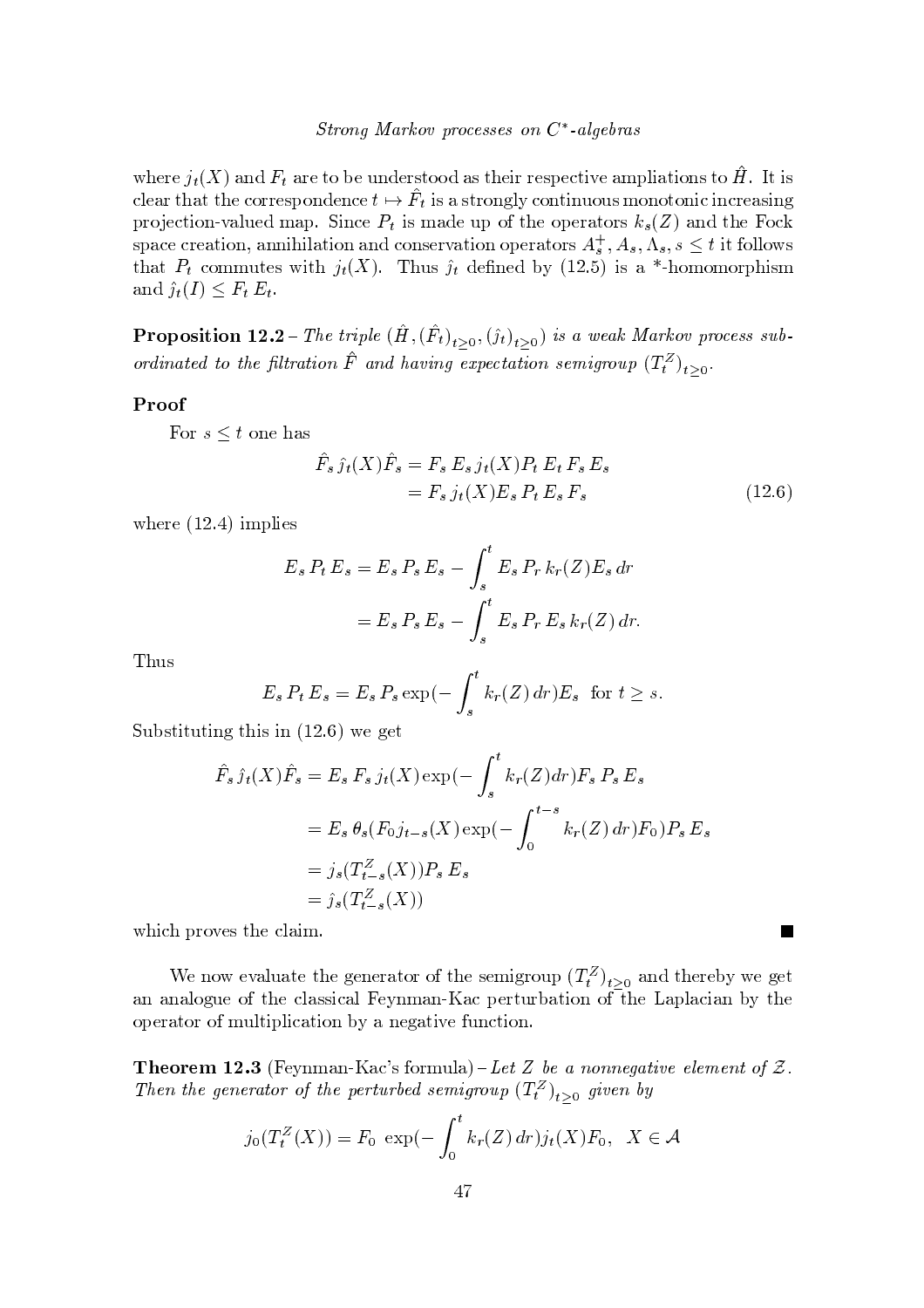where $j_t(X)$ and $F_t$ are to be understood as their respective ampliations to $\hat{H}$. It is clear that the correspondence $t \mapsto \hat{F}_t$ is a strongly continuous monotonic increasing projection-valued map. Since $P_t$ is made up of the operators $k_s(Z)$ and the Fock space creation, annihilation and conservation operators $A_s^+, A_s, \Lambda_s, s \leq t$ it follows that $P_t$ commutes with $j_t(X)$. Thus $\hat{j}_t$ defined by (12.5) is a *-homomorphism and $\hat{j}_t(I) \leq F_t\, E_t$.

**Proposition 12.2** – *The triple $(\hat{H}, (\hat{F}_t)_{t\geq 0}, (\hat{j}_t)_{t\geq 0})$ is a weak Markov process subordinated to the filtration $\hat{F}$ and having expectation semigroup $(T_t^Z)_{t\geq 0}$.*

**Proof**

For $s \leq t$ one has

$$\begin{aligned} \hat{F}_s\, \hat{j}_t(X)\hat{F}_s &= F_s\, E_s\, j_t(X) P_t\, E_t\, F_s\, E_s \\ &= F_s\, j_t(X) E_s\, P_t\, E_s\, F_s \end{aligned} \tag{12.6}$$

where (12.4) implies

$$\begin{aligned} E_s\, P_t\, E_s &= E_s\, P_s\, E_s - \int_s^t E_s\, P_r\, k_r(Z) E_s\, dr \\ &= E_s\, P_s\, E_s - \int_s^t E_s\, P_r\, E_s\, k_r(Z)\, dr. \end{aligned}$$

Thus

$$E_s\, P_t\, E_s = E_s\, P_s \exp(-\int_s^t k_r(Z)\, dr) E_s \quad \text{for } t \geq s.$$

Substituting this in (12.6) we get

$$\begin{aligned} \hat{F}_s\, \hat{j}_t(X)\hat{F}_s &= E_s\, F_s\, j_t(X) \exp(-\int_s^t k_r(Z) dr) F_s\, P_s\, E_s \\ &= E_s\, \theta_s(F_0 j_{t-s}(X) \exp(-\int_0^{t-s} k_r(Z)\, dr) F_0) P_s\, E_s \\ &= j_s(T_{t-s}^Z(X)) P_s\, E_s \\ &= \hat{j}_s(T_{t-s}^Z(X)) \end{aligned}$$

which proves the claim. ■

We now evaluate the generator of the semigroup $(T_t^Z)_{t\geq 0}$ and thereby we get an analogue of the classical Feynman-Kac perturbation of the Laplacian by the operator of multiplication by a negative function.

**Theorem 12.3** (Feynman-Kac's formula) – *Let $Z$ be a nonnegative element of $\mathcal{Z}$. Then the generator of the perturbed semigroup $(T_t^Z)_{t\geq 0}$ given by*

$$j_0(T_t^Z(X)) = F_0\, \exp(-\int_0^t k_r(Z)\, dr) j_t(X) F_0, \quad X \in \mathcal{A}$$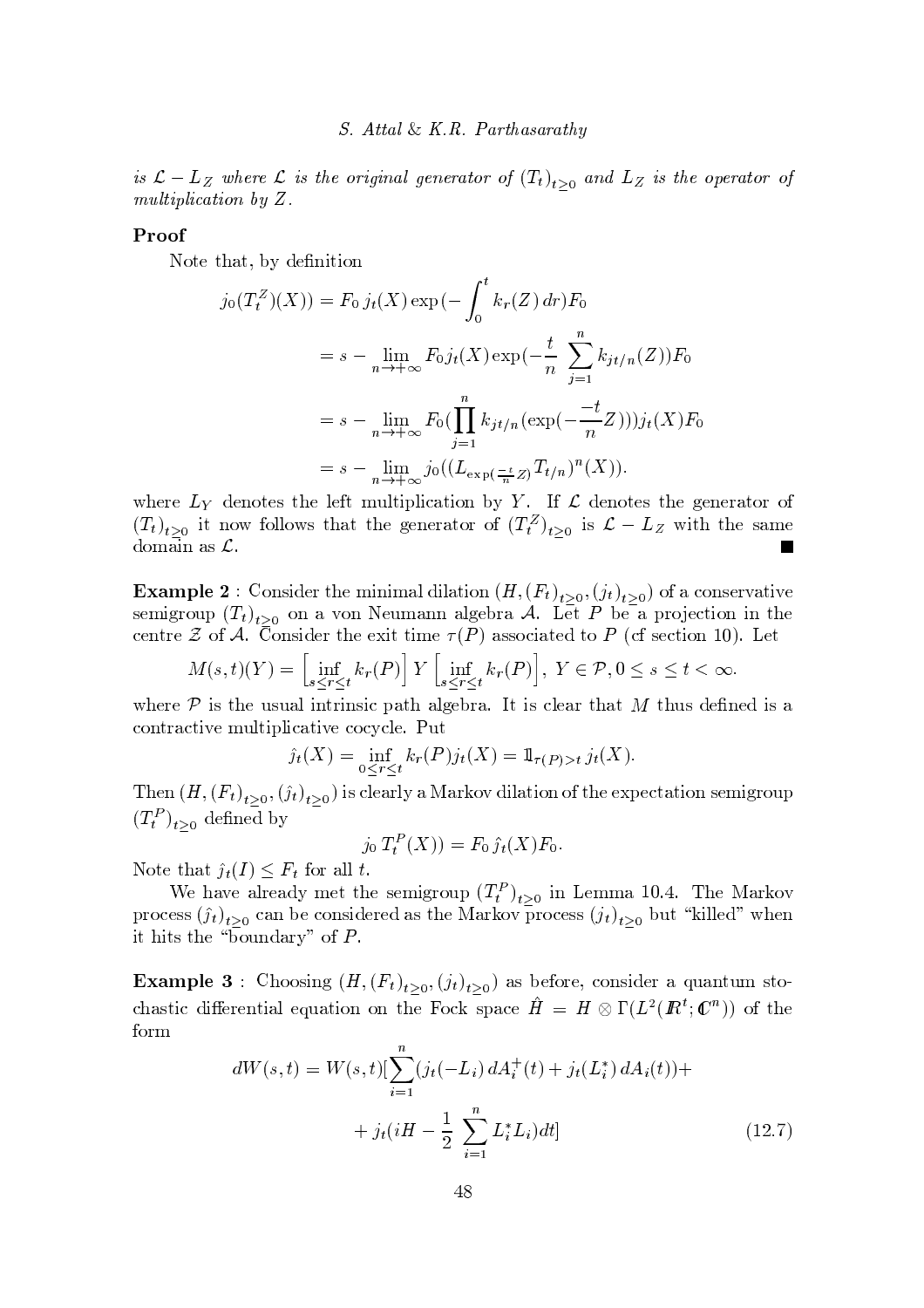is $\mathcal{L} - L_Z$ where $\mathcal{L}$ is the original generator of $(T_t)_{t\geq 0}$ and $L_Z$ is the operator of multiplication by $Z$.

**Proof**

Note that, by definition

$$
\begin{aligned}
j_0(T_t^Z)(X)) &= F_0\, j_t(X) \exp(-\int_0^t k_r(Z)\, dr) F_0 \\
&= s - \lim_{n\to+\infty} F_0 j_t(X) \exp(-\frac{t}{n} \sum_{j=1}^n k_{jt/n}(Z)) F_0 \\
&= s - \lim_{n\to+\infty} F_0 (\prod_{j=1}^n k_{jt/n}(\exp(-\frac{-t}{n} Z))) j_t(X) F_0 \\
&= s - \lim_{n\to+\infty} j_0((L_{\exp(\frac{-t}{n}Z)} T_{t/n})^n(X)).
\end{aligned}
$$

where $L_Y$ denotes the left multiplication by $Y$. If $\mathcal{L}$ denotes the generator of $(T_t)_{t\geq 0}$ it now follows that the generator of $(T_t^Z)_{t\geq 0}$ is $\mathcal{L} - L_Z$ with the same domain as $\mathcal{L}$. ■

**Example 2** : Consider the minimal dilation $(H, (F_t)_{t\geq 0}, (j_t)_{t\geq 0})$ of a conservative semigroup $(T_t)_{t\geq 0}$ on a von Neumann algebra $\mathcal{A}$. Let $P$ be a projection in the centre $\mathcal{Z}$ of $\mathcal{A}$. Consider the exit time $\tau(P)$ associated to $P$ (cf section 10). Let

$$
M(s,t)(Y) = \left[\inf_{s\leq r\leq t} k_r(P)\right] Y \left[\inf_{s\leq r\leq t} k_r(P)\right],\ Y \in \mathcal{P}, 0 \leq s \leq t < \infty.
$$

where $\mathcal{P}$ is the usual intrinsic path algebra. It is clear that $M$ thus defined is a contractive multiplicative cocycle. Put

$$
\hat{j}_t(X) = \inf_{0\leq r\leq t} k_r(P) j_t(X) = \mathbb{1}_{\tau(P)>t}\, j_t(X).
$$

Then $(H, (F_t)_{t\geq 0}, (\hat{j}_t)_{t\geq 0})$ is clearly a Markov dilation of the expectation semigroup $(T_t^P)_{t\geq 0}$ defined by

$$
j_0\, T_t^P(X)) = F_0\, \hat{j}_t(X) F_0.
$$

Note that $\hat{j}_t(I) \leq F_t$ for all $t$.

We have already met the semigroup $(T_t^P)_{t\geq 0}$ in Lemma 10.4. The Markov process $(\hat{j}_t)_{t\geq 0}$ can be considered as the Markov process $(j_t)_{t\geq 0}$ but "killed" when it hits the "boundary" of $P$.

**Example 3** : Choosing $(H, (F_t)_{t\geq 0}, (j_t)_{t\geq 0})$ as before, consider a quantum stochastic differential equation on the Fock space $\hat{H} = H \otimes \Gamma(L^2(\mathbb{R}^t; \mathbb{C}^n))$ of the form

$$
\begin{aligned}
dW(s,t) = W(s,t)[&\sum_{i=1}^n (j_t(-L_i)\, dA_i^\dagger(t) + j_t(L_i^*)\, dA_i(t)) + \\
&+ j_t(iH - \frac{1}{2} \sum_{i=1}^n L_i^* L_i) dt]
\end{aligned}
\tag{12.7}
$$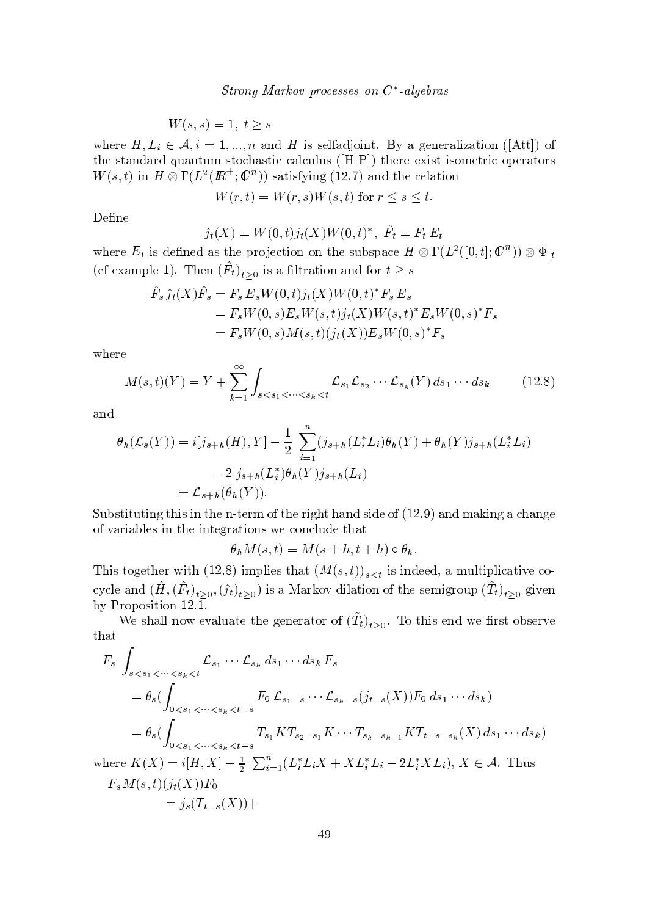$$W(s,s) = 1,\ t \geq s$$

where $H, L_i \in \mathcal{A}, i = 1, ..., n$ and $H$ is selfadjoint. By a generalization ([Att]) of the standard quantum stochastic calculus ([H-P]) there exist isometric operators $W(s,t)$ in $H \otimes \Gamma(L^2(\mathbb{R}^+; \mathbb{C}^n))$ satisfying (12.7) and the relation

$$W(r,t) = W(r,s)W(s,t) \text{ for } r \leq s \leq t.$$

Define

$$\hat{j}_t(X) = W(0,t) j_t(X) W(0,t)^*,\ \hat{F}_t = F_t\, E_t$$

where $E_t$ is defined as the projection on the subspace $H \otimes \Gamma(L^2([0,t]; \mathbb{C}^n)) \otimes \Phi_{[t}$ (cf example 1). Then $(\hat{F}_t)_{t\geq 0}$ is a filtration and for $t \geq s$

$$\begin{aligned}
\hat{F}_s\, \hat{j}_t(X) \hat{F}_s &= F_s\, E_s W(0,t) j_t(X) W(0,t)^* F_s\, E_s \\
&= F_s W(0,s) E_s W(s,t) j_t(X) W(s,t)^* E_s W(0,s)^* F_s \\
&= F_s W(0,s) M(s,t)(j_t(X)) E_s W(0,s)^* F_s
\end{aligned}$$

where

$$M(s,t)(Y) = Y + \sum_{k=1}^{\infty} \int_{s<s_1<\cdots<s_k<t} \mathcal{L}_{s_1}\mathcal{L}_{s_2}\cdots\mathcal{L}_{s_k}(Y)\, ds_1 \cdots ds_k \tag{12.8}$$

and

$$\begin{aligned}
\theta_h(\mathcal{L}_s(Y)) &= i[j_{s+h}(H), Y] - \frac{1}{2}\sum_{i=1}^{n} (j_{s+h}(L_i^* L_i)\theta_h(Y) + \theta_h(Y) j_{s+h}(L_i^* L_i) \\
&\quad - 2\, j_{s+h}(L_i^*)\theta_h(Y) j_{s+h}(L_i) \\
&= \mathcal{L}_{s+h}(\theta_h(Y)).
\end{aligned}$$

Substituting this in the n-term of the right hand side of (12.9) and making a change of variables in the integrations we conclude that

$$\theta_h M(s,t) = M(s+h, t+h) \circ \theta_h.$$

This together with (12.8) implies that $(M(s,t))_{s\leq t}$ is indeed, a multiplicative cocycle and $(\hat{H}, (\hat{F}_t)_{t\geq 0}, (\hat{j}_t)_{t\geq 0})$ is a Markov dilation of the semigroup $(\tilde{T}_t)_{t\geq 0}$ given by Proposition 12.1.

We shall now evaluate the generator of $(\tilde{T}_t)_{t\geq 0}$. To this end we first observe that

$$\begin{aligned}
F_s & \int_{s<s_1<\cdots<s_k<t} \mathcal{L}_{s_1} \cdots \mathcal{L}_{s_k}\, ds_1 \cdots ds_k\, F_s \\
&= \theta_s\Big(\int_{0<s_1<\cdots<s_k<t-s} F_0\, \mathcal{L}_{s_1-s} \cdots \mathcal{L}_{s_k-s}(j_{t-s}(X)) F_0\, ds_1 \cdots ds_k\Big) \\
&= \theta_s\Big(\int_{0<s_1<\cdots<s_k<t-s} T_{s_1} K T_{s_2-s_1} K \cdots T_{s_k-s_{k-1}} K T_{t-s-s_k}(X)\, ds_1 \cdots ds_k\Big)
\end{aligned}$$

where $K(X) = i[H,X] - \frac{1}{2}\sum_{i=1}^{n}(L_i^* L_i X + X L_i^* L_i - 2L_i^* X L_i)$, $X \in \mathcal{A}$. Thus

$$\begin{aligned}
F_s & M(s,t)(j_t(X)) F_0 \\
&= j_s(T_{t-s}(X)) +
\end{aligned}$$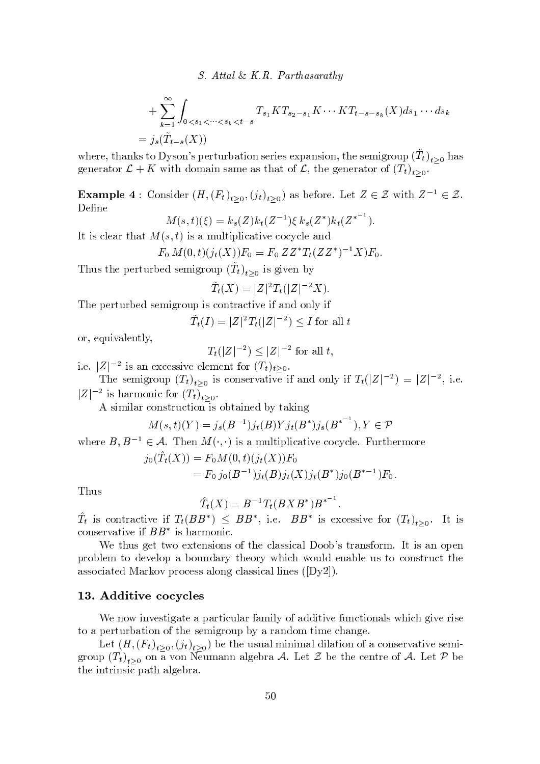$$+\sum_{k=1}^{\infty}\int_{0<s_1<\cdots<s_k<t-s} T_{s_1}KT_{s_2-s_1}K\cdots KT_{t-s-s_k}(X)ds_1\cdots ds_k$$
$$= j_s(\tilde{T}_{t-s}(X))$$

where, thanks to Dyson's perturbation series expansion, the semigroup $(\tilde{T}_t)_{t\geq 0}$ has generator $\mathcal{L}+K$ with domain same as that of $\mathcal{L}$, the generator of $(T_t)_{t\geq 0}$.

**Example 4** : Consider $(H,(F_t)_{t\geq 0},(j_t)_{t\geq 0})$ as before. Let $Z\in\mathcal{Z}$ with $Z^{-1}\in\mathcal{Z}$. Define

$$M(s,t)(\xi) = k_s(Z)k_t(Z^{-1})\xi\, k_s(Z^*)k_t(Z^{*^{-1}}).$$

It is clear that $M(s,t)$ is a multiplicative cocycle and

$$F_0\, M(0,t)(j_t(X))F_0 = F_0\, ZZ^*T_t((ZZ^*)^{-1}X)F_0.$$

Thus the perturbed semigroup $(\tilde{T}_t)_{t\geq 0}$ is given by

$$\tilde{T}_t(X) = |Z|^2 T_t(|Z|^{-2}X).$$

The perturbed semigroup is contractive if and only if

$$\tilde{T}_t(I) = |Z|^2 T_t(|Z|^{-2}) \leq I \text{ for all } t$$

or, equivalently,

$$T_t(|Z|^{-2}) \leq |Z|^{-2} \text{ for all } t,$$

i.e. $|Z|^{-2}$ is an excessive element for $(T_t)_{t\geq 0}$.

The semigroup $(T_t)_{t\geq 0}$ is conservative if and only if $T_t(|Z|^{-2}) = |Z|^{-2}$, i.e. $|Z|^{-2}$ is harmonic for $(T_t)_{t\geq 0}$.

A similar construction is obtained by taking

$$M(s,t)(Y) = j_s(B^{-1})j_t(B)Y j_t(B^*)j_s(B^{*^{-1}}), Y\in\mathcal{P}$$

where $B, B^{-1}\in\mathcal{A}$. Then $M(\cdot,\cdot)$ is a multiplicative cocycle. Furthermore

$$\begin{aligned} j_0(\hat{T}_t(X)) &= F_0 M(0,t)(j_t(X))F_0 \\ &= F_0\, j_0(B^{-1})j_t(B)j_t(X)j_t(B^*)j_0(B^{*-1})F_0. \end{aligned}$$

Thus

$$\hat{T}_t(X) = B^{-1}T_t(BXB^*)B^{*^{-1}}.$$

$\hat{T}_t$ is contractive if $T_t(BB^*) \leq BB^*$, i.e. $BB^*$ is excessive for $(T_t)_{t\geq 0}$. It is conservative if $BB^*$ is harmonic.

We thus get two extensions of the classical Doob's transform. It is an open problem to develop a boundary theory which would enable us to construct the associated Markov process along classical lines ([Dy2]).

## 13. Additive cocycles

We now investigate a particular family of additive functionals which give rise to a perturbation of the semigroup by a random time change.

Let $(H,(F_t)_{t\geq 0},(j_t)_{t\geq 0})$ be the usual minimal dilation of a conservative semigroup $(T_t)_{t\geq 0}$ on a von Neumann algebra $\mathcal{A}$. Let $\mathcal{Z}$ be the centre of $\mathcal{A}$. Let $\mathcal{P}$ be the intrinsic path algebra.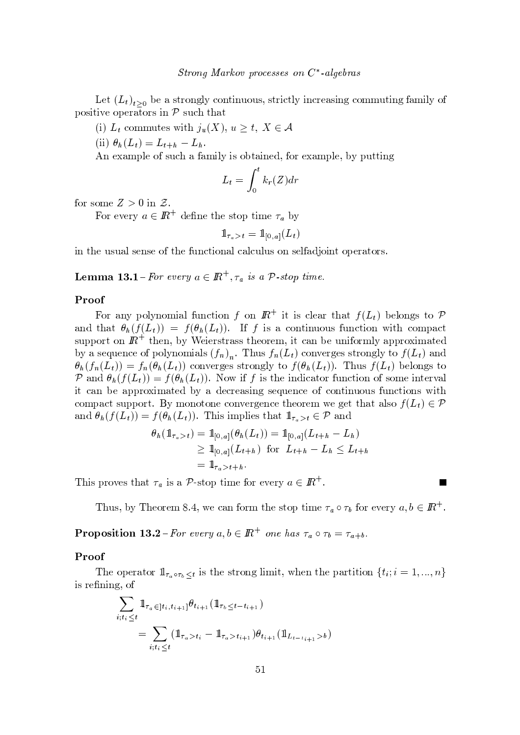Let $(L_t)_{t\geq 0}$ be a strongly continuous, strictly increasing commuting family of positive operators in $\mathcal{P}$ such that

(i) $L_t$ commutes with $j_u(X)$, $u \geq t$, $X \in \mathcal{A}$

(ii) $\theta_h(L_t) = L_{t+h} - L_h$.

An example of such a family is obtained, for example, by putting

$$L_t = \int_0^t k_r(Z)dr$$

for some $Z > 0$ in $\mathcal{Z}$.

For every $a \in \mathbb{R}^+$ define the stop time $\tau_a$ by

$$\mathbb{1}_{\tau_a > t} = \mathbb{1}_{[0,a]}(L_t)$$

in the usual sense of the functional calculus on selfadjoint operators.

**Lemma 13.1** – *For every $a \in \mathbb{R}^+, \tau_a$ is a $\mathcal{P}$-stop time.*

**Proof**

For any polynomial function $f$ on $\mathbb{R}^+$ it is clear that $f(L_t)$ belongs to $\mathcal{P}$ and that $\theta_h(f(L_t)) = f(\theta_h(L_t))$. If $f$ is a continuous function with compact support on $\mathbb{R}^+$ then, by Weierstrass theorem, it can be uniformly approximated by a sequence of polynomials $(f_n)_n$. Thus $f_n(L_t)$ converges strongly to $f(L_t)$ and $\theta_h(f_n(L_t)) = f_n(\theta_h(L_t))$ converges strongly to $f(\theta_h(L_t))$. Thus $f(L_t)$ belongs to $\mathcal{P}$ and $\theta_h(f(L_t)) = f(\theta_h(L_t))$. Now if $f$ is the indicator function of some interval it can be approximated by a decreasing sequence of continuous functions with compact support. By monotone convergence theorem we get that also $f(L_t) \in \mathcal{P}$ and $\theta_h(f(L_t)) = f(\theta_h(L_t))$. This implies that $\mathbb{1}_{\tau_a > t} \in \mathcal{P}$ and

$$\begin{aligned}
\theta_h(\mathbb{1}_{\tau_a > t}) &= \mathbb{1}_{[0,a]}(\theta_h(L_t)) = \mathbb{1}_{[0,a]}(L_{t+h} - L_h) \\
&\geq \mathbb{1}_{[0,a]}(L_{t+h}) \ \text{ for } \ L_{t+h} - L_h \leq L_{t+h} \\
&= \mathbb{1}_{\tau_a > t+h}.
\end{aligned}$$

This proves that $\tau_a$ is a $\mathcal{P}$-stop time for every $a \in \mathbb{R}^+$. ∎

Thus, by Theorem 8.4, we can form the stop time $\tau_a \circ \tau_b$ for every $a, b \in \mathbb{R}^+$.

**Proposition 13.2** – *For every $a, b \in \mathbb{R}^+$ one has $\tau_a \circ \tau_b = \tau_{a+b}$.*

**Proof**

The operator $\mathbb{1}_{\tau_a \circ \tau_b \leq t}$ is the strong limit, when the partition $\{t_i; i = 1, ..., n\}$ is refining, of

$$\begin{aligned}
&\sum_{i; t_i \leq t} \mathbb{1}_{\tau_a \in ]t_i, t_{i+1}]} \theta_{t_{i+1}}(\mathbb{1}_{\tau_b \leq t - t_{i+1}}) \\
&\quad = \sum_{i; t_i \leq t} (\mathbb{1}_{\tau_a > t_i} - \mathbb{1}_{\tau_a > t_{i+1}}) \theta_{t_{i+1}}(\mathbb{1}_{L_{t-t_{i+1}} > b})
\end{aligned}$$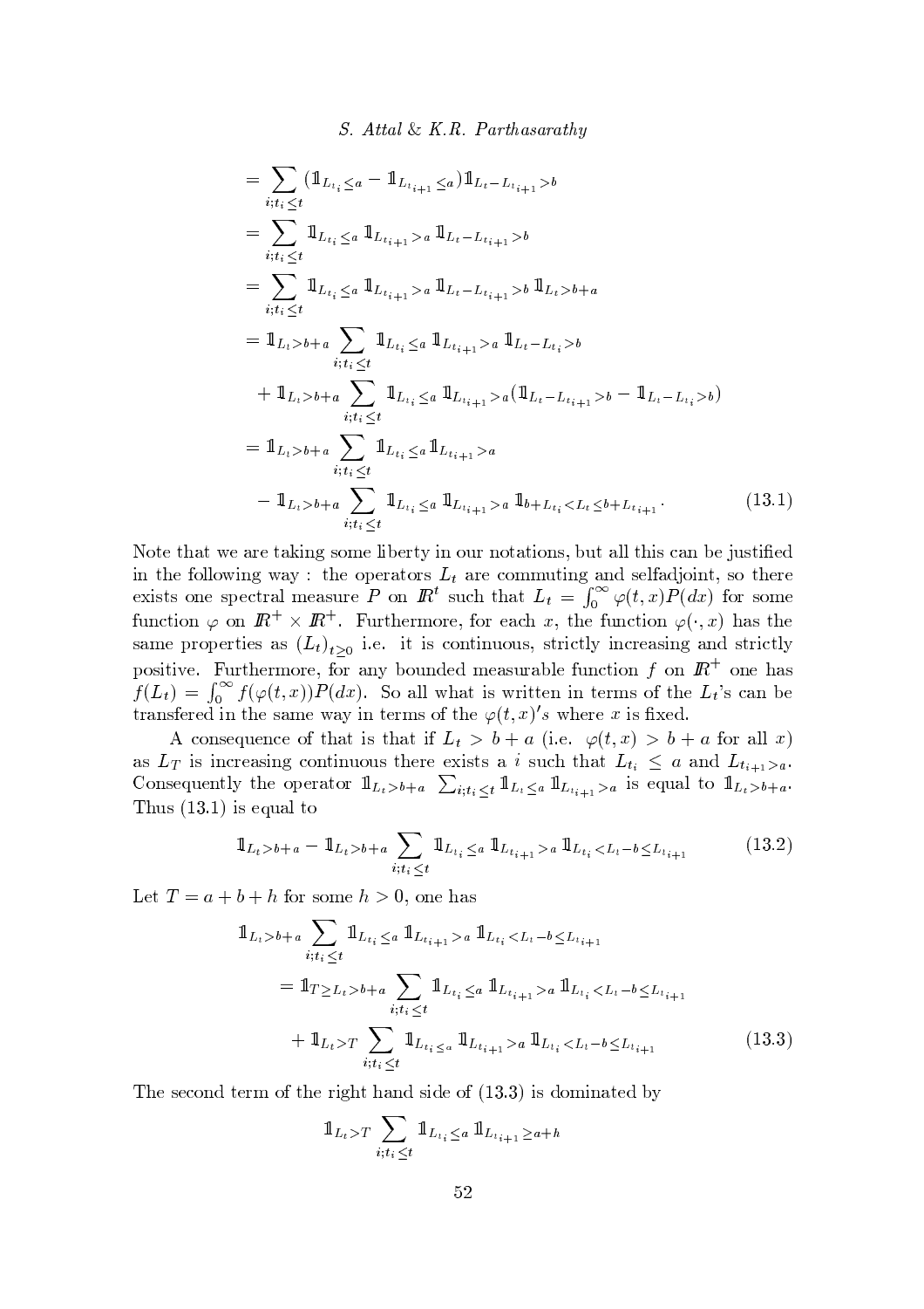$$
\begin{aligned}
&= \sum_{i;t_i\leq t} (\mathbb{1}_{L_{t_i}\leq a} - \mathbb{1}_{L_{t_{i+1}}\leq a})\mathbb{1}_{L_t - L_{t_{i+1}}>b} \\
&= \sum_{i;t_i\leq t} \mathbb{1}_{L_{t_i}\leq a}\, \mathbb{1}_{L_{t_{i+1}}> a}\, \mathbb{1}_{L_t - L_{t_{i+1}}>b} \\
&= \sum_{i;t_i\leq t} \mathbb{1}_{L_{t_i}\leq a}\, \mathbb{1}_{L_{t_{i+1}}> a}\, \mathbb{1}_{L_t - L_{t_{i+1}}>b}\, \mathbb{1}_{L_t>b+a} \\
&= \mathbb{1}_{L_t>b+a} \sum_{i;t_i\leq t} \mathbb{1}_{L_{t_i}\leq a}\, \mathbb{1}_{L_{t_{i+1}}> a}\, \mathbb{1}_{L_t - L_{t_i}>b} \\
&\quad + \mathbb{1}_{L_t>b+a} \sum_{i;t_i\leq t} \mathbb{1}_{L_{t_i}\leq a}\, \mathbb{1}_{L_{t_{i+1}}> a} (\mathbb{1}_{L_t - L_{t_{i+1}}>b} - \mathbb{1}_{L_t - L_{t_i}>b}) \\
&= \mathbb{1}_{L_t>b+a} \sum_{i;t_i\leq t} \mathbb{1}_{L_{t_i}\leq a} \mathbb{1}_{L_{t_{i+1}}> a} \\
&\quad - \mathbb{1}_{L_t>b+a} \sum_{i;t_i\leq t} \mathbb{1}_{L_{t_i}\leq a}\, \mathbb{1}_{L_{t_{i+1}}> a}\, \mathbb{1}_{b+L_{t_i}<L_t\leq b+L_{t_{i+1}}}.
\end{aligned}
\tag{13.1}
$$

Note that we are taking some liberty in our notations, but all this can be justified in the following way : the operators $L_t$ are commuting and selfadjoint, so there exists one spectral measure $P$ on $\mathbb{R}^t$ such that $L_t = \int_0^\infty \varphi(t,x)P(dx)$ for some function $\varphi$ on $\mathbb{R}^+ \times \mathbb{R}^+$. Furthermore, for each $x$, the function $\varphi(\cdot, x)$ has the same properties as $(L_t)_{t\geq 0}$ i.e. it is continuous, strictly increasing and strictly positive. Furthermore, for any bounded measurable function $f$ on $\mathbb{R}^+$ one has $f(L_t) = \int_0^\infty f(\varphi(t,x))P(dx)$. So all what is written in terms of the $L_t$'s can be transfered in the same way in terms of the $\varphi(t,x)'s$ where $x$ is fixed.

A consequence of that is that if $L_t > b + a$ (i.e. $\varphi(t,x) > b + a$ for all $x$) as $L_T$ is increasing continuous there exists a $i$ such that $L_{t_i} \leq a$ and $L_{t_{i+1}>a}$. Consequently the operator $\mathbb{1}_{L_t>b+a} \sum_{i;t_i\leq t} \mathbb{1}_{L_{t_i}\leq a} \mathbb{1}_{L_{t_{i+1}}>a}$ is equal to $\mathbb{1}_{L_t>b+a}$. Thus (13.1) is equal to

$$
\mathbb{1}_{L_t>b+a} - \mathbb{1}_{L_t>b+a} \sum_{i;t_i\leq t} \mathbb{1}_{L_{t_i}\leq a}\, \mathbb{1}_{L_{t_{i+1}}> a}\, \mathbb{1}_{L_{t_i}<L_t - b\leq L_{t_{i+1}}}
\tag{13.2}
$$

Let $T = a + b + h$ for some $h > 0$, one has

$$
\begin{aligned}
&\mathbb{1}_{L_t>b+a} \sum_{i;t_i\leq t} \mathbb{1}_{L_{t_i}\leq a}\, \mathbb{1}_{L_{t_{i+1}}> a}\, \mathbb{1}_{L_{t_i}<L_t - b\leq L_{t_{i+1}}} \\
&\quad = \mathbb{1}_{T\geq L_t>b+a} \sum_{i;t_i\leq t} \mathbb{1}_{L_{t_i}\leq a}\, \mathbb{1}_{L_{t_{i+1}}> a}\, \mathbb{1}_{L_{t_i}<L_t - b\leq L_{t_{i+1}}} \\
&\quad + \mathbb{1}_{L_t>T} \sum_{i;t_i\leq t} \mathbb{1}_{L_{t_i}\leq a}\, \mathbb{1}_{L_{t_{i+1}}> a}\, \mathbb{1}_{L_{t_i}<L_t - b\leq L_{t_{i+1}}}
\end{aligned}
\tag{13.3}
$$

The second term of the right hand side of (13.3) is dominated by

$$
\mathbb{1}_{L_t>T} \sum_{i;t_i\leq t} \mathbb{1}_{L_{t_i}\leq a}\, \mathbb{1}_{L_{t_{i+1}}\geq a+h}
$$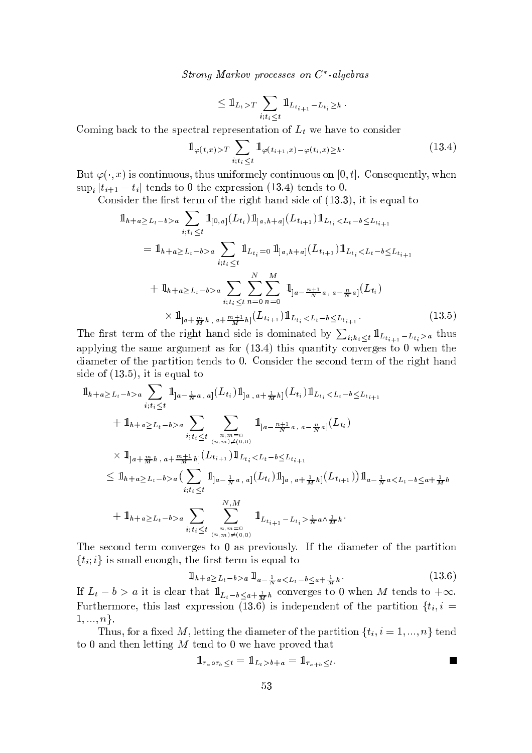$$\leq \mathbb{1}_{L_t > T} \sum_{i; t_i \leq t} \mathbb{1}_{L_{t_{i+1}} - L_{t_i} \geq h} .$$

Coming back to the spectral representation of $L_t$ we have to consider

$$\mathbb{1}_{\varphi(t,x) > T} \sum_{i; t_i \leq t} \mathbb{1}_{\varphi(t_{i+1},x) - \varphi(t_i,x) \geq h} . \tag{13.4}$$

But $\varphi(\cdot, x)$ is continuous, thus uniformely continuous on $[0, t]$. Consequently, when $\sup_i |t_{i+1} - t_i|$ tends to 0 the expression (13.4) tends to 0.

Consider the first term of the right hand side of (13.3), it is equal to

$$\begin{aligned}
&\mathbb{1}_{h+a \geq L_t - b > a} \sum_{i; t_i \leq t} \mathbb{1}_{[0,a]}(L_{t_i}) \mathbb{1}_{]a,h+a]}(L_{t_{i+1}}) \mathbb{1}_{L_{t_i} < L_t - b \leq L_{t_{i+1}}} \\
&= \mathbb{1}_{h+a \geq L_t - b > a} \sum_{i; t_i \leq t} \mathbb{1}_{L_{t_i} = 0} \mathbb{1}_{]a,h+a]}(L_{t_{i+1}}) \mathbb{1}_{L_{t_i} < L_t - b \leq L_{t_{i+1}}} \\
&\quad + \mathbb{1}_{h+a \geq L_t - b > a} \sum_{i; t_i \leq t} \sum_{n=0}^{N} \sum_{n=0}^{M} \mathbb{1}_{]a - \frac{n+1}{N} a \, , \, a - \frac{n}{N} a]}(L_{t_i}) \\
&\quad \times \mathbb{1}_{]a + \frac{m}{M} h \, , \, a + \frac{m+1}{M} h]}(L_{t_{i+1}}) \mathbb{1}_{L_{t_i} < L_t - b \leq L_{t_{i+1}}} .
\end{aligned} \tag{13.5}$$

The first term of the right hand side is dominated by $\sum_{i; h_i \leq t} \mathbb{1}_{L_{t_{i+1}} - L_{t_i} > a}$ thus applying the same argument as for (13.4) this quantity converges to 0 when the diameter of the partition tends to 0. Consider the second term of the right hand side of (13.5), it is equal to

$$\begin{aligned}
&\mathbb{1}_{h+a \geq L_t - b > a} \sum_{i; t_i \leq t} \mathbb{1}_{]a - \frac{1}{N} a \, , \, a]}(L_{t_i}) \mathbb{1}_{]a \, , \, a + \frac{1}{M} h]}(L_{t_i}) \mathbb{1}_{L_{t_i} < L_t - b \leq L_{t_{i+1}}} \\
&\quad + \mathbb{1}_{h+a \geq L_t - b > a} \sum_{i; t_i \leq t} \sum_{\substack{n,m=0 \\ (n,m) \neq (0,0)}} \mathbb{1}_{]a - \frac{n+1}{N} a \, , \, a - \frac{n}{N} a]}(L_{t_i}) \\
&\quad \times \mathbb{1}_{]a + \frac{m}{M} h \, , \, a + \frac{m+1}{M} h]}(L_{t_{i+1}}) \mathbb{1}_{L_{t_i} < L_t - b \leq L_{t_{i+1}}} \\
&\leq \mathbb{1}_{h+a \geq L_t - b > a} \Big( \sum_{i; t_i \leq t} \mathbb{1}_{]a - \frac{1}{N} a \, , \, a]}(L_{t_i}) \mathbb{1}_{]a \, , \, a + \frac{1}{M} h]}(L_{t_{i+1}}) \Big) \mathbb{1}_{a - \frac{1}{N} a < L_t - b \leq a + \frac{1}{M} h} \\
&\quad + \mathbb{1}_{h+a \geq L_t - b > a} \sum_{i; t_i \leq t} \sum_{\substack{n,m=0 \\ (n,m) \neq (0,0)}}^{N,M} \mathbb{1}_{L_{t_{i+1}} - L_{t_i} > \frac{1}{N} a \wedge \frac{1}{M} h} .
\end{aligned}$$

The second term converges to 0 as previously. If the diameter of the partition $\{t_i; i\}$ is small enough, the first term is equal to

$$\mathbb{1}_{h+a \geq L_t - b > a} \mathbb{1}_{a - \frac{1}{N} a < L_t - b \leq a + \frac{1}{M} h} . \tag{13.6}$$

If $L_t - b > a$ it is clear that $\mathbb{1}_{L_t - b \leq a + \frac{1}{M} h}$ converges to 0 when $M$ tends to $+\infty$. Furthermore, this last expression (13.6) is independent of the partition $\{t_i, i = 1, ..., n\}$.

Thus, for a fixed $M$, letting the diameter of the partition $\{t_i, i = 1, ..., n\}$ tend to 0 and then letting $M$ tend to 0 we have proved that

$$\mathbb{1}_{\tau_a \circ \tau_b \leq t} = \mathbb{1}_{L_t > b + a} = \mathbb{1}_{\tau_{a+b} \leq t} . \qquad \blacksquare$$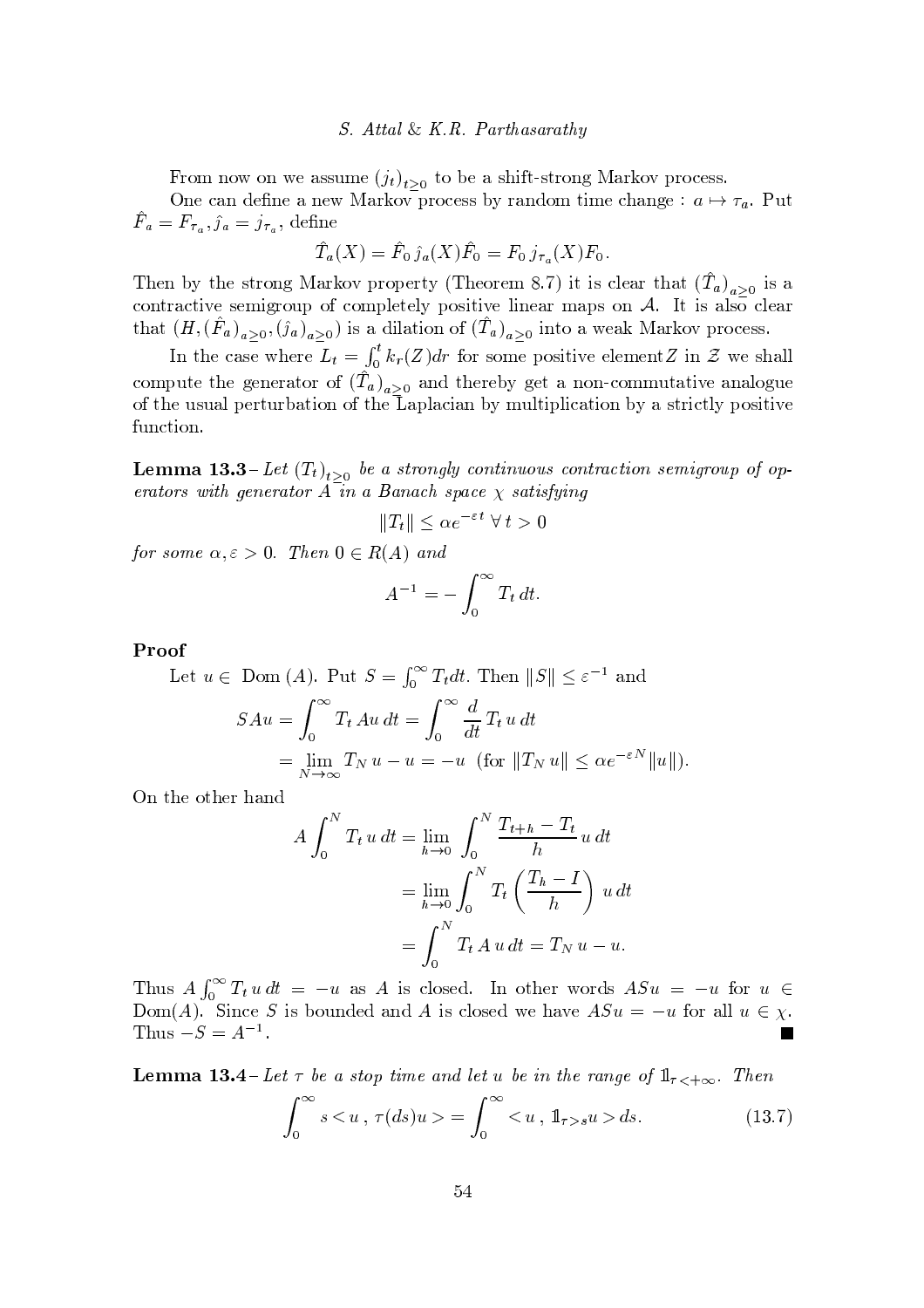From now on we assume $(j_t)_{t\geq 0}$ to be a shift-strong Markov process.

One can define a new Markov process by random time change : $a \mapsto \tau_a$. Put $\hat{F}_a = F_{\tau_a}, \hat{j}_a = j_{\tau_a}$, define

$$\hat{T}_a(X) = \hat{F}_0\,\hat{j}_a(X)\hat{F}_0 = F_0\,j_{\tau_a}(X)F_0.$$

Then by the strong Markov property (Theorem 8.7) it is clear that $(\hat{T}_a)_{a\geq 0}$ is a contractive semigroup of completely positive linear maps on $\mathcal{A}$. It is also clear that $(H, (\hat{F}_a)_{a\geq 0}, (\hat{j}_a)_{a\geq 0})$ is a dilation of $(\hat{T}_a)_{a\geq 0}$ into a weak Markov process.

In the case where $L_t = \int_0^t k_r(Z)dr$ for some positive element $Z$ in $\mathcal{Z}$ we shall compute the generator of $(\hat{T}_a)_{a\geq 0}$ and thereby get a non-commutative analogue of the usual perturbation of the Laplacian by multiplication by a strictly positive function.

**Lemma 13.3**– *Let $(T_t)_{t\geq 0}$ be a strongly continuous contraction semigroup of operators with generator $A$ in a Banach space $\chi$ satisfying*

$$\|T_t\| \leq \alpha e^{-\varepsilon t}\ \forall\, t > 0$$

*for some $\alpha, \varepsilon > 0$. Then $0 \in R(A)$ and*

$$A^{-1} = -\int_0^\infty T_t\, dt.$$

**Proof**

Let $u \in$ Dom $(A)$. Put $S = \int_0^\infty T_t dt$. Then $\|S\| \leq \varepsilon^{-1}$ and

$$\begin{aligned} SAu &= \int_0^\infty T_t\, Au\, dt = \int_0^\infty \frac{d}{dt}\, T_t\, u\, dt \\ &= \lim_{N\to\infty} T_N\, u - u = -u \ \ (\text{for } \|T_N\, u\| \leq \alpha e^{-\varepsilon N}\|u\|). \end{aligned}$$

On the other hand

$$\begin{aligned} A\int_0^N T_t\, u\, dt &= \lim_{h\to 0}\int_0^N \frac{T_{t+h} - T_t}{h}\, u\, dt \\ &= \lim_{h\to 0}\int_0^N T_t\left(\frac{T_h - I}{h}\right)\, u\, dt \\ &= \int_0^N T_t\, A\, u\, dt = T_N\, u - u. \end{aligned}$$

Thus $A\int_0^\infty T_t\, u\, dt = -u$ as $A$ is closed. In other words $ASu = -u$ for $u \in$ Dom$(A)$. Since $S$ is bounded and $A$ is closed we have $ASu = -u$ for all $u \in \chi$. Thus $-S = A^{-1}$. ∎

**Lemma 13.4**– *Let $\tau$ be a stop time and let $u$ be in the range of $\mathbb{1}_{\tau<+\infty}$. Then*

$$\int_0^\infty s < u\,,\, \tau(ds)u > = \int_0^\infty < u\,,\, \mathbb{1}_{\tau>s}u > ds. \tag{13.7}$$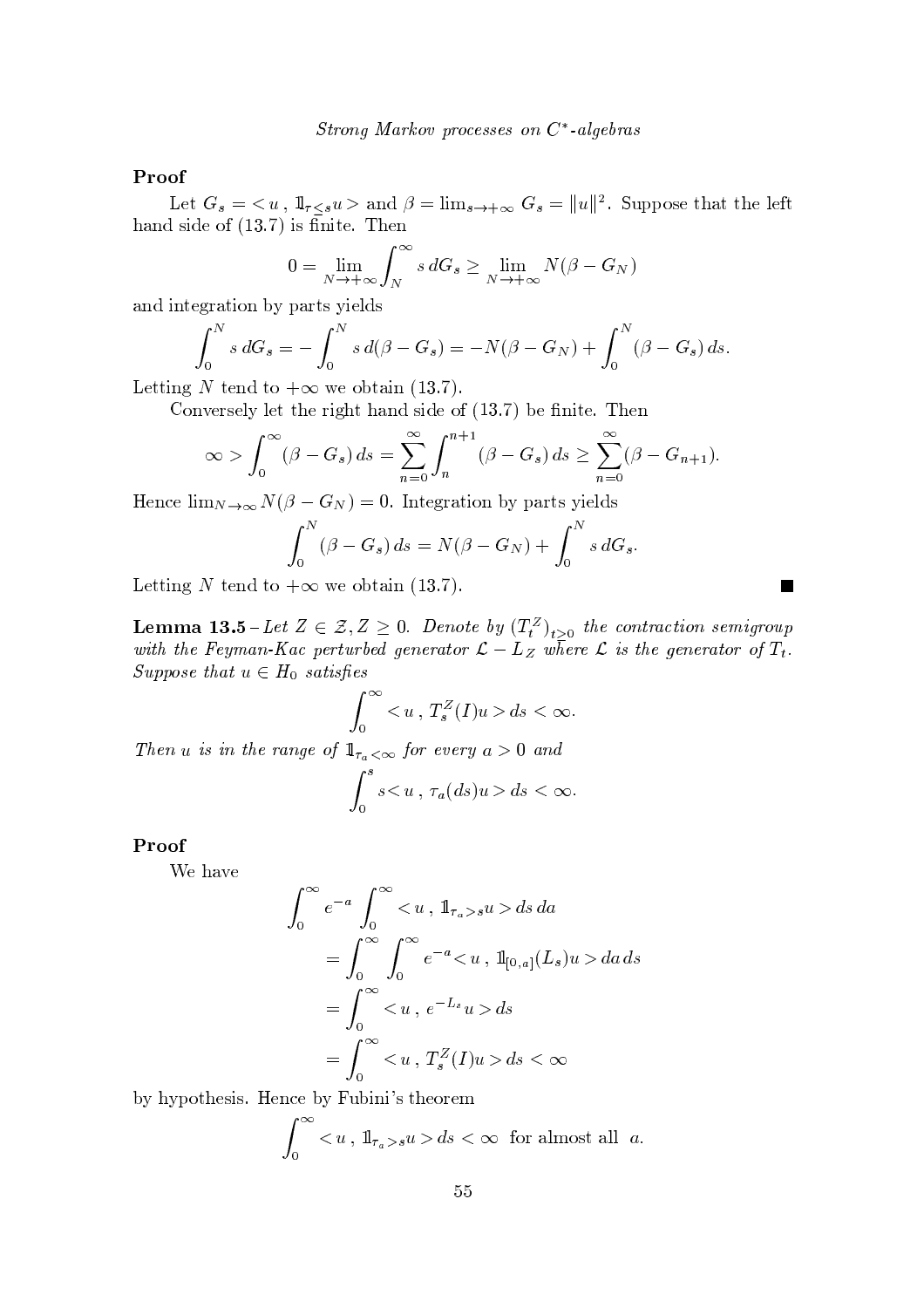**Proof**

Let $G_s = < u \, , \, \mathbb{1}_{\tau \leq s} u >$ and $\beta = \lim_{s \to +\infty} G_s = \|u\|^2$. Suppose that the left hand side of (13.7) is finite. Then

$$0 = \lim_{N \to +\infty} \int_N^\infty s \, dG_s \geq \lim_{N \to +\infty} N(\beta - G_N)$$

and integration by parts yields

$$\int_0^N s \, dG_s = - \int_0^N s \, d(\beta - G_s) = -N(\beta - G_N) + \int_0^N (\beta - G_s) \, ds.$$

Letting $N$ tend to $+\infty$ we obtain (13.7).

Conversely let the right hand side of (13.7) be finite. Then

$$\infty > \int_0^\infty (\beta - G_s) \, ds = \sum_{n=0}^\infty \int_n^{n+1} (\beta - G_s) \, ds \geq \sum_{n=0}^\infty (\beta - G_{n+1}).$$

Hence $\lim_{N \to \infty} N(\beta - G_N) = 0$. Integration by parts yields

$$\int_0^N (\beta - G_s) \, ds = N(\beta - G_N) + \int_0^N s \, dG_s.$$

Letting $N$ tend to $+\infty$ we obtain (13.7). ∎

**Lemma 13.5** – *Let $Z \in \mathcal{Z}, Z \geq 0$. Denote by $(T_t^Z)_{t \geq 0}$ the contraction semigroup with the Feyman-Kac perturbed generator $\mathcal{L} - L_Z$ where $\mathcal{L}$ is the generator of $T_t$. Suppose that $u \in H_0$ satisfies*

$$\int_0^\infty < u \, , \, T_s^Z(I) u > ds < \infty.$$

*Then $u$ is in the range of $\mathbb{1}_{\tau_a < \infty}$ for every $a > 0$ and*

$$\int_0^s s < u \, , \, \tau_a(ds) u > ds < \infty.$$

**Proof**

We have

$$\begin{aligned}
\int_0^\infty e^{-a} \int_0^\infty & < u \, , \, \mathbb{1}_{\tau_a > s} u > ds \, da \\
&= \int_0^\infty \int_0^\infty e^{-a} < u \, , \, \mathbb{1}_{[0,a]}(L_s) u > da \, ds \\
&= \int_0^\infty < u \, , \, e^{-L_s} u > ds \\
&= \int_0^\infty < u \, , \, T_s^Z(I) u > ds < \infty
\end{aligned}$$

by hypothesis. Hence by Fubini's theorem

$$\int_0^\infty < u \, , \, \mathbb{1}_{\tau_a > s} u > ds < \infty \; \text{ for almost all } \; a.$$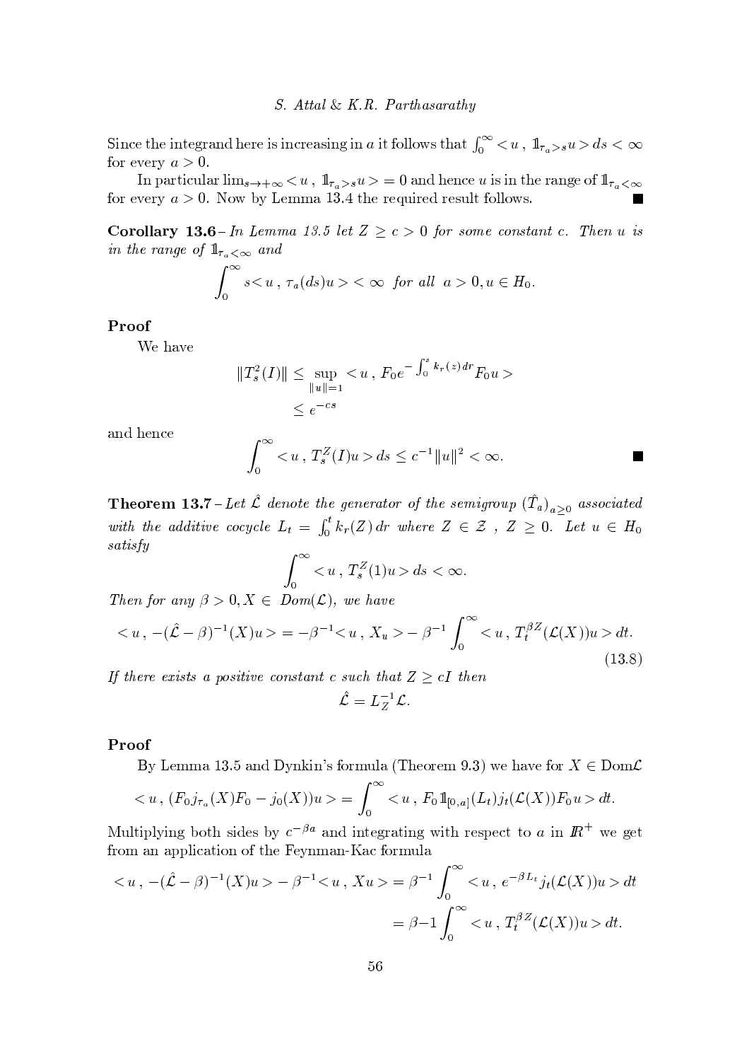Since the integrand here is increasing in $a$ it follows that $\int_0^\infty < u\, ,\, 1\!\!1_{\tau_a > s} u > ds < \infty$ for every $a > 0$.

In particular $\lim_{s\to+\infty} < u\, ,\, 1\!\!1_{\tau_a>s}u > = 0$ and hence $u$ is in the range of $1\!\!1_{\tau_a<\infty}$ for every $a > 0$. Now by Lemma 13.4 the required result follows. ■

**Corollary 13.6** – *In Lemma 13.5 let $Z \geq c > 0$ for some constant $c$. Then $u$ is in the range of $1\!\!1_{\tau_a<\infty}$ and*

$$\int_0^\infty s < u\, ,\, \tau_a(ds)u > < \infty \quad \textit{for all} \quad a > 0, u \in H_0.$$

**Proof**

We have

$$\begin{aligned} \|T_s^2(I)\| &\leq \sup_{\|u\|=1} < u\, ,\, F_0 e^{-\int_0^s k_r(z)\,dr} F_0 u > \\ &\leq e^{-cs} \end{aligned}$$

and hence

$$\int_0^\infty < u\, ,\, T_s^Z(I)u > ds \leq c^{-1}\|u\|^2 < \infty. \qquad ■$$

**Theorem 13.7** – *Let $\hat{\mathcal{L}}$ denote the generator of the semigroup $(\hat{T}_a)_{a\geq 0}$ associated with the additive cocycle $L_t = \int_0^t k_r(Z)\,dr$ where $Z \in \mathcal{Z}$ , $Z \geq 0$. Let $u \in H_0$ satisfy*

$$\int_0^\infty < u\, ,\, T_s^Z(1)u > ds < \infty.$$

*Then for any $\beta > 0, X \in$ Dom$(\mathcal{L})$, we have*

$$< u\, ,\, -(\hat{\mathcal{L}} - \beta)^{-1}(X)u > = -\beta^{-1} < u\, ,\, X_u > - \beta^{-1}\int_0^\infty < u\, ,\, T_t^{\beta Z}(\mathcal{L}(X))u > dt. \tag{13.8}$$

*If there exists a positive constant $c$ such that $Z \geq cI$ then*

$$\hat{\mathcal{L}} = L_Z^{-1}\mathcal{L}.$$

**Proof**

By Lemma 13.5 and Dynkin's formula (Theorem 9.3) we have for $X \in$ Dom$\mathcal{L}$

$$< u\, ,\, (F_0 j_{\tau_a}(X) F_0 - j_0(X))u > = \int_0^\infty < u\, ,\, F_0 1\!\!1_{[0,a]}(L_t) j_t(\mathcal{L}(X)) F_0 u > dt.$$

Multiplying both sides by $c^{-\beta a}$ and integrating with respect to $a$ in $I\!R^+$ we get from an application of the Feynman-Kac formula

$$\begin{aligned} < u\, ,\, -(\hat{\mathcal{L}} - \beta)^{-1}(X)u > - \beta^{-1} < u\, ,\, Xu > &= \beta^{-1}\int_0^\infty < u\, ,\, e^{-\beta L_t} j_t(\mathcal{L}(X))u > dt \\ &= \beta{-1}\int_0^\infty < u\, ,\, T_t^{\beta Z}(\mathcal{L}(X))u > dt. \end{aligned}$$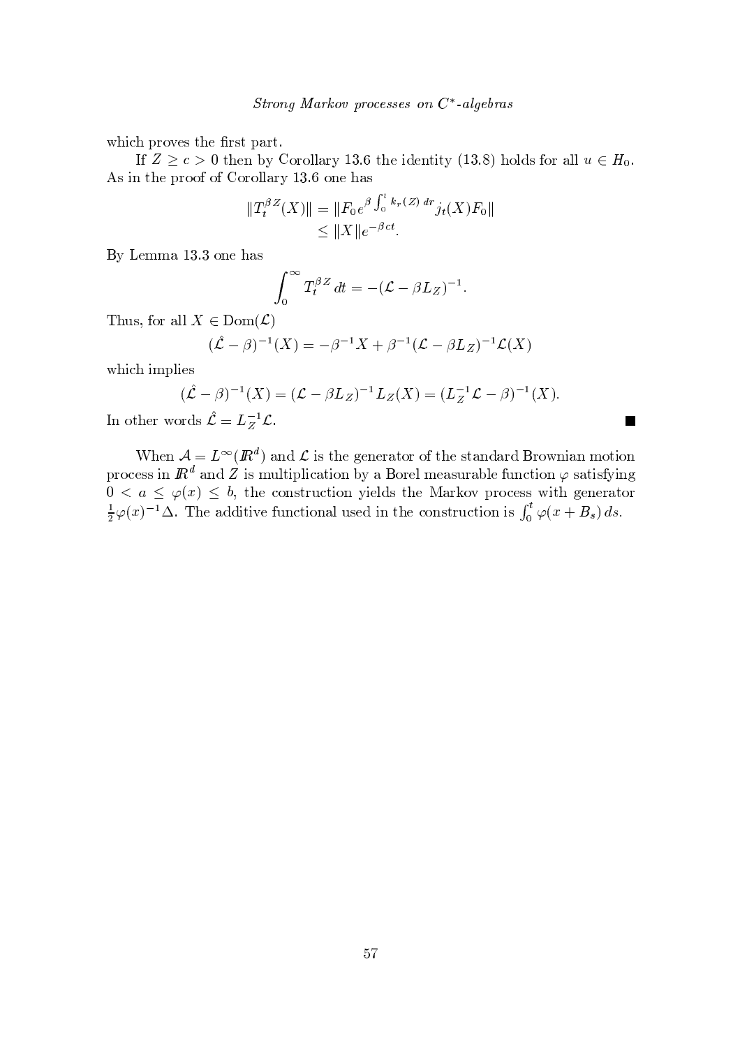which proves the first part.

If $Z \geq c > 0$ then by Corollary 13.6 the identity (13.8) holds for all $u \in H_0$. As in the proof of Corollary 13.6 one has

$$\|T_t^{\beta Z}(X)\| = \|F_0 e^{\beta \int_0^t k_r(Z)\,dr} j_t(X) F_0\|$$
$$\leq \|X\| e^{-\beta c t}.$$

By Lemma 13.3 one has

$$\int_0^\infty T_t^{\beta Z}\,dt = -(\mathcal{L} - \beta L_Z)^{-1}.$$

Thus, for all $X \in \mathrm{Dom}(\mathcal{L})$

$$(\hat{\mathcal{L}} - \beta)^{-1}(X) = -\beta^{-1} X + \beta^{-1}(\mathcal{L} - \beta L_Z)^{-1}\mathcal{L}(X)$$

which implies

$$(\hat{\mathcal{L}} - \beta)^{-1}(X) = (\mathcal{L} - \beta L_Z)^{-1} L_Z(X) = (L_Z^{-1}\mathcal{L} - \beta)^{-1}(X).$$

In other words $\hat{\mathcal{L}} = L_Z^{-1}\mathcal{L}$. ■

When $\mathcal{A} = L^\infty(\mathbb{R}^d)$ and $\mathcal{L}$ is the generator of the standard Brownian motion process in $\mathbb{R}^d$ and $Z$ is multiplication by a Borel measurable function $\varphi$ satisfying $0 < a \leq \varphi(x) \leq b$, the construction yields the Markov process with generator $\frac{1}{2}\varphi(x)^{-1}\Delta$. The additive functional used in the construction is $\int_0^t \varphi(x + B_s)\,ds$.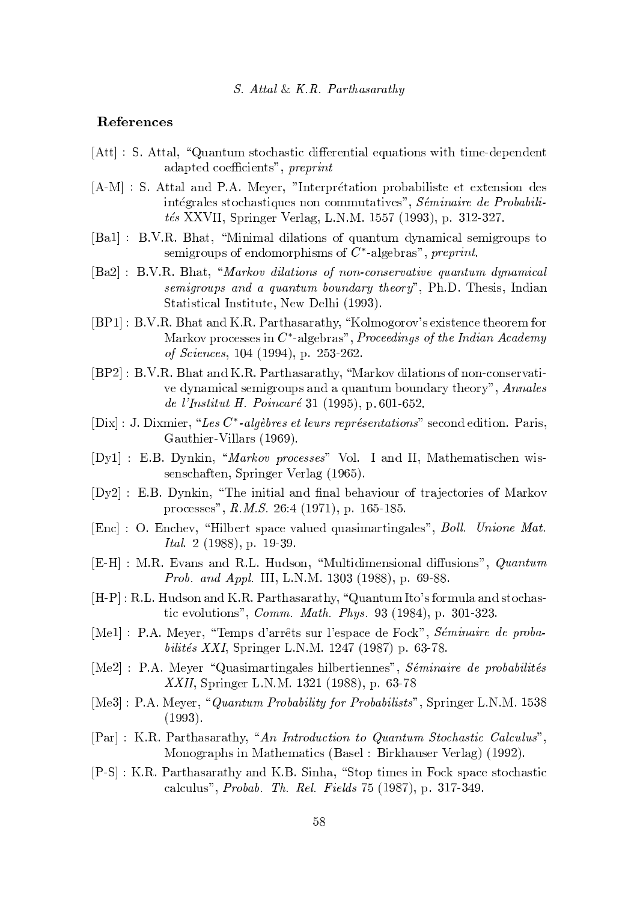## References

[Att] : S. Attal, "Quantum stochastic differential equations with time-dependent adapted coefficients", *preprint*

[A-M] : S. Attal and P.A. Meyer, "Interprétation probabiliste et extension des intégrales stochastiques non commutatives", *Séminaire de Probabilités* XXVII, Springer Verlag, L.N.M. 1557 (1993), p. 312-327.

[Ba1] : B.V.R. Bhat, "Minimal dilations of quantum dynamical semigroups to semigroups of endomorphisms of $C^*$-algebras", *preprint*.

[Ba2] : B.V.R. Bhat, "*Markov dilations of non-conservative quantum dynamical semigroups and a quantum boundary theory*", Ph.D. Thesis, Indian Statistical Institute, New Delhi (1993).

[BP1] : B.V.R. Bhat and K.R. Parthasarathy, "Kolmogorov's existence theorem for Markov processes in $C^*$-algebras", *Proceedings of the Indian Academy of Sciences*, 104 (1994), p. 253-262.

[BP2] : B.V.R. Bhat and K.R. Parthasarathy, "Markov dilations of non-conservative dynamical semigroups and a quantum boundary theory", *Annales de l'Institut H. Poincaré* 31 (1995), p. 601-652.

[Dix] : J. Dixmier, "*Les $C^*$-algèbres et leurs représentations*" second edition. Paris, Gauthier-Villars (1969).

[Dy1] : E.B. Dynkin, "*Markov processes*" Vol. I and II, Mathematischen wissenschaften, Springer Verlag (1965).

[Dy2] : E.B. Dynkin, "The initial and final behaviour of trajectories of Markov processes", *R.M.S.* 26:4 (1971), p. 165-185.

[Enc] : O. Enchev, "Hilbert space valued quasimartingales", *Boll. Unione Mat. Ital.* 2 (1988), p. 19-39.

[E-H] : M.R. Evans and R.L. Hudson, "Multidimensional diffusions", *Quantum Prob. and Appl.* III, L.N.M. 1303 (1988), p. 69-88.

[H-P] : R.L. Hudson and K.R. Parthasarathy, "Quantum Ito's formula and stochastic evolutions", *Comm. Math. Phys.* 93 (1984), p. 301-323.

[Me1] : P.A. Meyer, "Temps d'arrêts sur l'espace de Fock", *Séminaire de probabilités XXI*, Springer L.N.M. 1247 (1987) p. 63-78.

[Me2] : P.A. Meyer "Quasimartingales hilbertiennes", *Séminaire de probabilités XXII*, Springer L.N.M. 1321 (1988), p. 63-78

[Me3] : P.A. Meyer, "*Quantum Probability for Probabilists*", Springer L.N.M. 1538 (1993).

[Par] : K.R. Parthasarathy, "*An Introduction to Quantum Stochastic Calculus*", Monographs in Mathematics (Basel : Birkhauser Verlag) (1992).

[P-S] : K.R. Parthasarathy and K.B. Sinha, "Stop times in Fock space stochastic calculus", *Probab. Th. Rel. Fields* 75 (1987), p. 317-349.